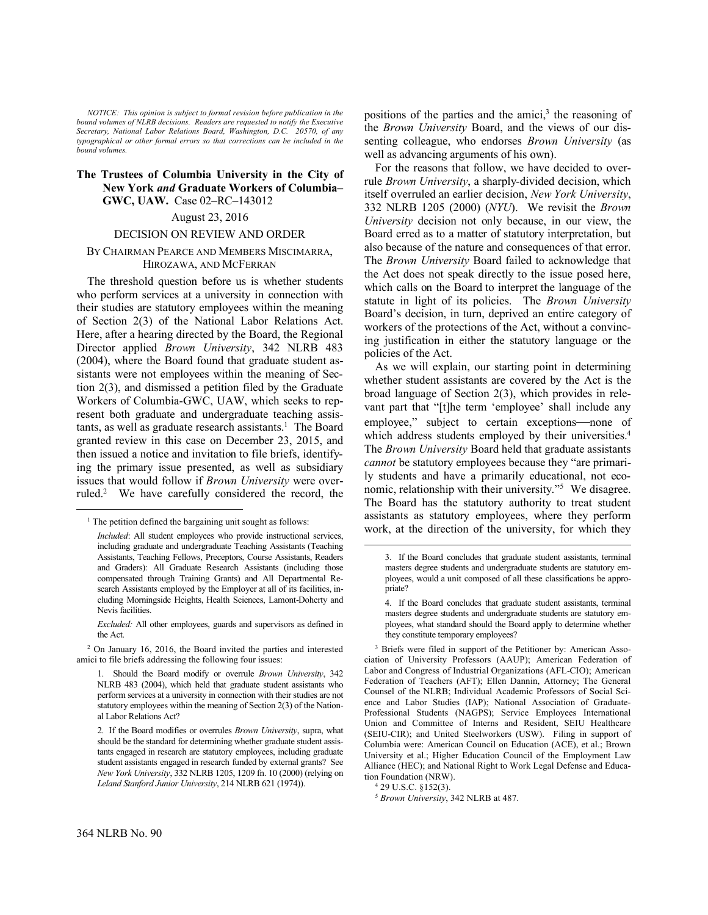*NOTICE: This opinion is subject to formal revision before publication in the bound volumes of NLRB decisions. Readers are requested to notify the Executive Secretary, National Labor Relations Board, Washington, D.C. 20570, of any typographical or other formal errors so that corrections can be included in the bound volumes.*

**The Trustees of Columbia University in the City of New York *and* Graduate Workers of Columbia–GWC, UAW.** Case 02–RC–143012

August 23, 2016

DECISION ON REVIEW AND ORDER

BY CHAIRMAN PEARCE AND MEMBERS MISCIMARRA, HIROZAWA, AND MCFERRAN

The threshold question before us is whether students who perform services at a university in connection with their studies are statutory employees within the meaning of Section 2(3) of the National Labor Relations Act. Here, after a hearing directed by the Board, the Regional Director applied *Brown University*, 342 NLRB 483 (2004), where the Board found that graduate student assistants were not employees within the meaning of Section 2(3), and dismissed a petition filed by the Graduate Workers of Columbia-GWC, UAW, which seeks to represent both graduate and undergraduate teaching assistants, as well as graduate research assistants.[1] The Board granted review in this case on December 23, 2015, and then issued a notice and invitation to file briefs, identifying the primary issue presented, as well as subsidiary issues that would follow if *Brown University* were overruled.[2] We have carefully considered the record, the positions of the parties and the amici,[3] the reasoning of the *Brown University* Board, and the views of our dissenting colleague, who endorses *Brown University* (as well as advancing arguments of his own).

For the reasons that follow, we have decided to overrule *Brown University*, a sharply-divided decision, which itself overruled an earlier decision, *New York University*, 332 NLRB 1205 (2000) (*NYU*). We revisit the *Brown University* decision not only because, in our view, the Board erred as to a matter of statutory interpretation, but also because of the nature and consequences of that error. The *Brown University* Board failed to acknowledge that the Act does not speak directly to the issue posed here, which calls on the Board to interpret the language of the statute in light of its policies. The *Brown University* Board's decision, in turn, deprived an entire category of workers of the protections of the Act, without a convincing justification in either the statutory language or the policies of the Act.

As we will explain, our starting point in determining whether student assistants are covered by the Act is the broad language of Section 2(3), which provides in relevant part that "[t]he term 'employee' shall include any employee," subject to certain exceptions—none of which address students employed by their universities.[4] The *Brown University* Board held that graduate assistants *cannot* be statutory employees because they "are primarily students and have a primarily educational, not economic, relationship with their university."[5] We disagree. The Board has the statutory authority to treat student assistants as statutory employees, where they perform work, at the direction of the university, for which they

---

[1] The petition defined the bargaining unit sought as follows:

> *Included*: All student employees who provide instructional services, including graduate and undergraduate Teaching Assistants (Teaching Assistants, Teaching Fellows, Preceptors, Course Assistants, Readers and Graders): All Graduate Research Assistants (including those compensated through Training Grants) and All Departmental Research Assistants employed by the Employer at all of its facilities, including Morningside Heights, Health Sciences, Lamont-Doherty and Nevis facilities.
>
> *Excluded:* All other employees, guards and supervisors as defined in the Act.

[2] On January 16, 2016, the Board invited the parties and interested amici to file briefs addressing the following four issues:

> 1. Should the Board modify or overrule *Brown University*, 342 NLRB 483 (2004), which held that graduate student assistants who perform services at a university in connection with their studies are not statutory employees within the meaning of Section 2(3) of the National Labor Relations Act?
>
> 2. If the Board modifies or overrules *Brown University*, supra, what should be the standard for determining whether graduate student assistants engaged in research are statutory employees, including graduate student assistants engaged in research funded by external grants? See *New York University*, 332 NLRB 1205, 1209 fn. 10 (2000) (relying on *Leland Stanford Junior University*, 214 NLRB 621 (1974)).
>
> 3. If the Board concludes that graduate student assistants, terminal masters degree students and undergraduate students are statutory employees, would a unit composed of all these classifications be appropriate?
>
> 4. If the Board concludes that graduate student assistants, terminal masters degree students and undergraduate students are statutory employees, what standard should the Board apply to determine whether they constitute temporary employees?

[3] Briefs were filed in support of the Petitioner by: American Association of University Professors (AAUP); American Federation of Labor and Congress of Industrial Organizations (AFL-CIO); American Federation of Teachers (AFT); Ellen Dannin, Attorney; The General Counsel of the NLRB; Individual Academic Professors of Social Science and Labor Studies (IAP); National Association of Graduate-Professional Students (NAGPS); Service Employees International Union and Committee of Interns and Resident, SEIU Healthcare (SEIU-CIR); and United Steelworkers (USW). Filing in support of Columbia were: American Council on Education (ACE), et al.; Brown University et al.; Higher Education Council of the Employment Law Alliance (HEC); and National Right to Work Legal Defense and Education Foundation (NRW).

[4] 29 U.S.C. §152(3).

[5] *Brown University*, 342 NLRB at 487.

364 NLRB No. 90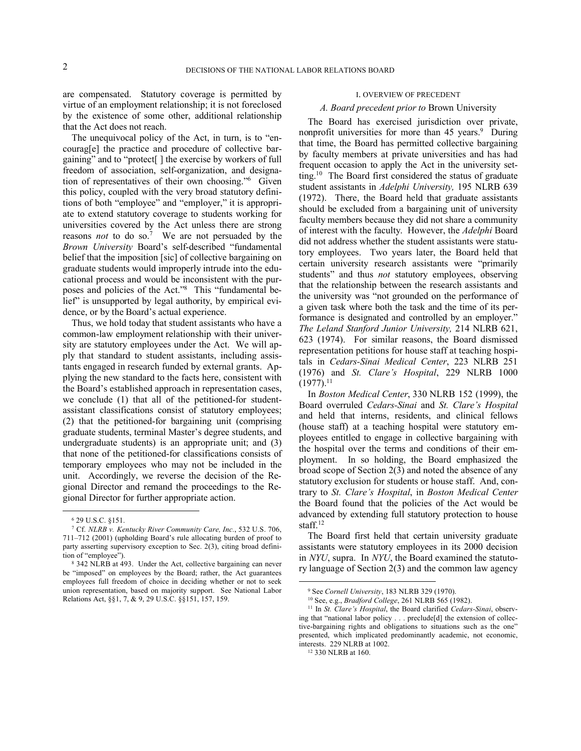are compensated. Statutory coverage is permitted by virtue of an employment relationship; it is not foreclosed by the existence of some other, additional relationship that the Act does not reach.

The unequivocal policy of the Act, in turn, is to "encourag[e] the practice and procedure of collective bargaining" and to "protect[ ] the exercise by workers of full freedom of association, self-organization, and designation of representatives of their own choosing."[6] Given this policy, coupled with the very broad statutory definitions of both "employee" and "employer," it is appropriate to extend statutory coverage to students working for universities covered by the Act unless there are strong reasons *not* to do so.[7] We are not persuaded by the *Brown University* Board's self-described "fundamental belief that the imposition [sic] of collective bargaining on graduate students would improperly intrude into the educational process and would be inconsistent with the purposes and policies of the Act."[8] This "fundamental belief" is unsupported by legal authority, by empirical evidence, or by the Board's actual experience.

Thus, we hold today that student assistants who have a common-law employment relationship with their university are statutory employees under the Act. We will apply that standard to student assistants, including assistants engaged in research funded by external grants. Applying the new standard to the facts here, consistent with the Board's established approach in representation cases, we conclude (1) that all of the petitioned-for student-assistant classifications consist of statutory employees; (2) that the petitioned-for bargaining unit (comprising graduate students, terminal Master's degree students, and undergraduate students) is an appropriate unit; and (3) that none of the petitioned-for classifications consists of temporary employees who may not be included in the unit. Accordingly, we reverse the decision of the Regional Director and remand the proceedings to the Regional Director for further appropriate action.

## I. OVERVIEW OF PRECEDENT

### *A. Board precedent prior to* Brown University

The Board has exercised jurisdiction over private, nonprofit universities for more than 45 years.[9] During that time, the Board has permitted collective bargaining by faculty members at private universities and has had frequent occasion to apply the Act in the university setting.[10] The Board first considered the status of graduate student assistants in *Adelphi University,* 195 NLRB 639 (1972). There, the Board held that graduate assistants should be excluded from a bargaining unit of university faculty members because they did not share a community of interest with the faculty. However, the *Adelphi* Board did not address whether the student assistants were statutory employees. Two years later, the Board held that certain university research assistants were "primarily students" and thus *not* statutory employees, observing that the relationship between the research assistants and the university was "not grounded on the performance of a given task where both the task and the time of its performance is designated and controlled by an employer." *The Leland Stanford Junior University,* 214 NLRB 621, 623 (1974). For similar reasons, the Board dismissed representation petitions for house staff at teaching hospitals in *Cedars-Sinai Medical Center*, 223 NLRB 251 (1976) and *St. Clare's Hospital*, 229 NLRB 1000 (1977).[11]

In *Boston Medical Center*, 330 NLRB 152 (1999), the Board overruled *Cedars-Sinai* and *St. Clare's Hospital* and held that interns, residents, and clinical fellows (house staff) at a teaching hospital were statutory employees entitled to engage in collective bargaining with the hospital over the terms and conditions of their employment. In so holding, the Board emphasized the broad scope of Section 2(3) and noted the absence of any statutory exclusion for students or house staff. And, contrary to *St. Clare's Hospital*, in *Boston Medical Center* the Board found that the policies of the Act would be advanced by extending full statutory protection to house staff.[12]

The Board first held that certain university graduate assistants were statutory employees in its 2000 decision in *NYU*, supra. In *NYU*, the Board examined the statutory language of Section 2(3) and the common law agency

---

[6] 29 U.S.C. §151.

[7] Cf. *NLRB v. Kentucky River Community Care, Inc.*, 532 U.S. 706, 711–712 (2001) (upholding Board's rule allocating burden of proof to party asserting supervisory exception to Sec. 2(3), citing broad definition of "employee").

[8] 342 NLRB at 493. Under the Act, collective bargaining can never be "imposed" on employees by the Board; rather, the Act guarantees employees full freedom of choice in deciding whether or not to seek union representation, based on majority support. See National Labor Relations Act, §§1, 7, & 9, 29 U.S.C. §§151, 157, 159.

[9] See *Cornell University*, 183 NLRB 329 (1970).

[10] See, e.g., *Bradford College*, 261 NLRB 565 (1982).

[11] In *St. Clare's Hospital*, the Board clarified *Cedars-Sinai*, observing that "national labor policy . . . preclude[d] the extension of collective-bargaining rights and obligations to situations such as the one" presented, which implicated predominantly academic, not economic, interests. 229 NLRB at 1002.

[12] 330 NLRB at 160.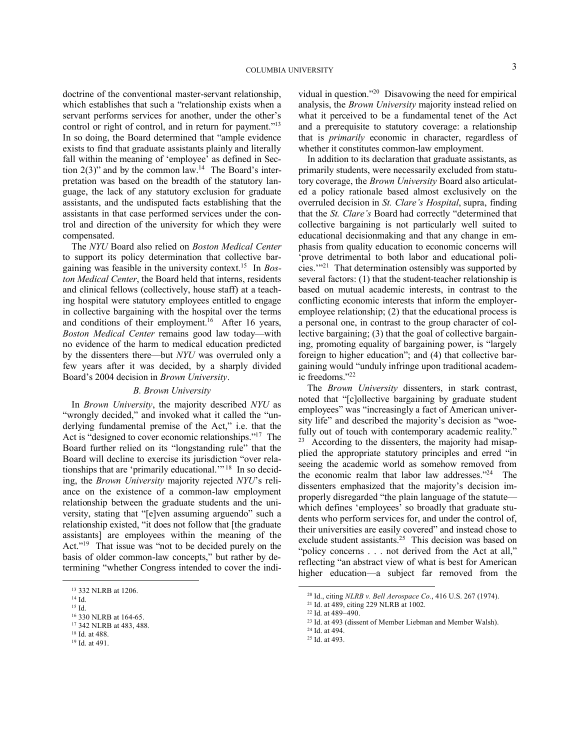doctrine of the conventional master-servant relationship, which establishes that such a "relationship exists when a servant performs services for another, under the other's control or right of control, and in return for payment."[13] In so doing, the Board determined that "ample evidence exists to find that graduate assistants plainly and literally fall within the meaning of 'employee' as defined in Section 2(3)" and by the common law.[14] The Board's interpretation was based on the breadth of the statutory language, the lack of any statutory exclusion for graduate assistants, and the undisputed facts establishing that the assistants in that case performed services under the control and direction of the university for which they were compensated.

The *NYU* Board also relied on *Boston Medical Center* to support its policy determination that collective bargaining was feasible in the university context.[15] In *Boston Medical Center*, the Board held that interns, residents and clinical fellows (collectively, house staff) at a teaching hospital were statutory employees entitled to engage in collective bargaining with the hospital over the terms and conditions of their employment.[16] After 16 years, *Boston Medical Center* remains good law today—with no evidence of the harm to medical education predicted by the dissenters there—but *NYU* was overruled only a few years after it was decided, by a sharply divided Board's 2004 decision in *Brown University*.

### *B. Brown University*

In *Brown University*, the majority described *NYU* as "wrongly decided," and invoked what it called the "underlying fundamental premise of the Act," i.e. that the Act is "designed to cover economic relationships."[17] The Board further relied on its "longstanding rule" that the Board will decline to exercise its jurisdiction "over relationships that are 'primarily educational.'"[18] In so deciding, the *Brown University* majority rejected *NYU*'s reliance on the existence of a common-law employment relationship between the graduate students and the university, stating that "[e]ven assuming arguendo" such a relationship existed, "it does not follow that [the graduate assistants] are employees within the meaning of the Act."[19] That issue was "not to be decided purely on the basis of older common-law concepts," but rather by determining "whether Congress intended to cover the individual in question."[20] Disavowing the need for empirical analysis, the *Brown University* majority instead relied on what it perceived to be a fundamental tenet of the Act and a prerequisite to statutory coverage: a relationship that is *primarily* economic in character, regardless of whether it constitutes common-law employment.

In addition to its declaration that graduate assistants, as primarily students, were necessarily excluded from statutory coverage, the *Brown University* Board also articulated a policy rationale based almost exclusively on the overruled decision in *St. Clare's Hospital*, supra, finding that the *St. Clare's* Board had correctly "determined that collective bargaining is not particularly well suited to educational decisionmaking and that any change in emphasis from quality education to economic concerns will 'prove detrimental to both labor and educational policies.'"[21] That determination ostensibly was supported by several factors: (1) that the student-teacher relationship is based on mutual academic interests, in contrast to the conflicting economic interests that inform the employer-employee relationship; (2) that the educational process is a personal one, in contrast to the group character of collective bargaining; (3) that the goal of collective bargaining, promoting equality of bargaining power, is "largely foreign to higher education"; and (4) that collective bargaining would "unduly infringe upon traditional academic freedoms."[22]

The *Brown University* dissenters, in stark contrast, noted that "[c]ollective bargaining by graduate student employees" was "increasingly a fact of American university life" and described the majority's decision as "woefully out of touch with contemporary academic reality."[23] According to the dissenters, the majority had misapplied the appropriate statutory principles and erred "in seeing the academic world as somehow removed from the economic realm that labor law addresses."[24] The dissenters emphasized that the majority's decision improperly disregarded "the plain language of the statute—which defines 'employees' so broadly that graduate students who perform services for, and under the control of, their universities are easily covered" and instead chose to exclude student assistants.[25] This decision was based on "policy concerns . . . not derived from the Act at all," reflecting "an abstract view of what is best for American higher education—a subject far removed from the

---

[13] 332 NLRB at 1206.
[14] Id.
[15] Id.
[16] 330 NLRB at 164-65.
[17] 342 NLRB at 483, 488.
[18] Id. at 488.
[19] Id. at 491.
[20] Id., citing *NLRB v. Bell Aerospace Co.*, 416 U.S. 267 (1974).
[21] Id. at 489, citing 229 NLRB at 1002.
[22] Id. at 489–490.
[23] Id. at 493 (dissent of Member Liebman and Member Walsh).
[24] Id. at 494.
[25] Id. at 493.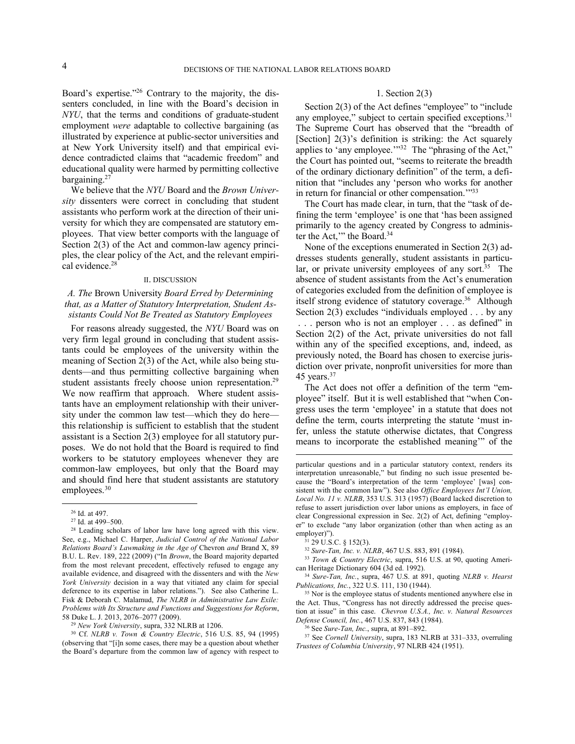Board's expertise."[26] Contrary to the majority, the dissenters concluded, in line with the Board's decision in *NYU*, that the terms and conditions of graduate-student employment *were* adaptable to collective bargaining (as illustrated by experience at public-sector universities and at New York University itself) and that empirical evidence contradicted claims that "academic freedom" and educational quality were harmed by permitting collective bargaining.[27]

We believe that the *NYU* Board and the *Brown University* dissenters were correct in concluding that student assistants who perform work at the direction of their university for which they are compensated are statutory employees. That view better comports with the language of Section 2(3) of the Act and common-law agency principles, the clear policy of the Act, and the relevant empirical evidence.[28]

## II. DISCUSSION

### A. The *Brown University* Board Erred by Determining that, as a Matter of Statutory Interpretation, Student Assistants Could Not Be Treated as Statutory Employees

For reasons already suggested, the *NYU* Board was on very firm legal ground in concluding that student assistants could be employees of the university within the meaning of Section 2(3) of the Act, while also being students—and thus permitting collective bargaining when student assistants freely choose union representation.[29] We now reaffirm that approach. Where student assistants have an employment relationship with their university under the common law test—which they do here—this relationship is sufficient to establish that the student assistant is a Section 2(3) employee for all statutory purposes. We do not hold that the Board is required to find workers to be statutory employees whenever they are common-law employees, but only that the Board may and should find here that student assistants are statutory employees.[30]

#### 1. Section 2(3)

Section 2(3) of the Act defines "employee" to "include any employee," subject to certain specified exceptions.[31] The Supreme Court has observed that the "breadth of [Section] 2(3)'s definition is striking: the Act squarely applies to 'any employee.'"[32] The "phrasing of the Act," the Court has pointed out, "seems to reiterate the breadth of the ordinary dictionary definition" of the term, a definition that "includes any 'person who works for another in return for financial or other compensation.'"[33]

The Court has made clear, in turn, that the "task of defining the term 'employee' is one that 'has been assigned primarily to the agency created by Congress to administer the Act,'" the Board.[34]

None of the exceptions enumerated in Section 2(3) addresses students generally, student assistants in particular, or private university employees of any sort.[35] The absence of student assistants from the Act's enumeration of categories excluded from the definition of employee is itself strong evidence of statutory coverage.[36] Although Section 2(3) excludes "individuals employed . . . by any . . . person who is not an employer . . . as defined" in Section 2(2) of the Act, private universities do not fall within any of the specified exceptions, and, indeed, as previously noted, the Board has chosen to exercise jurisdiction over private, nonprofit universities for more than 45 years.[37]

The Act does not offer a definition of the term "employee" itself. But it is well established that "when Congress uses the term 'employee' in a statute that does not define the term, courts interpreting the statute 'must infer, unless the statute otherwise dictates, that Congress means to incorporate the established meaning'" of the

---

[26] Id. at 497.

[27] Id. at 499–500.

[28] Leading scholars of labor law have long agreed with this view. See, e.g., Michael C. Harper, *Judicial Control of the National Labor Relations Board's Lawmaking in the Age of* Chevron *and* Brand X, 89 B.U. L. Rev. 189, 222 (2009) ("In *Brown*, the Board majority departed from the most relevant precedent, effectively refused to engage any available evidence, and disagreed with the dissenters and with the *New York University* decision in a way that vitiated any claim for special deference to its expertise in labor relations."). See also Catherine L. Fisk & Deborah C. Malamud, *The NLRB in Administrative Law Exile: Problems with Its Structure and Functions and Suggestions for Reform*, 58 Duke L. J. 2013, 2076–2077 (2009).

[29] *New York University*, supra, 332 NLRB at 1206.

[30] Cf. *NLRB v. Town & Country Electric*, 516 U.S. 85, 94 (1995) (observing that "[i]n some cases, there may be a question about whether the Board's departure from the common law of agency with respect to particular questions and in a particular statutory context, renders its interpretation unreasonable," but finding no such issue presented because the "Board's interpretation of the term 'employee' [was] consistent with the common law"). See also *Office Employees Int'l Union, Local No. 11 v. NLRB*, 353 U.S. 313 (1957) (Board lacked discretion to refuse to assert jurisdiction over labor unions as employers, in face of clear Congressional expression in Sec. 2(2) of Act, defining "employer" to exclude "any labor organization (other than when acting as an employer)").

[31] 29 U.S.C. § 152(3).

[32] *Sure-Tan, Inc. v. NLRB*, 467 U.S. 883, 891 (1984).

[33] *Town & Country Electric*, supra, 516 U.S. at 90, quoting American Heritage Dictionary 604 (3d ed. 1992).

[34] *Sure-Tan, Inc.*, supra, 467 U.S. at 891, quoting *NLRB v. Hearst Publications, Inc.*, 322 U.S. 111, 130 (1944).

[35] Nor is the employee status of students mentioned anywhere else in the Act. Thus, "Congress has not directly addressed the precise question at issue" in this case. *Chevron U.S.A., Inc. v. Natural Resources Defense Council, Inc.*, 467 U.S. 837, 843 (1984).

[36] See *Sure-Tan, Inc.*, supra, at 891–892.

[37] See *Cornell University*, supra, 183 NLRB at 331–333, overruling *Trustees of Columbia University*, 97 NLRB 424 (1951).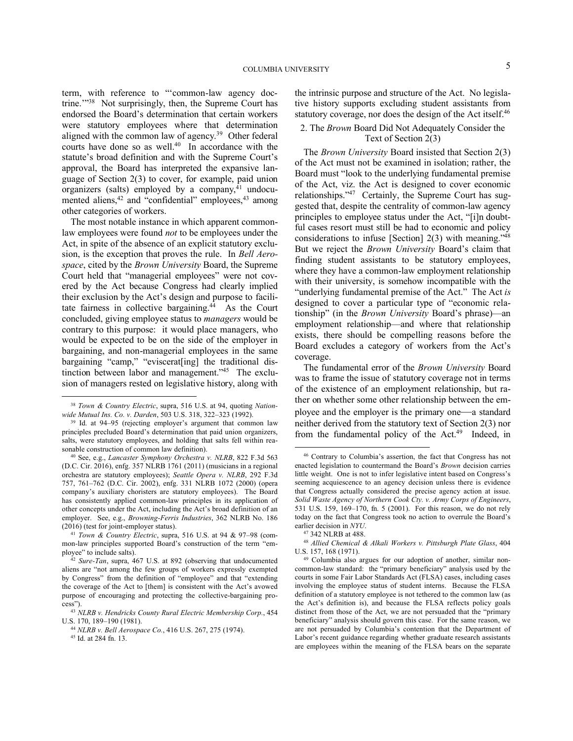term, with reference to "'common-law agency doctrine.'"[38] Not surprisingly, then, the Supreme Court has endorsed the Board's determination that certain workers were statutory employees where that determination aligned with the common law of agency.[39] Other federal courts have done so as well.[40] In accordance with the statute's broad definition and with the Supreme Court's approval, the Board has interpreted the expansive language of Section 2(3) to cover, for example, paid union organizers (salts) employed by a company,[41] undocumented aliens,[42] and "confidential" employees,[43] among other categories of workers.

The most notable instance in which apparent common-law employees were found *not* to be employees under the Act, in spite of the absence of an explicit statutory exclusion, is the exception that proves the rule. In *Bell Aerospace*, cited by the *Brown University* Board, the Supreme Court held that "managerial employees" were not covered by the Act because Congress had clearly implied their exclusion by the Act's design and purpose to facilitate fairness in collective bargaining.[44] As the Court concluded, giving employee status to *managers* would be contrary to this purpose: it would place managers, who would be expected to be on the side of the employer in bargaining, and non-managerial employees in the same bargaining "camp," "eviscerat[ing] the traditional distinction between labor and management."[45] The exclusion of managers rested on legislative history, along with the intrinsic purpose and structure of the Act. No legislative history supports excluding student assistants from statutory coverage, nor does the design of the Act itself.[46]

## 2. The *Brown* Board Did Not Adequately Consider the Text of Section 2(3)

The *Brown University* Board insisted that Section 2(3) of the Act must not be examined in isolation; rather, the Board must "look to the underlying fundamental premise of the Act, viz. the Act is designed to cover economic relationships."[47] Certainly, the Supreme Court has suggested that, despite the centrality of common-law agency principles to employee status under the Act, "[i]n doubtful cases resort must still be had to economic and policy considerations to infuse [Section] 2(3) with meaning."[48] But we reject the *Brown University* Board's claim that finding student assistants to be statutory employees, where they have a common-law employment relationship with their university, is somehow incompatible with the "underlying fundamental premise of the Act." The Act *is* designed to cover a particular type of "economic relationship" (in the *Brown University* Board's phrase)—an employment relationship—and where that relationship exists, there should be compelling reasons before the Board excludes a category of workers from the Act's coverage.

The fundamental error of the *Brown University* Board was to frame the issue of statutory coverage not in terms of the existence of an employment relationship, but rather on whether some other relationship between the employee and the employer is the primary one—a standard neither derived from the statutory text of Section 2(3) nor from the fundamental policy of the Act.[49] Indeed, in

---

[38] *Town & Country Electric*, supra, 516 U.S. at 94, quoting *Nationwide Mutual Ins. Co. v. Darden*, 503 U.S. 318, 322–323 (1992).

[39] Id. at 94–95 (rejecting employer's argument that common law principles precluded Board's determination that paid union organizers, salts, were statutory employees, and holding that salts fell within reasonable construction of common law definition).

[40] See, e.g., *Lancaster Symphony Orchestra v. NLRB*, 822 F.3d 563 (D.C. Cir. 2016), enfg. 357 NLRB 1761 (2011) (musicians in a regional orchestra are statutory employees); *Seattle Opera v. NLRB*, 292 F.3d 757, 761–762 (D.C. Cir. 2002), enfg. 331 NLRB 1072 (2000) (opera company's auxiliary choristers are statutory employees). The Board has consistently applied common-law principles in its application of other concepts under the Act, including the Act's broad definition of an employer. See, e.g., *Browning-Ferris Industries*, 362 NLRB No. 186 (2016) (test for joint-employer status).

[41] *Town & Country Electric*, supra, 516 U.S. at 94 & 97–98 (common-law principles supported Board's construction of the term "employee" to include salts).

[42] *Sure-Tan*, supra, 467 U.S. at 892 (observing that undocumented aliens are "not among the few groups of workers expressly exempted by Congress" from the definition of "employee" and that "extending the coverage of the Act to [them] is consistent with the Act's avowed purpose of encouraging and protecting the collective-bargaining process").

[43] *NLRB v. Hendricks County Rural Electric Membership Corp.*, 454 U.S. 170, 189–190 (1981).

[44] *NLRB v. Bell Aerospace Co.*, 416 U.S. 267, 275 (1974).

[45] Id. at 284 fn. 13.

[46] Contrary to Columbia's assertion, the fact that Congress has not enacted legislation to countermand the Board's *Brown* decision carries little weight. One is not to infer legislative intent based on Congress's seeming acquiescence to an agency decision unless there is evidence that Congress actually considered the precise agency action at issue. *Solid Waste Agency of Northern Cook Cty. v. Army Corps of Engineers*, 531 U.S. 159, 169–170, fn. 5 (2001). For this reason, we do not rely today on the fact that Congress took no action to overrule the Board's earlier decision in *NYU*.

[47] 342 NLRB at 488.

[48] *Allied Chemical & Alkali Workers v. Pittsburgh Plate Glass*, 404 U.S. 157, 168 (1971).

[49] Columbia also argues for our adoption of another, similar non-common-law standard: the "primary beneficiary" analysis used by the courts in some Fair Labor Standards Act (FLSA) cases, including cases involving the employee status of student interns. Because the FLSA definition of a statutory employee is not tethered to the common law (as the Act's definition is), and because the FLSA reflects policy goals distinct from those of the Act, we are not persuaded that the "primary beneficiary" analysis should govern this case. For the same reason, we are not persuaded by Columbia's contention that the Department of Labor's recent guidance regarding whether graduate research assistants are employees within the meaning of the FLSA bears on the separate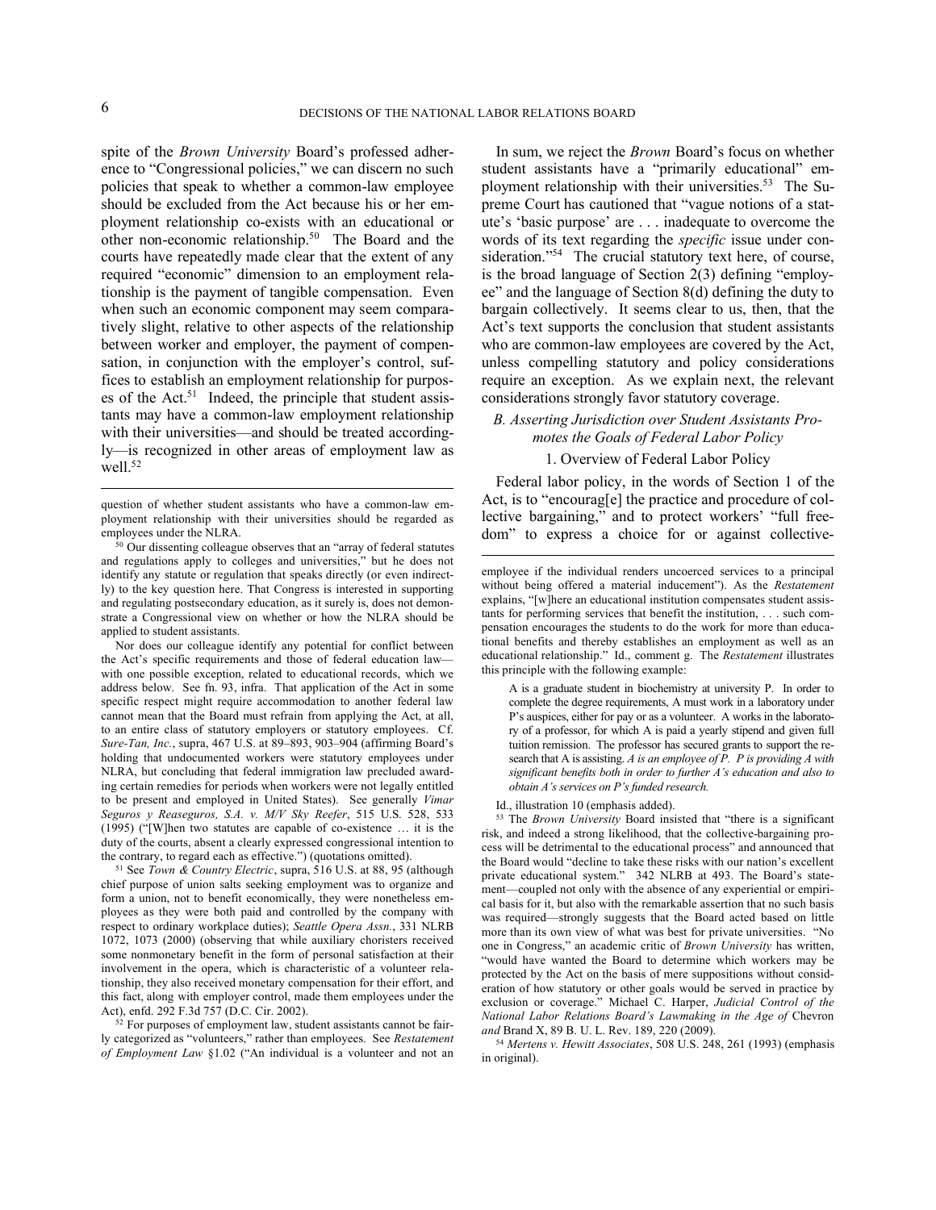spite of the *Brown University* Board's professed adherence to "Congressional policies," we can discern no such policies that speak to whether a common-law employee should be excluded from the Act because his or her employment relationship co-exists with an educational or other non-economic relationship.[50] The Board and the courts have repeatedly made clear that the extent of any required "economic" dimension to an employment relationship is the payment of tangible compensation. Even when such an economic component may seem comparatively slight, relative to other aspects of the relationship between worker and employer, the payment of compensation, in conjunction with the employer's control, suffices to establish an employment relationship for purposes of the Act.[51] Indeed, the principle that student assistants may have a common-law employment relationship with their universities—and should be treated accordingly—is recognized in other areas of employment law as well.[52]

In sum, we reject the *Brown* Board's focus on whether student assistants have a "primarily educational" employment relationship with their universities.[53] The Supreme Court has cautioned that "vague notions of a statute's 'basic purpose' are . . . inadequate to overcome the words of its text regarding the *specific* issue under consideration."[54] The crucial statutory text here, of course, is the broad language of Section 2(3) defining "employee" and the language of Section 8(d) defining the duty to bargain collectively. It seems clear to us, then, that the Act's text supports the conclusion that student assistants who are common-law employees are covered by the Act, unless compelling statutory and policy considerations require an exception. As we explain next, the relevant considerations strongly favor statutory coverage.

### *B. Asserting Jurisdiction over Student Assistants Promotes the Goals of Federal Labor Policy*

#### 1. Overview of Federal Labor Policy

Federal labor policy, in the words of Section 1 of the Act, is to "encourag[e] the practice and procedure of collective bargaining," and to protect workers' "full freedom" to express a choice for or against collective-

---

question of whether student assistants who have a common-law employment relationship with their universities should be regarded as employees under the NLRA.

[50] Our dissenting colleague observes that an "array of federal statutes and regulations apply to colleges and universities," but he does not identify any statute or regulation that speaks directly (or even indirectly) to the key question here. That Congress is interested in supporting and regulating postsecondary education, as it surely is, does not demonstrate a Congressional view on whether or how the NLRA should be applied to student assistants.

Nor does our colleague identify any potential for conflict between the Act's specific requirements and those of federal education law—with one possible exception, related to educational records, which we address below. See fn. 93, infra. That application of the Act in some specific respect might require accommodation to another federal law cannot mean that the Board must refrain from applying the Act, at all, to an entire class of statutory employers or statutory employees. Cf. *Sure-Tan, Inc.*, supra, 467 U.S. at 89–893, 903–904 (affirming Board's holding that undocumented workers were statutory employees under NLRA, but concluding that federal immigration law precluded awarding certain remedies for periods when workers were not legally entitled to be present and employed in United States). See generally *Vimar Seguros y Reaseguros, S.A. v. M/V Sky Reefer*, 515 U.S. 528, 533 (1995) ("[W]hen two statutes are capable of co-existence … it is the duty of the courts, absent a clearly expressed congressional intention to the contrary, to regard each as effective.") (quotations omitted).

[51] See *Town & Country Electric*, supra, 516 U.S. at 88, 95 (although chief purpose of union salts seeking employment was to organize and form a union, not to benefit economically, they were nonetheless employees as they were both paid and controlled by the company with respect to ordinary workplace duties); *Seattle Opera Assn.*, 331 NLRB 1072, 1073 (2000) (observing that while auxiliary choristers received some nonmonetary benefit in the form of personal satisfaction at their involvement in the opera, which is characteristic of a volunteer relationship, they also received monetary compensation for their effort, and this fact, along with employer control, made them employees under the Act), enfd. 292 F.3d 757 (D.C. Cir. 2002).

[52] For purposes of employment law, student assistants cannot be fairly categorized as "volunteers," rather than employees. See *Restatement of Employment Law* §1.02 ("An individual is a volunteer and not an employee if the individual renders uncoerced services to a principal without being offered a material inducement"). As the *Restatement* explains, "[w]here an educational institution compensates student assistants for performing services that benefit the institution, . . . such compensation encourages the students to do the work for more than educational benefits and thereby establishes an employment as well as an educational relationship." Id., comment g. The *Restatement* illustrates this principle with the following example:

> A is a graduate student in biochemistry at university P. In order to complete the degree requirements, A must work in a laboratory under P's auspices, either for pay or as a volunteer. A works in the laboratory of a professor, for which A is paid a yearly stipend and given full tuition remission. The professor has secured grants to support the research that A is assisting. *A is an employee of P. P is providing A with significant benefits both in order to further A's education and also to obtain A's services on P's funded research.*

Id., illustration 10 (emphasis added).

[53] The *Brown University* Board insisted that "there is a significant risk, and indeed a strong likelihood, that the collective-bargaining process will be detrimental to the educational process" and announced that the Board would "decline to take these risks with our nation's excellent private educational system." 342 NLRB at 493. The Board's statement—coupled not only with the absence of any experiential or empirical basis for it, but also with the remarkable assertion that no such basis was required—strongly suggests that the Board acted based on little more than its own view of what was best for private universities. "No one in Congress," an academic critic of *Brown University* has written, "would have wanted the Board to determine which workers may be protected by the Act on the basis of mere suppositions without consideration of how statutory or other goals would be served in practice by exclusion or coverage." Michael C. Harper, *Judicial Control of the National Labor Relations Board's Lawmaking in the Age of* Chevron *and* Brand X, 89 B. U. L. Rev. 189, 220 (2009).

[54] *Mertens v. Hewitt Associates*, 508 U.S. 248, 261 (1993) (emphasis in original).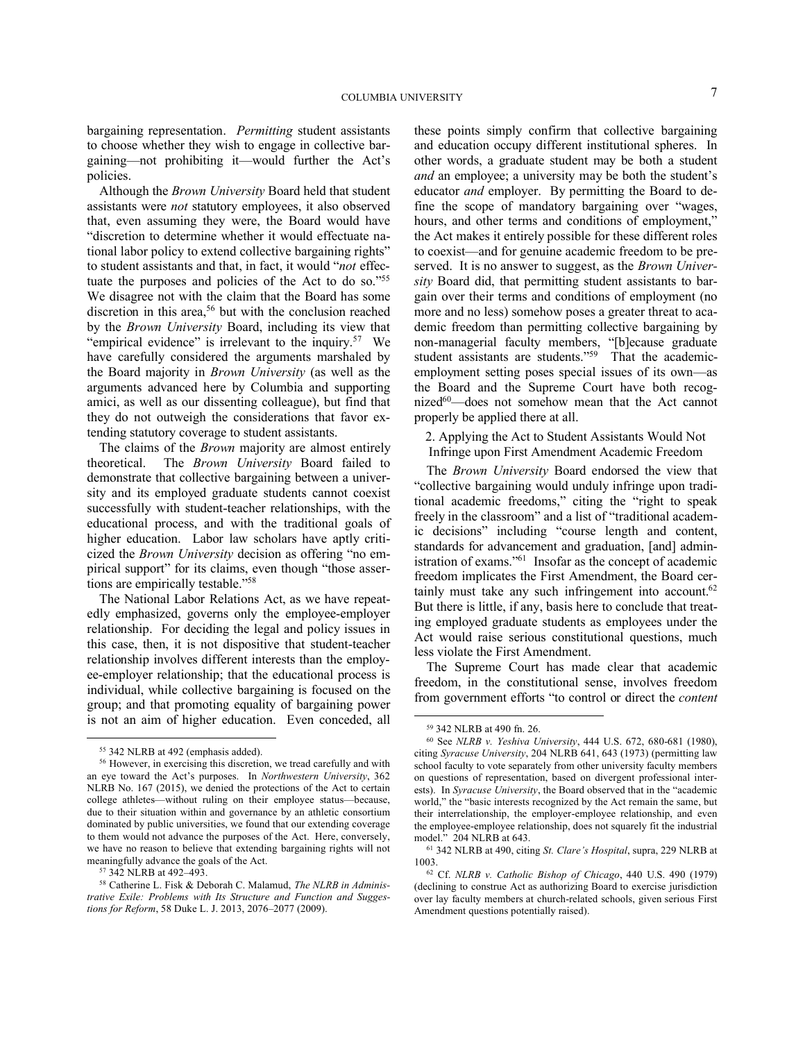bargaining representation. *Permitting* student assistants to choose whether they wish to engage in collective bargaining—not prohibiting it—would further the Act's policies.

Although the *Brown University* Board held that student assistants were *not* statutory employees, it also observed that, even assuming they were, the Board would have "discretion to determine whether it would effectuate national labor policy to extend collective bargaining rights" to student assistants and that, in fact, it would "*not* effectuate the purposes and policies of the Act to do so."[55] We disagree not with the claim that the Board has some discretion in this area,[56] but with the conclusion reached by the *Brown University* Board, including its view that "empirical evidence" is irrelevant to the inquiry.[57] We have carefully considered the arguments marshaled by the Board majority in *Brown University* (as well as the arguments advanced here by Columbia and supporting amici, as well as our dissenting colleague), but find that they do not outweigh the considerations that favor extending statutory coverage to student assistants.

The claims of the *Brown* majority are almost entirely theoretical. The *Brown University* Board failed to demonstrate that collective bargaining between a university and its employed graduate students cannot coexist successfully with student-teacher relationships, with the educational process, and with the traditional goals of higher education. Labor law scholars have aptly criticized the *Brown University* decision as offering "no empirical support" for its claims, even though "those assertions are empirically testable."[58]

The National Labor Relations Act, as we have repeatedly emphasized, governs only the employee-employer relationship. For deciding the legal and policy issues in this case, then, it is not dispositive that student-teacher relationship involves different interests than the employee-employer relationship; that the educational process is individual, while collective bargaining is focused on the group; and that promoting equality of bargaining power is not an aim of higher education. Even conceded, all these points simply confirm that collective bargaining and education occupy different institutional spheres. In other words, a graduate student may be both a student *and* an employee; a university may be both the student's educator *and* employer. By permitting the Board to define the scope of mandatory bargaining over "wages, hours, and other terms and conditions of employment," the Act makes it entirely possible for these different roles to coexist—and for genuine academic freedom to be preserved. It is no answer to suggest, as the *Brown University* Board did, that permitting student assistants to bargain over their terms and conditions of employment (no more and no less) somehow poses a greater threat to academic freedom than permitting collective bargaining by non-managerial faculty members, "[b]ecause graduate student assistants are students."[59] That the academic-employment setting poses special issues of its own—as the Board and the Supreme Court have both recognized[60]—does not somehow mean that the Act cannot properly be applied there at all.

### 2. Applying the Act to Student Assistants Would Not Infringe upon First Amendment Academic Freedom

The *Brown University* Board endorsed the view that "collective bargaining would unduly infringe upon traditional academic freedoms," citing the "right to speak freely in the classroom" and a list of "traditional academic decisions" including "course length and content, standards for advancement and graduation, [and] administration of exams."[61] Insofar as the concept of academic freedom implicates the First Amendment, the Board certainly must take any such infringement into account.[62] But there is little, if any, basis here to conclude that treating employed graduate students as employees under the Act would raise serious constitutional questions, much less violate the First Amendment.

The Supreme Court has made clear that academic freedom, in the constitutional sense, involves freedom from government efforts "to control or direct the *content*

---

[55] 342 NLRB at 492 (emphasis added).

[56] However, in exercising this discretion, we tread carefully and with an eye toward the Act's purposes. In *Northwestern University*, 362 NLRB No. 167 (2015), we denied the protections of the Act to certain college athletes—without ruling on their employee status—because, due to their situation within and governance by an athletic consortium dominated by public universities, we found that our extending coverage to them would not advance the purposes of the Act. Here, conversely, we have no reason to believe that extending bargaining rights will not meaningfully advance the goals of the Act.

[57] 342 NLRB at 492–493.

[58] Catherine L. Fisk & Deborah C. Malamud, *The NLRB in Administrative Exile: Problems with Its Structure and Function and Suggestions for Reform*, 58 Duke L. J. 2013, 2076–2077 (2009).

[59] 342 NLRB at 490 fn. 26.

[60] See *NLRB v. Yeshiva University*, 444 U.S. 672, 680-681 (1980), citing *Syracuse University*, 204 NLRB 641, 643 (1973) (permitting law school faculty to vote separately from other university faculty members on questions of representation, based on divergent professional interests). In *Syracuse University*, the Board observed that in the "academic world," the "basic interests recognized by the Act remain the same, but their interrelationship, the employer-employee relationship, and even the employee-employee relationship, does not squarely fit the industrial model." 204 NLRB at 643.

[61] 342 NLRB at 490, citing *St. Clare's Hospital*, supra, 229 NLRB at 1003.

[62] Cf. *NLRB v. Catholic Bishop of Chicago*, 440 U.S. 490 (1979) (declining to construe Act as authorizing Board to exercise jurisdiction over lay faculty members at church-related schools, given serious First Amendment questions potentially raised).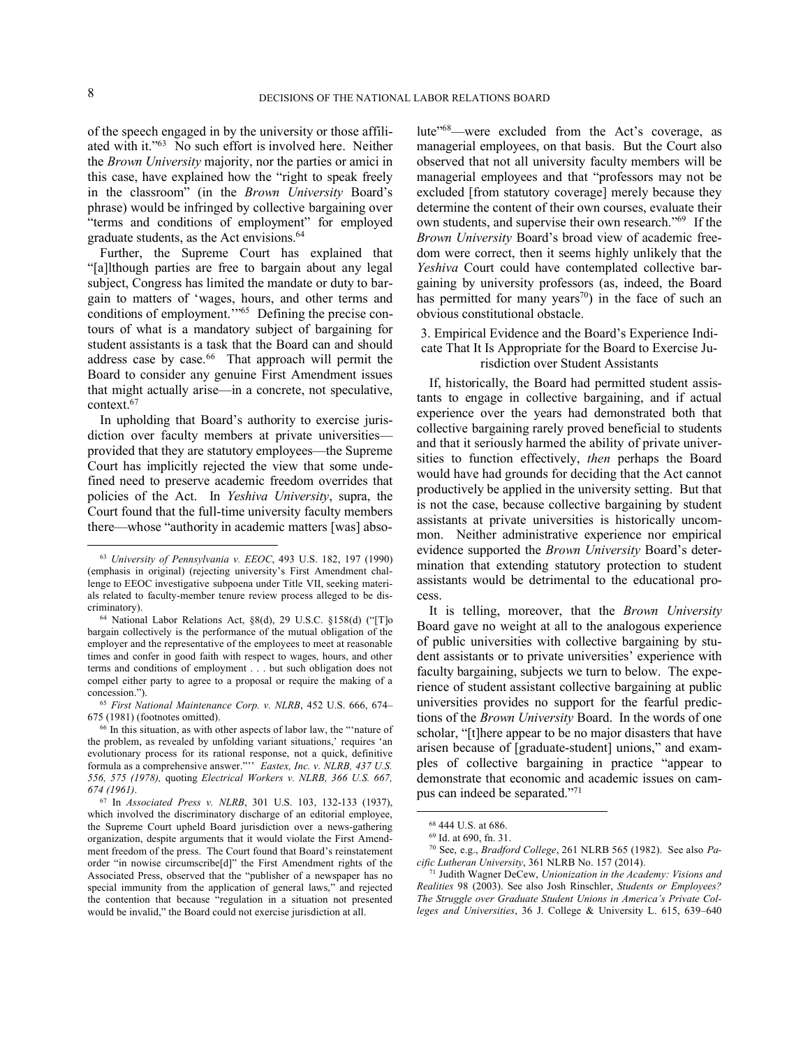of the speech engaged in by the university or those affiliated with it."[63] No such effort is involved here. Neither the *Brown University* majority, nor the parties or amici in this case, have explained how the "right to speak freely in the classroom" (in the *Brown University* Board's phrase) would be infringed by collective bargaining over "terms and conditions of employment" for employed graduate students, as the Act envisions.[64]

Further, the Supreme Court has explained that "[a]lthough parties are free to bargain about any legal subject, Congress has limited the mandate or duty to bargain to matters of 'wages, hours, and other terms and conditions of employment.'"[65] Defining the precise contours of what is a mandatory subject of bargaining for student assistants is a task that the Board can and should address case by case.[66] That approach will permit the Board to consider any genuine First Amendment issues that might actually arise—in a concrete, not speculative, context.[67]

In upholding that Board's authority to exercise jurisdiction over faculty members at private universities—provided that they are statutory employees—the Supreme Court has implicitly rejected the view that some undefined need to preserve academic freedom overrides that policies of the Act. In *Yeshiva University*, supra, the Court found that the full-time university faculty members there—whose "authority in academic matters [was] absolute"[68]—were excluded from the Act's coverage, as managerial employees, on that basis. But the Court also observed that not all university faculty members will be managerial employees and that "professors may not be excluded [from statutory coverage] merely because they determine the content of their own courses, evaluate their own students, and supervise their own research."[69] If the *Brown University* Board's broad view of academic freedom were correct, then it seems highly unlikely that the *Yeshiva* Court could have contemplated collective bargaining by university professors (as, indeed, the Board has permitted for many years[70]) in the face of such an obvious constitutional obstacle.

### 3. Empirical Evidence and the Board's Experience Indicate That It Is Appropriate for the Board to Exercise Jurisdiction over Student Assistants

If, historically, the Board had permitted student assistants to engage in collective bargaining, and if actual experience over the years had demonstrated both that collective bargaining rarely proved beneficial to students and that it seriously harmed the ability of private universities to function effectively, *then* perhaps the Board would have had grounds for deciding that the Act cannot productively be applied in the university setting. But that is not the case, because collective bargaining by student assistants at private universities is historically uncommon. Neither administrative experience nor empirical evidence supported the *Brown University* Board's determination that extending statutory protection to student assistants would be detrimental to the educational process.

It is telling, moreover, that the *Brown University* Board gave no weight at all to the analogous experience of public universities with collective bargaining by student assistants or to private universities' experience with faculty bargaining, subjects we turn to below. The experience of student assistant collective bargaining at public universities provides no support for the fearful predictions of the *Brown University* Board. In the words of one scholar, "[t]here appear to be no major disasters that have arisen because of [graduate-student] unions," and examples of collective bargaining in practice "appear to demonstrate that economic and academic issues on campus can indeed be separated."[71]

---

[63] *University of Pennsylvania v. EEOC*, 493 U.S. 182, 197 (1990) (emphasis in original) (rejecting university's First Amendment challenge to EEOC investigative subpoena under Title VII, seeking materials related to faculty-member tenure review process alleged to be discriminatory).

[64] National Labor Relations Act, §8(d), 29 U.S.C. §158(d) ("[T]o bargain collectively is the performance of the mutual obligation of the employer and the representative of the employees to meet at reasonable times and confer in good faith with respect to wages, hours, and other terms and conditions of employment . . . but such obligation does not compel either party to agree to a proposal or require the making of a concession.").

[65] *First National Maintenance Corp. v. NLRB*, 452 U.S. 666, 674–675 (1981) (footnotes omitted).

[66] In this situation, as with other aspects of labor law, the "'nature of the problem, as revealed by unfolding variant situations,' requires 'an evolutionary process for its rational response, not a quick, definitive formula as a comprehensive answer."' *Eastex, Inc. v. NLRB, 437 U.S. 556, 575 (1978),* quoting *Electrical Workers v. NLRB, 366 U.S. 667, 674 (1961)*.

[67] In *Associated Press v. NLRB*, 301 U.S. 103, 132-133 (1937), which involved the discriminatory discharge of an editorial employee, the Supreme Court upheld Board jurisdiction over a news-gathering organization, despite arguments that it would violate the First Amendment freedom of the press. The Court found that Board's reinstatement order "in nowise circumscribe[d]" the First Amendment rights of the Associated Press, observed that the "publisher of a newspaper has no special immunity from the application of general laws," and rejected the contention that because "regulation in a situation not presented would be invalid," the Board could not exercise jurisdiction at all.

[68] 444 U.S. at 686.

[69] Id. at 690, fn. 31.

[70] See, e.g., *Bradford College*, 261 NLRB 565 (1982). See also *Pacific Lutheran University*, 361 NLRB No. 157 (2014).

[71] Judith Wagner DeCew, *Unionization in the Academy: Visions and Realities* 98 (2003). See also Josh Rinschler, *Students or Employees? The Struggle over Graduate Student Unions in America's Private Colleges and Universities*, 36 J. College & University L. 615, 639–640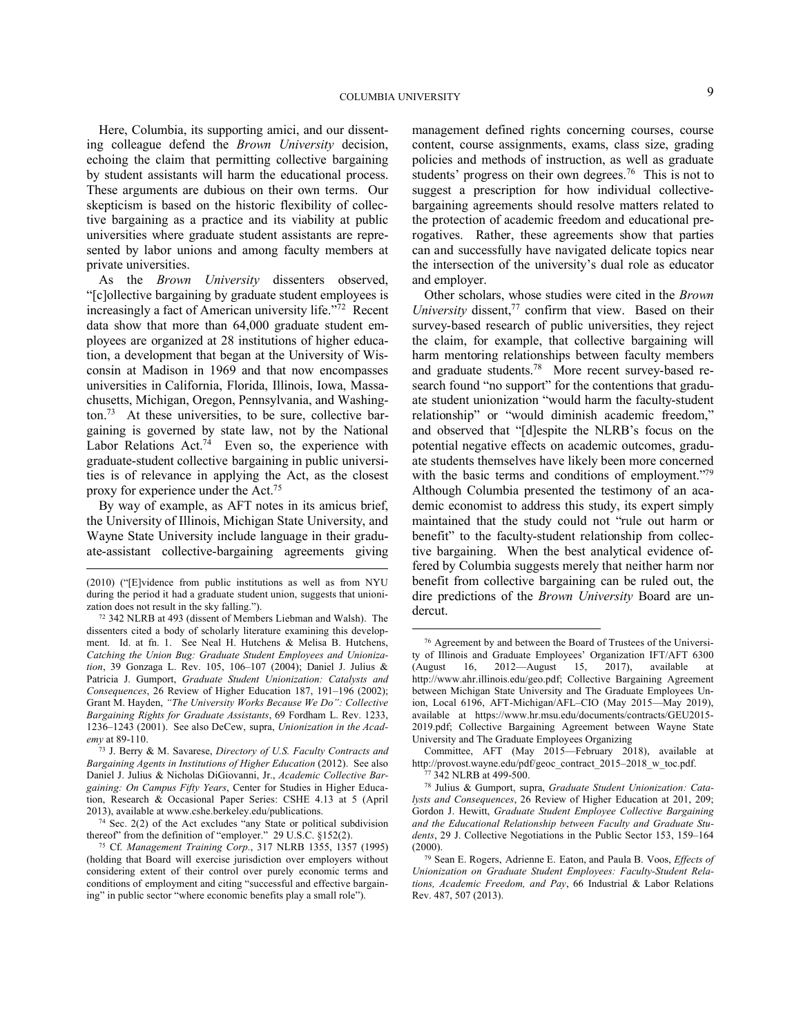Here, Columbia, its supporting amici, and our dissenting colleague defend the *Brown University* decision, echoing the claim that permitting collective bargaining by student assistants will harm the educational process. These arguments are dubious on their own terms. Our skepticism is based on the historic flexibility of collective bargaining as a practice and its viability at public universities where graduate student assistants are represented by labor unions and among faculty members at private universities.

As the *Brown University* dissenters observed, "[c]ollective bargaining by graduate student employees is increasingly a fact of American university life."[72] Recent data show that more than 64,000 graduate student employees are organized at 28 institutions of higher education, a development that began at the University of Wisconsin at Madison in 1969 and that now encompasses universities in California, Florida, Illinois, Iowa, Massachusetts, Michigan, Oregon, Pennsylvania, and Washington.[73] At these universities, to be sure, collective bargaining is governed by state law, not by the National Labor Relations Act.[74] Even so, the experience with graduate-student collective bargaining in public universities is of relevance in applying the Act, as the closest proxy for experience under the Act.[75]

By way of example, as AFT notes in its amicus brief, the University of Illinois, Michigan State University, and Wayne State University include language in their graduate-assistant collective-bargaining agreements giving management defined rights concerning courses, course content, course assignments, exams, class size, grading policies and methods of instruction, as well as graduate students' progress on their own degrees.[76] This is not to suggest a prescription for how individual collective-bargaining agreements should resolve matters related to the protection of academic freedom and educational prerogatives. Rather, these agreements show that parties can and successfully have navigated delicate topics near the intersection of the university's dual role as educator and employer.

Other scholars, whose studies were cited in the *Brown University* dissent,[77] confirm that view. Based on their survey-based research of public universities, they reject the claim, for example, that collective bargaining will harm mentoring relationships between faculty members and graduate students.[78] More recent survey-based research found "no support" for the contentions that graduate student unionization "would harm the faculty-student relationship" or "would diminish academic freedom," and observed that "[d]espite the NLRB's focus on the potential negative effects on academic outcomes, graduate students themselves have likely been more concerned with the basic terms and conditions of employment."[79] Although Columbia presented the testimony of an academic economist to address this study, its expert simply maintained that the study could not "rule out harm or benefit" to the faculty-student relationship from collective bargaining. When the best analytical evidence offered by Columbia suggests merely that neither harm nor benefit from collective bargaining can be ruled out, the dire predictions of the *Brown University* Board are undercut.

---

(2010) ("[E]vidence from public institutions as well as from NYU during the period it had a graduate student union, suggests that unionization does not result in the sky falling.").

[72] 342 NLRB at 493 (dissent of Members Liebman and Walsh). The dissenters cited a body of scholarly literature examining this development. Id. at fn. 1. See Neal H. Hutchens & Melisa B. Hutchens, *Catching the Union Bug: Graduate Student Employees and Unionization*, 39 Gonzaga L. Rev. 105, 106–107 (2004); Daniel J. Julius & Patricia J. Gumport, *Graduate Student Unionization: Catalysts and Consequences*, 26 Review of Higher Education 187, 191–196 (2002); Grant M. Hayden, *"The University Works Because We Do": Collective Bargaining Rights for Graduate Assistants*, 69 Fordham L. Rev. 1233, 1236–1243 (2001). See also DeCew, supra, *Unionization in the Academy* at 89-110.

[73] J. Berry & M. Savarese, *Directory of U.S. Faculty Contracts and Bargaining Agents in Institutions of Higher Education* (2012). See also Daniel J. Julius & Nicholas DiGiovanni, Jr., *Academic Collective Bargaining: On Campus Fifty Years*, Center for Studies in Higher Education, Research & Occasional Paper Series: CSHE 4.13 at 5 (April 2013), available at www.cshe.berkeley.edu/publications.

[74] Sec. 2(2) of the Act excludes "any State or political subdivision thereof" from the definition of "employer." 29 U.S.C. §152(2).

[75] Cf. *Management Training Corp.*, 317 NLRB 1355, 1357 (1995) (holding that Board will exercise jurisdiction over employers without considering extent of their control over purely economic terms and conditions of employment and citing "successful and effective bargaining" in public sector "where economic benefits play a small role").

[76] Agreement by and between the Board of Trustees of the University of Illinois and Graduate Employees' Organization IFT/AFT 6300 (August 16, 2012—August 15, 2017), available at http://www.ahr.illinois.edu/geo.pdf; Collective Bargaining Agreement between Michigan State University and The Graduate Employees Union, Local 6196, AFT-Michigan/AFL–CIO (May 2015—May 2019), available at https://www.hr.msu.edu/documents/contracts/GEU2015-2019.pdf; Collective Bargaining Agreement between Wayne State University and The Graduate Employees Organizing Committee, AFT (May 2015—February 2018), available at http://provost.wayne.edu/pdf/geoc_contract_2015–2018_w_toc.pdf.

[77] 342 NLRB at 499-500.

[78] Julius & Gumport, supra, *Graduate Student Unionization: Catalysts and Consequences*, 26 Review of Higher Education at 201, 209; Gordon J. Hewitt, *Graduate Student Employee Collective Bargaining and the Educational Relationship between Faculty and Graduate Students*, 29 J. Collective Negotiations in the Public Sector 153, 159–164 (2000).

[79] Sean E. Rogers, Adrienne E. Eaton, and Paula B. Voos, *Effects of Unionization on Graduate Student Employees: Faculty-Student Relations, Academic Freedom, and Pay*, 66 Industrial & Labor Relations Rev. 487, 507 (2013).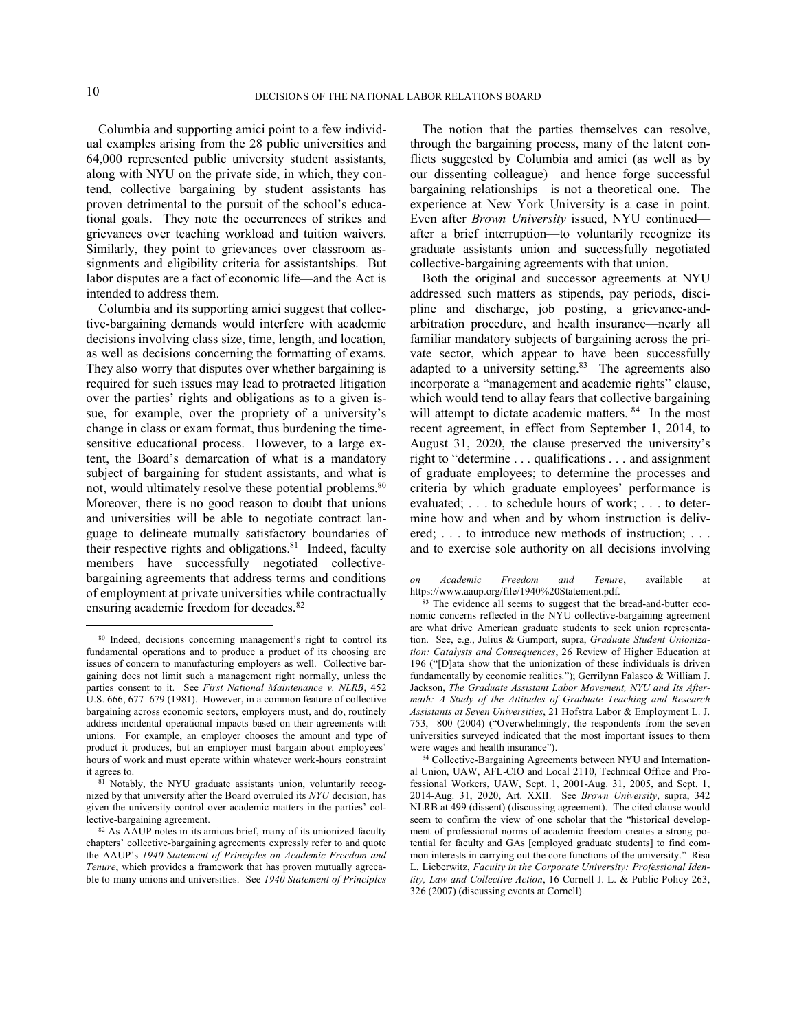Columbia and supporting amici point to a few individual examples arising from the 28 public universities and 64,000 represented public university student assistants, along with NYU on the private side, in which, they contend, collective bargaining by student assistants has proven detrimental to the pursuit of the school's educational goals. They note the occurrences of strikes and grievances over teaching workload and tuition waivers. Similarly, they point to grievances over classroom assignments and eligibility criteria for assistantships. But labor disputes are a fact of economic life—and the Act is intended to address them.

Columbia and its supporting amici suggest that collective-bargaining demands would interfere with academic decisions involving class size, time, length, and location, as well as decisions concerning the formatting of exams. They also worry that disputes over whether bargaining is required for such issues may lead to protracted litigation over the parties' rights and obligations as to a given issue, for example, over the propriety of a university's change in class or exam format, thus burdening the time-sensitive educational process. However, to a large extent, the Board's demarcation of what is a mandatory subject of bargaining for student assistants, and what is not, would ultimately resolve these potential problems.[80] Moreover, there is no good reason to doubt that unions and universities will be able to negotiate contract language to delineate mutually satisfactory boundaries of their respective rights and obligations.[81] Indeed, faculty members have successfully negotiated collective-bargaining agreements that address terms and conditions of employment at private universities while contractually ensuring academic freedom for decades.[82]

The notion that the parties themselves can resolve, through the bargaining process, many of the latent conflicts suggested by Columbia and amici (as well as by our dissenting colleague)—and hence forge successful bargaining relationships—is not a theoretical one. The experience at New York University is a case in point. Even after *Brown University* issued, NYU continued—after a brief interruption—to voluntarily recognize its graduate assistants union and successfully negotiated collective-bargaining agreements with that union.

Both the original and successor agreements at NYU addressed such matters as stipends, pay periods, discipline and discharge, job posting, a grievance-and-arbitration procedure, and health insurance—nearly all familiar mandatory subjects of bargaining across the private sector, which appear to have been successfully adapted to a university setting.[83] The agreements also incorporate a "management and academic rights" clause, which would tend to allay fears that collective bargaining will attempt to dictate academic matters.[84] In the most recent agreement, in effect from September 1, 2014, to August 31, 2020, the clause preserved the university's right to "determine . . . qualifications . . . and assignment of graduate employees; to determine the processes and criteria by which graduate employees' performance is evaluated; . . . to schedule hours of work; . . . to determine how and when and by whom instruction is delivered; . . . to introduce new methods of instruction; . . . and to exercise sole authority on all decisions involving

---

[80] Indeed, decisions concerning management's right to control its fundamental operations and to produce a product of its choosing are issues of concern to manufacturing employers as well. Collective bargaining does not limit such a management right normally, unless the parties consent to it. See *First National Maintenance v. NLRB*, 452 U.S. 666, 677–679 (1981). However, in a common feature of collective bargaining across economic sectors, employers must, and do, routinely address incidental operational impacts based on their agreements with unions. For example, an employer chooses the amount and type of product it produces, but an employer must bargain about employees' hours of work and must operate within whatever work-hours constraint it agrees to.

[81] Notably, the NYU graduate assistants union, voluntarily recognized by that university after the Board overruled its *NYU* decision, has given the university control over academic matters in the parties' collective-bargaining agreement.

[82] As AAUP notes in its amicus brief, many of its unionized faculty chapters' collective-bargaining agreements expressly refer to and quote the AAUP's *1940 Statement of Principles on Academic Freedom and Tenure*, which provides a framework that has proven mutually agreeable to many unions and universities. See *1940 Statement of Principles on Academic Freedom and Tenure*, available at https://www.aaup.org/file/1940%20Statement.pdf.

[83] The evidence all seems to suggest that the bread-and-butter economic concerns reflected in the NYU collective-bargaining agreement are what drive American graduate students to seek union representation. See, e.g., Julius & Gumport, supra, *Graduate Student Unionization: Catalysts and Consequences*, 26 Review of Higher Education at 196 ("[D]ata show that the unionization of these individuals is driven fundamentally by economic realities."); Gerrilynn Falasco & William J. Jackson, *The Graduate Assistant Labor Movement, NYU and Its Aftermath: A Study of the Attitudes of Graduate Teaching and Research Assistants at Seven Universities*, 21 Hofstra Labor & Employment L. J. 753, 800 (2004) ("Overwhelmingly, the respondents from the seven universities surveyed indicated that the most important issues to them were wages and health insurance").

[84] Collective-Bargaining Agreements between NYU and International Union, UAW, AFL-CIO and Local 2110, Technical Office and Professional Workers, UAW, Sept. 1, 2001-Aug. 31, 2005, and Sept. 1, 2014-Aug. 31, 2020, Art. XXII. See *Brown University*, supra, 342 NLRB at 499 (dissent) (discussing agreement). The cited clause would seem to confirm the view of one scholar that the "historical development of professional norms of academic freedom creates a strong potential for faculty and GAs [employed graduate students] to find common interests in carrying out the core functions of the university." Risa L. Lieberwitz, *Faculty in the Corporate University: Professional Identity, Law and Collective Action*, 16 Cornell J. L. & Public Policy 263, 326 (2007) (discussing events at Cornell).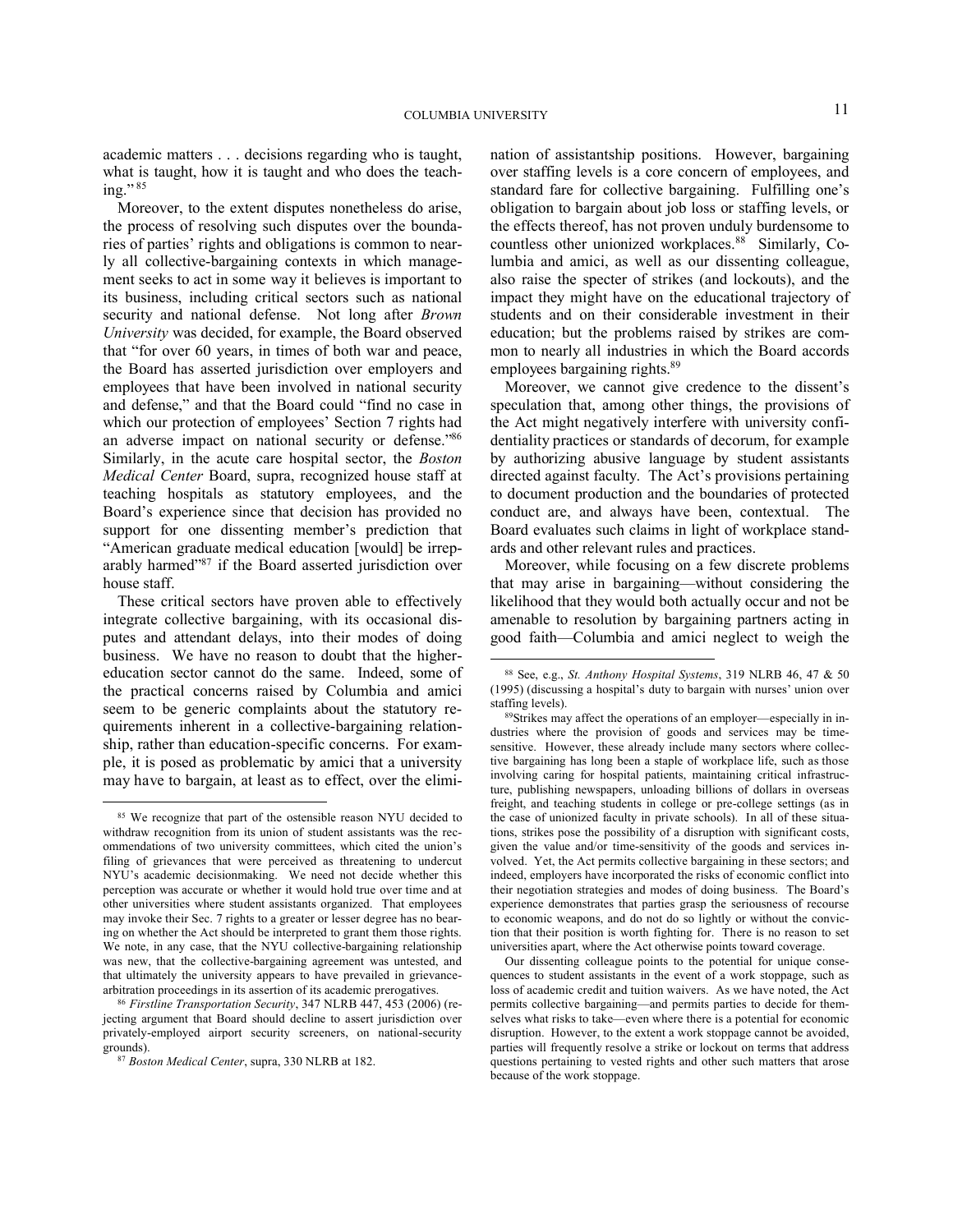academic matters . . . decisions regarding who is taught, what is taught, how it is taught and who does the teaching."[85]

Moreover, to the extent disputes nonetheless do arise, the process of resolving such disputes over the boundaries of parties' rights and obligations is common to nearly all collective-bargaining contexts in which management seeks to act in some way it believes is important to its business, including critical sectors such as national security and national defense. Not long after *Brown University* was decided, for example, the Board observed that "for over 60 years, in times of both war and peace, the Board has asserted jurisdiction over employers and employees that have been involved in national security and defense," and that the Board could "find no case in which our protection of employees' Section 7 rights had an adverse impact on national security or defense."[86] Similarly, in the acute care hospital sector, the *Boston Medical Center* Board, supra, recognized house staff at teaching hospitals as statutory employees, and the Board's experience since that decision has provided no support for one dissenting member's prediction that "American graduate medical education [would] be irreparably harmed"[87] if the Board asserted jurisdiction over house staff.

These critical sectors have proven able to effectively integrate collective bargaining, with its occasional disputes and attendant delays, into their modes of doing business. We have no reason to doubt that the higher-education sector cannot do the same. Indeed, some of the practical concerns raised by Columbia and amici seem to be generic complaints about the statutory requirements inherent in a collective-bargaining relationship, rather than education-specific concerns. For example, it is posed as problematic by amici that a university may have to bargain, at least as to effect, over the elimination of assistantship positions. However, bargaining over staffing levels is a core concern of employees, and standard fare for collective bargaining. Fulfilling one's obligation to bargain about job loss or staffing levels, or the effects thereof, has not proven unduly burdensome to countless other unionized workplaces.[88] Similarly, Columbia and amici, as well as our dissenting colleague, also raise the specter of strikes (and lockouts), and the impact they might have on the educational trajectory of students and on their considerable investment in their education; but the problems raised by strikes are common to nearly all industries in which the Board accords employees bargaining rights.[89]

Moreover, we cannot give credence to the dissent's speculation that, among other things, the provisions of the Act might negatively interfere with university confidentiality practices or standards of decorum, for example by authorizing abusive language by student assistants directed against faculty. The Act's provisions pertaining to document production and the boundaries of protected conduct are, and always have been, contextual. The Board evaluates such claims in light of workplace standards and other relevant rules and practices.

Moreover, while focusing on a few discrete problems that may arise in bargaining—without considering the likelihood that they would both actually occur and not be amenable to resolution by bargaining partners acting in good faith—Columbia and amici neglect to weigh the

---

[85] We recognize that part of the ostensible reason NYU decided to withdraw recognition from its union of student assistants was the recommendations of two university committees, which cited the union's filing of grievances that were perceived as threatening to undercut NYU's academic decisionmaking. We need not decide whether this perception was accurate or whether it would hold true over time and at other universities where student assistants organized. That employees may invoke their Sec. 7 rights to a greater or lesser degree has no bearing on whether the Act should be interpreted to grant them those rights. We note, in any case, that the NYU collective-bargaining relationship was new, that the collective-bargaining agreement was untested, and that ultimately the university appears to have prevailed in grievance-arbitration proceedings in its assertion of its academic prerogatives.

[86] *Firstline Transportation Security*, 347 NLRB 447, 453 (2006) (rejecting argument that Board should decline to assert jurisdiction over privately-employed airport security screeners, on national-security grounds).

[87] *Boston Medical Center*, supra, 330 NLRB at 182.

[88] See, e.g., *St. Anthony Hospital Systems*, 319 NLRB 46, 47 & 50 (1995) (discussing a hospital's duty to bargain with nurses' union over staffing levels).

[89] Strikes may affect the operations of an employer—especially in industries where the provision of goods and services may be time-sensitive. However, these already include many sectors where collective bargaining has long been a staple of workplace life, such as those involving caring for hospital patients, maintaining critical infrastructure, publishing newspapers, unloading billions of dollars in overseas freight, and teaching students in college or pre-college settings (as in the case of unionized faculty in private schools). In all of these situations, strikes pose the possibility of a disruption with significant costs, given the value and/or time-sensitivity of the goods and services involved. Yet, the Act permits collective bargaining in these sectors; and indeed, employers have incorporated the risks of economic conflict into their negotiation strategies and modes of doing business. The Board's experience demonstrates that parties grasp the seriousness of recourse to economic weapons, and do not do so lightly or without the conviction that their position is worth fighting for. There is no reason to set universities apart, where the Act otherwise points toward coverage.

Our dissenting colleague points to the potential for unique consequences to student assistants in the event of a work stoppage, such as loss of academic credit and tuition waivers. As we have noted, the Act permits collective bargaining—and permits parties to decide for themselves what risks to take—even where there is a potential for economic disruption. However, to the extent a work stoppage cannot be avoided, parties will frequently resolve a strike or lockout on terms that address questions pertaining to vested rights and other such matters that arose because of the work stoppage.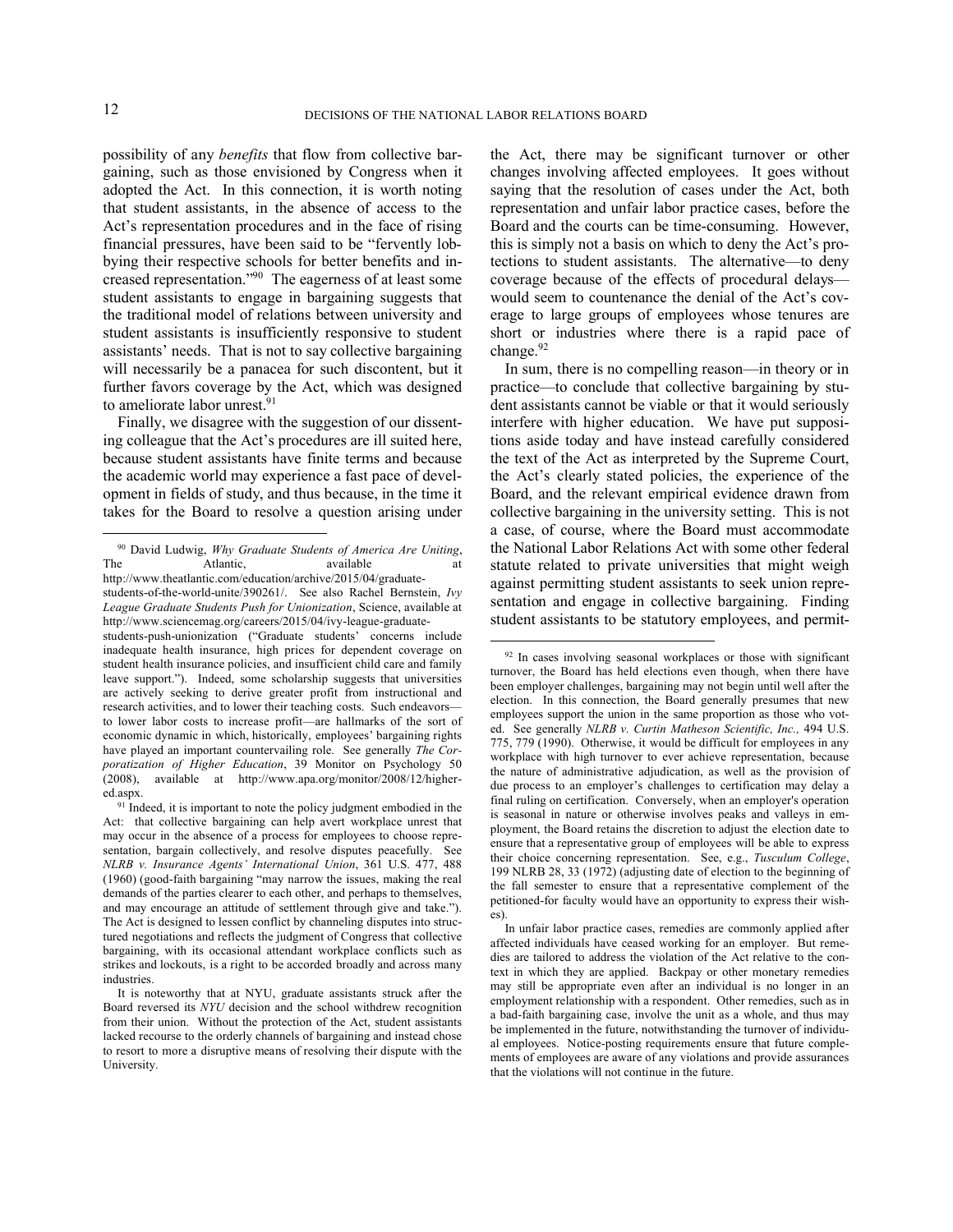possibility of any *benefits* that flow from collective bargaining, such as those envisioned by Congress when it adopted the Act. In this connection, it is worth noting that student assistants, in the absence of access to the Act's representation procedures and in the face of rising financial pressures, have been said to be "fervently lobbying their respective schools for better benefits and increased representation."[90] The eagerness of at least some student assistants to engage in bargaining suggests that the traditional model of relations between university and student assistants is insufficiently responsive to student assistants' needs. That is not to say collective bargaining will necessarily be a panacea for such discontent, but it further favors coverage by the Act, which was designed to ameliorate labor unrest.[91]

Finally, we disagree with the suggestion of our dissenting colleague that the Act's procedures are ill suited here, because student assistants have finite terms and because the academic world may experience a fast pace of development in fields of study, and thus because, in the time it takes for the Board to resolve a question arising under the Act, there may be significant turnover or other changes involving affected employees. It goes without saying that the resolution of cases under the Act, both representation and unfair labor practice cases, before the Board and the courts can be time-consuming. However, this is simply not a basis on which to deny the Act's protections to student assistants. The alternative—to deny coverage because of the effects of procedural delays—would seem to countenance the denial of the Act's coverage to large groups of employees whose tenures are short or industries where there is a rapid pace of change.[92]

In sum, there is no compelling reason—in theory or in practice—to conclude that collective bargaining by student assistants cannot be viable or that it would seriously interfere with higher education. We have put suppositions aside today and have instead carefully considered the text of the Act as interpreted by the Supreme Court, the Act's clearly stated policies, the experience of the Board, and the relevant empirical evidence drawn from collective bargaining in the university setting. This is not a case, of course, where the Board must accommodate the National Labor Relations Act with some other federal statute related to private universities that might weigh against permitting student assistants to seek union representation and engage in collective bargaining. Finding student assistants to be statutory employees, and permit-

---

[90] David Ludwig, *Why Graduate Students of America Are Uniting*, The Atlantic, available at http://www.theatlantic.com/education/archive/2015/04/graduate-students-of-the-world-unite/390261/. See also Rachel Bernstein, *Ivy League Graduate Students Push for Unionization*, Science, available at http://www.sciencemag.org/careers/2015/04/ivy-league-graduate-students-push-unionization ("Graduate students' concerns include inadequate health insurance, high prices for dependent coverage on student health insurance policies, and insufficient child care and family leave support."). Indeed, some scholarship suggests that universities are actively seeking to derive greater profit from instructional and research activities, and to lower their teaching costs. Such endeavors—to lower labor costs to increase profit—are hallmarks of the sort of economic dynamic in which, historically, employees' bargaining rights have played an important countervailing role. See generally *The Corporatization of Higher Education*, 39 Monitor on Psychology 50 (2008), available at http://www.apa.org/monitor/2008/12/higher-ed.aspx.

[91] Indeed, it is important to note the policy judgment embodied in the Act: that collective bargaining can help avert workplace unrest that may occur in the absence of a process for employees to choose representation, bargain collectively, and resolve disputes peacefully. See *NLRB v. Insurance Agents' International Union*, 361 U.S. 477, 488 (1960) (good-faith bargaining "may narrow the issues, making the real demands of the parties clearer to each other, and perhaps to themselves, and may encourage an attitude of settlement through give and take."). The Act is designed to lessen conflict by channeling disputes into structured negotiations and reflects the judgment of Congress that collective bargaining, with its occasional attendant workplace conflicts such as strikes and lockouts, is a right to be accorded broadly and across many industries.

It is noteworthy that at NYU, graduate assistants struck after the Board reversed its *NYU* decision and the school withdrew recognition from their union. Without the protection of the Act, student assistants lacked recourse to the orderly channels of bargaining and instead chose to resort to more a disruptive means of resolving their dispute with the University.

[92] In cases involving seasonal workplaces or those with significant turnover, the Board has held elections even though, when there have been employer challenges, bargaining may not begin until well after the election. In this connection, the Board generally presumes that new employees support the union in the same proportion as those who voted. See generally *NLRB v. Curtin Matheson Scientific, Inc.,* 494 U.S. 775, 779 (1990). Otherwise, it would be difficult for employees in any workplace with high turnover to ever achieve representation, because the nature of administrative adjudication, as well as the provision of due process to an employer's challenges to certification may delay a final ruling on certification. Conversely, when an employer's operation is seasonal in nature or otherwise involves peaks and valleys in employment, the Board retains the discretion to adjust the election date to ensure that a representative group of employees will be able to express their choice concerning representation. See, e.g., *Tusculum College*, 199 NLRB 28, 33 (1972) (adjusting date of election to the beginning of the fall semester to ensure that a representative complement of the petitioned-for faculty would have an opportunity to express their wishes).

In unfair labor practice cases, remedies are commonly applied after affected individuals have ceased working for an employer. But remedies are tailored to address the violation of the Act relative to the context in which they are applied. Backpay or other monetary remedies may still be appropriate even after an individual is no longer in an employment relationship with a respondent. Other remedies, such as in a bad-faith bargaining case, involve the unit as a whole, and thus may be implemented in the future, notwithstanding the turnover of individual employees. Notice-posting requirements ensure that future complements of employees are aware of any violations and provide assurances that the violations will not continue in the future.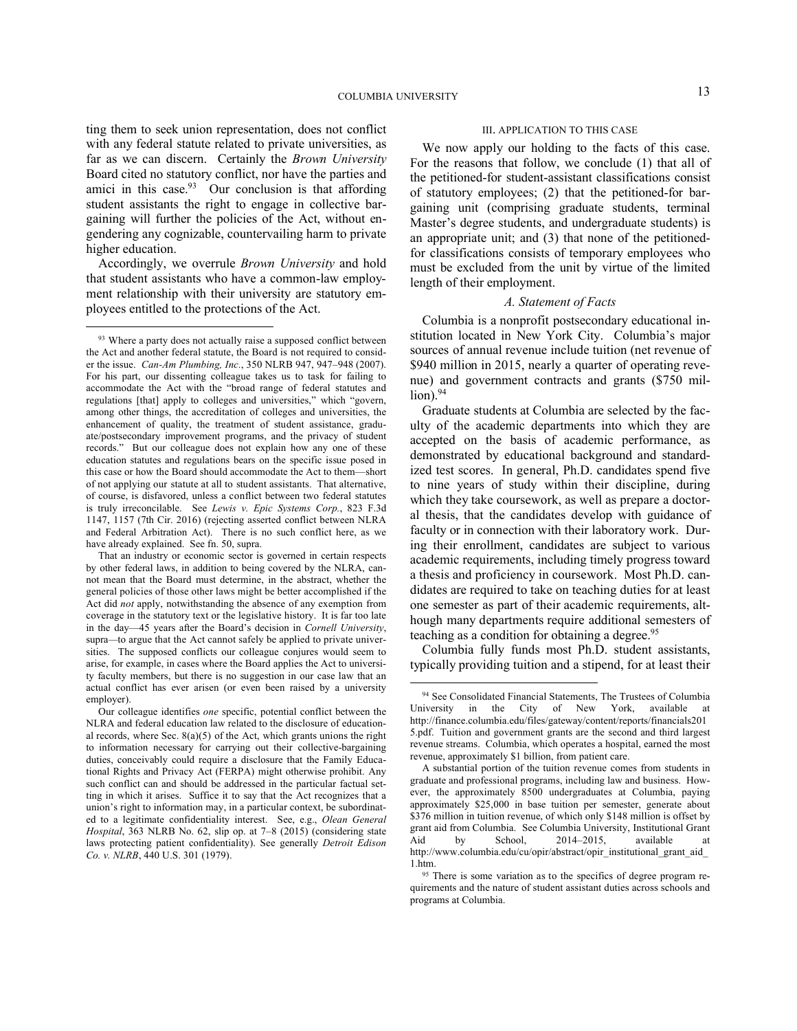ting them to seek union representation, does not conflict with any federal statute related to private universities, as far as we can discern. Certainly the *Brown University* Board cited no statutory conflict, nor have the parties and amici in this case.[93] Our conclusion is that affording student assistants the right to engage in collective bargaining will further the policies of the Act, without engendering any cognizable, countervailing harm to private higher education.

Accordingly, we overrule *Brown University* and hold that student assistants who have a common-law employment relationship with their university are statutory employees entitled to the protections of the Act.

### III. APPLICATION TO THIS CASE

We now apply our holding to the facts of this case. For the reasons that follow, we conclude (1) that all of the petitioned-for student-assistant classifications consist of statutory employees; (2) that the petitioned-for bargaining unit (comprising graduate students, terminal Master's degree students, and undergraduate students) is an appropriate unit; and (3) that none of the petitioned-for classifications consists of temporary employees who must be excluded from the unit by virtue of the limited length of their employment.

#### *A. Statement of Facts*

Columbia is a nonprofit postsecondary educational institution located in New York City. Columbia's major sources of annual revenue include tuition (net revenue of $940 million in 2015, nearly a quarter of operating revenue) and government contracts and grants ($750 million).[94]

Graduate students at Columbia are selected by the faculty of the academic departments into which they are accepted on the basis of academic performance, as demonstrated by educational background and standardized test scores. In general, Ph.D. candidates spend five to nine years of study within their discipline, during which they take coursework, as well as prepare a doctoral thesis, that the candidates develop with guidance of faculty or in connection with their laboratory work. During their enrollment, candidates are subject to various academic requirements, including timely progress toward a thesis and proficiency in coursework. Most Ph.D. candidates are required to take on teaching duties for at least one semester as part of their academic requirements, although many departments require additional semesters of teaching as a condition for obtaining a degree.[95]

Columbia fully funds most Ph.D. student assistants, typically providing tuition and a stipend, for at least their

---

[93] Where a party does not actually raise a supposed conflict between the Act and another federal statute, the Board is not required to consider the issue. *Can-Am Plumbing, Inc.*, 350 NLRB 947, 947–948 (2007). For his part, our dissenting colleague takes us to task for failing to accommodate the Act with the "broad range of federal statutes and regulations [that] apply to colleges and universities," which "govern, among other things, the accreditation of colleges and universities, the enhancement of quality, the treatment of student assistance, graduate/postsecondary improvement programs, and the privacy of student records." But our colleague does not explain how any one of these education statutes and regulations bears on the specific issue posed in this case or how the Board should accommodate the Act to them—short of not applying our statute at all to student assistants. That alternative, of course, is disfavored, unless a conflict between two federal statutes is truly irreconcilable. See *Lewis v. Epic Systems Corp.*, 823 F.3d 1147, 1157 (7th Cir. 2016) (rejecting asserted conflict between NLRA and Federal Arbitration Act). There is no such conflict here, as we have already explained. See fn. 50, supra.

That an industry or economic sector is governed in certain respects by other federal laws, in addition to being covered by the NLRA, cannot mean that the Board must determine, in the abstract, whether the general policies of those other laws might be better accomplished if the Act did *not* apply, notwithstanding the absence of any exemption from coverage in the statutory text or the legislative history. It is far too late in the day—45 years after the Board's decision in *Cornell University*, supra—to argue that the Act cannot safely be applied to private universities. The supposed conflicts our colleague conjures would seem to arise, for example, in cases where the Board applies the Act to university faculty members, but there is no suggestion in our case law that an actual conflict has ever arisen (or even been raised by a university employer).

Our colleague identifies *one* specific, potential conflict between the NLRA and federal education law related to the disclosure of educational records, where Sec. 8(a)(5) of the Act, which grants unions the right to information necessary for carrying out their collective-bargaining duties, conceivably could require a disclosure that the Family Educational Rights and Privacy Act (FERPA) might otherwise prohibit. Any such conflict can and should be addressed in the particular factual setting in which it arises. Suffice it to say that the Act recognizes that a union's right to information may, in a particular context, be subordinated to a legitimate confidentiality interest. See, e.g., *Olean General Hospital*, 363 NLRB No. 62, slip op. at 7–8 (2015) (considering state laws protecting patient confidentiality). See generally *Detroit Edison Co. v. NLRB*, 440 U.S. 301 (1979).

[94] See Consolidated Financial Statements, The Trustees of Columbia University in the City of New York, available at http://finance.columbia.edu/files/gateway/content/reports/financials2015.pdf. Tuition and government grants are the second and third largest revenue streams. Columbia, which operates a hospital, earned the most revenue, approximately $1 billion, from patient care.

A substantial portion of the tuition revenue comes from students in graduate and professional programs, including law and business. However, the approximately 8500 undergraduates at Columbia, paying approximately $25,000 in base tuition per semester, generate about $376 million in tuition revenue, of which only $148 million is offset by grant aid from Columbia. See Columbia University, Institutional Grant Aid by School, 2014–2015, available at http://www.columbia.edu/cu/opir/abstract/opir_institutional_grant_aid_1.htm.

[95] There is some variation as to the specifics of degree program requirements and the nature of student assistant duties across schools and programs at Columbia.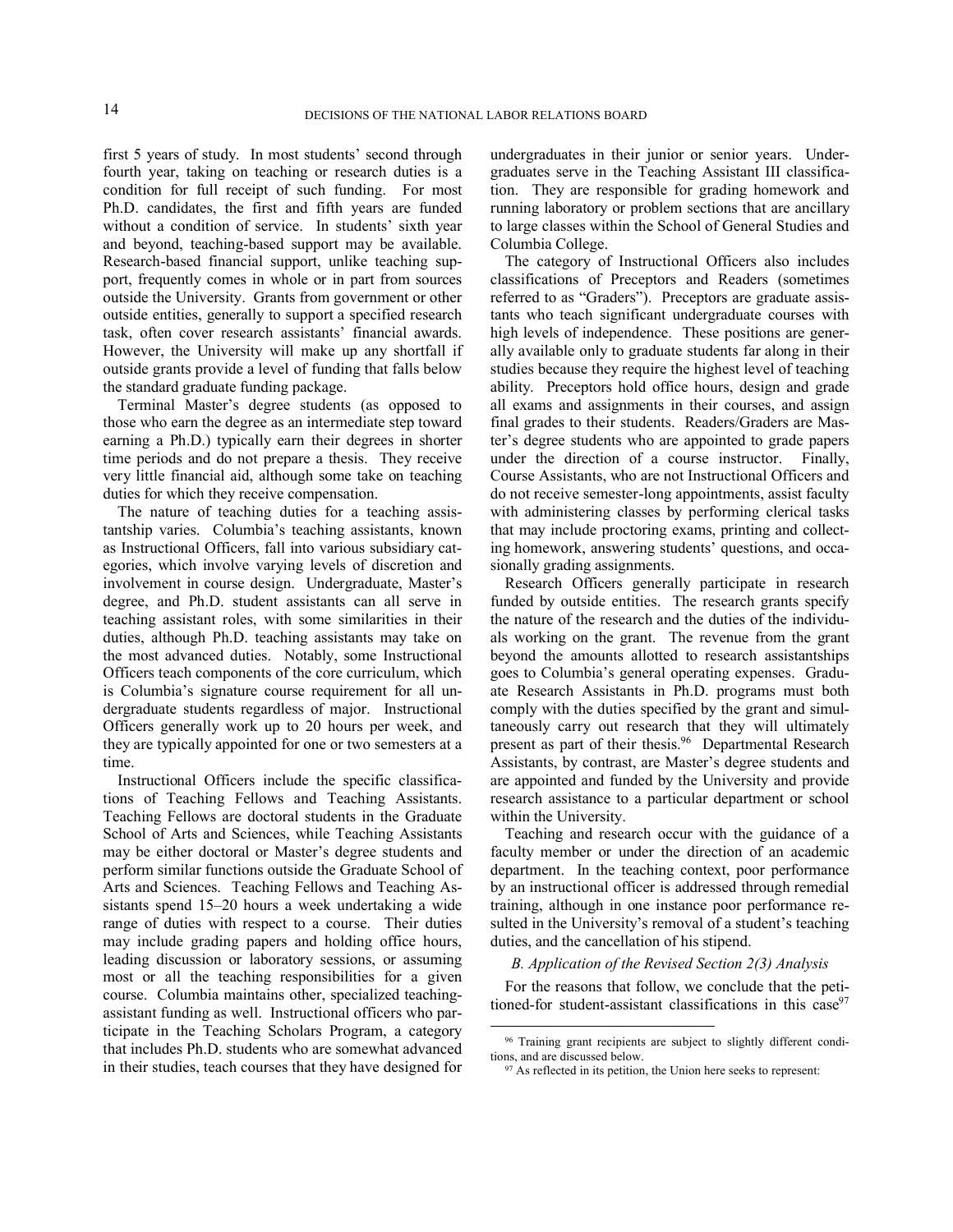first 5 years of study. In most students' second through fourth year, taking on teaching or research duties is a condition for full receipt of such funding. For most Ph.D. candidates, the first and fifth years are funded without a condition of service. In students' sixth year and beyond, teaching-based support may be available. Research-based financial support, unlike teaching support, frequently comes in whole or in part from sources outside the University. Grants from government or other outside entities, generally to support a specified research task, often cover research assistants' financial awards. However, the University will make up any shortfall if outside grants provide a level of funding that falls below the standard graduate funding package.

Terminal Master's degree students (as opposed to those who earn the degree as an intermediate step toward earning a Ph.D.) typically earn their degrees in shorter time periods and do not prepare a thesis. They receive very little financial aid, although some take on teaching duties for which they receive compensation.

The nature of teaching duties for a teaching assistantship varies. Columbia's teaching assistants, known as Instructional Officers, fall into various subsidiary categories, which involve varying levels of discretion and involvement in course design. Undergraduate, Master's degree, and Ph.D. student assistants can all serve in teaching assistant roles, with some similarities in their duties, although Ph.D. teaching assistants may take on the most advanced duties. Notably, some Instructional Officers teach components of the core curriculum, which is Columbia's signature course requirement for all undergraduate students regardless of major. Instructional Officers generally work up to 20 hours per week, and they are typically appointed for one or two semesters at a time.

Instructional Officers include the specific classifications of Teaching Fellows and Teaching Assistants. Teaching Fellows are doctoral students in the Graduate School of Arts and Sciences, while Teaching Assistants may be either doctoral or Master's degree students and perform similar functions outside the Graduate School of Arts and Sciences. Teaching Fellows and Teaching Assistants spend 15–20 hours a week undertaking a wide range of duties with respect to a course. Their duties may include grading papers and holding office hours, leading discussion or laboratory sessions, or assuming most or all the teaching responsibilities for a given course. Columbia maintains other, specialized teaching-assistant funding as well. Instructional officers who participate in the Teaching Scholars Program, a category that includes Ph.D. students who are somewhat advanced in their studies, teach courses that they have designed for undergraduates in their junior or senior years. Undergraduates serve in the Teaching Assistant III classification. They are responsible for grading homework and running laboratory or problem sections that are ancillary to large classes within the School of General Studies and Columbia College.

The category of Instructional Officers also includes classifications of Preceptors and Readers (sometimes referred to as "Graders"). Preceptors are graduate assistants who teach significant undergraduate courses with high levels of independence. These positions are generally available only to graduate students far along in their studies because they require the highest level of teaching ability. Preceptors hold office hours, design and grade all exams and assignments in their courses, and assign final grades to their students. Readers/Graders are Master's degree students who are appointed to grade papers under the direction of a course instructor. Finally, Course Assistants, who are not Instructional Officers and do not receive semester-long appointments, assist faculty with administering classes by performing clerical tasks that may include proctoring exams, printing and collecting homework, answering students' questions, and occasionally grading assignments.

Research Officers generally participate in research funded by outside entities. The research grants specify the nature of the research and the duties of the individuals working on the grant. The revenue from the grant beyond the amounts allotted to research assistantships goes to Columbia's general operating expenses. Graduate Research Assistants in Ph.D. programs must both comply with the duties specified by the grant and simultaneously carry out research that they will ultimately present as part of their thesis.[96] Departmental Research Assistants, by contrast, are Master's degree students and are appointed and funded by the University and provide research assistance to a particular department or school within the University.

Teaching and research occur with the guidance of a faculty member or under the direction of an academic department. In the teaching context, poor performance by an instructional officer is addressed through remedial training, although in one instance poor performance resulted in the University's removal of a student's teaching duties, and the cancellation of his stipend.

### *B. Application of the Revised Section 2(3) Analysis*

For the reasons that follow, we conclude that the petitioned-for student-assistant classifications in this case[97]

[96] Training grant recipients are subject to slightly different conditions, and are discussed below.

[97] As reflected in its petition, the Union here seeks to represent: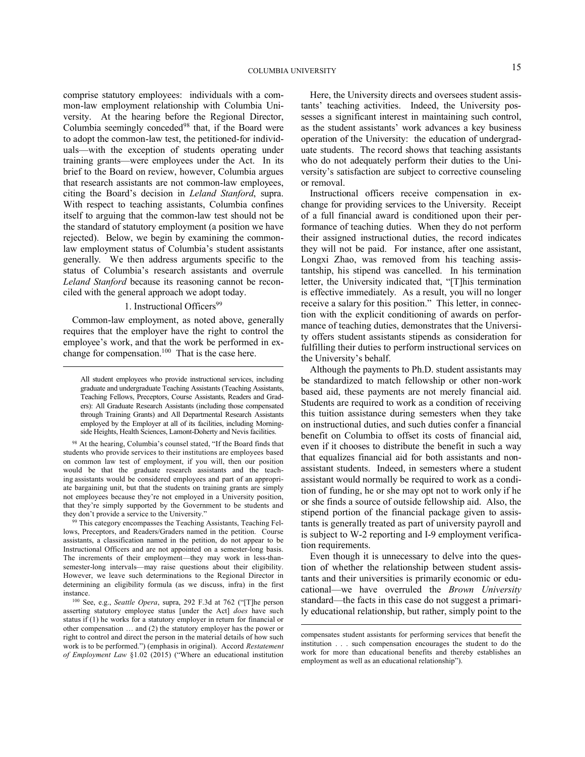comprise statutory employees: individuals with a common-law employment relationship with Columbia University. At the hearing before the Regional Director, Columbia seemingly conceded[98] that, if the Board were to adopt the common-law test, the petitioned-for individuals—with the exception of students operating under training grants—were employees under the Act. In its brief to the Board on review, however, Columbia argues that research assistants are not common-law employees, citing the Board's decision in *Leland Stanford*, supra. With respect to teaching assistants, Columbia confines itself to arguing that the common-law test should not be the standard of statutory employment (a position we have rejected). Below, we begin by examining the common-law employment status of Columbia's student assistants generally. We then address arguments specific to the status of Columbia's research assistants and overrule *Leland Stanford* because its reasoning cannot be reconciled with the general approach we adopt today.

### 1. Instructional Officers[99]

Common-law employment, as noted above, generally requires that the employer have the right to control the employee's work, and that the work be performed in exchange for compensation.[100] That is the case here.

Here, the University directs and oversees student assistants' teaching activities. Indeed, the University possesses a significant interest in maintaining such control, as the student assistants' work advances a key business operation of the University: the education of undergraduate students. The record shows that teaching assistants who do not adequately perform their duties to the University's satisfaction are subject to corrective counseling or removal.

Instructional officers receive compensation in exchange for providing services to the University. Receipt of a full financial award is conditioned upon their performance of teaching duties. When they do not perform their assigned instructional duties, the record indicates they will not be paid. For instance, after one assistant, Longxi Zhao, was removed from his teaching assistantship, his stipend was cancelled. In his termination letter, the University indicated that, "[T]his termination is effective immediately. As a result, you will no longer receive a salary for this position." This letter, in connection with the explicit conditioning of awards on performance of teaching duties, demonstrates that the University offers student assistants stipends as consideration for fulfilling their duties to perform instructional services on the University's behalf.

Although the payments to Ph.D. student assistants may be standardized to match fellowship or other non-work based aid, these payments are not merely financial aid. Students are required to work as a condition of receiving this tuition assistance during semesters when they take on instructional duties, and such duties confer a financial benefit on Columbia to offset its costs of financial aid, even if it chooses to distribute the benefit in such a way that equalizes financial aid for both assistants and non-assistant students. Indeed, in semesters where a student assistant would normally be required to work as a condition of funding, he or she may opt not to work only if he or she finds a source of outside fellowship aid. Also, the stipend portion of the financial package given to assistants is generally treated as part of university payroll and is subject to W-2 reporting and I-9 employment verification requirements.

Even though it is unnecessary to delve into the question of whether the relationship between student assistants and their universities is primarily economic or educational—we have overruled the *Brown University* standard—the facts in this case do not suggest a primarily educational relationship, but rather, simply point to the

---

All student employees who provide instructional services, including graduate and undergraduate Teaching Assistants (Teaching Assistants, Teaching Fellows, Preceptors, Course Assistants, Readers and Graders): All Graduate Research Assistants (including those compensated through Training Grants) and All Departmental Research Assistants employed by the Employer at all of its facilities, including Morningside Heights, Health Sciences, Lamont-Doherty and Nevis facilities.

[98] At the hearing, Columbia's counsel stated, "If the Board finds that students who provide services to their institutions are employees based on common law test of employment, if you will, then our position would be that the graduate research assistants and the teaching assistants would be considered employees and part of an appropriate bargaining unit, but that the students on training grants are simply not employees because they're not employed in a University position, that they're simply supported by the Government to be students and they don't provide a service to the University."

[99] This category encompasses the Teaching Assistants, Teaching Fellows, Preceptors, and Readers/Graders named in the petition. Course assistants, a classification named in the petition, do not appear to be Instructional Officers and are not appointed on a semester-long basis. The increments of their employment—they may work in less-than-semester-long intervals—may raise questions about their eligibility. However, we leave such determinations to the Regional Director in determining an eligibility formula (as we discuss, infra) in the first instance.

[100] See, e.g., *Seattle Opera*, supra, 292 F.3d at 762 ("[T]he person asserting statutory employee status [under the Act] *does* have such status if (1) he works for a statutory employer in return for financial or other compensation … and (2) the statutory employer has the power or right to control and direct the person in the material details of how such work is to be performed.") (emphasis in original). Accord *Restatement of Employment Law* §1.02 (2015) ("Where an educational institution compensates student assistants for performing services that benefit the institution . . . such compensation encourages the student to do the work for more than educational benefits and thereby establishes an employment as well as an educational relationship").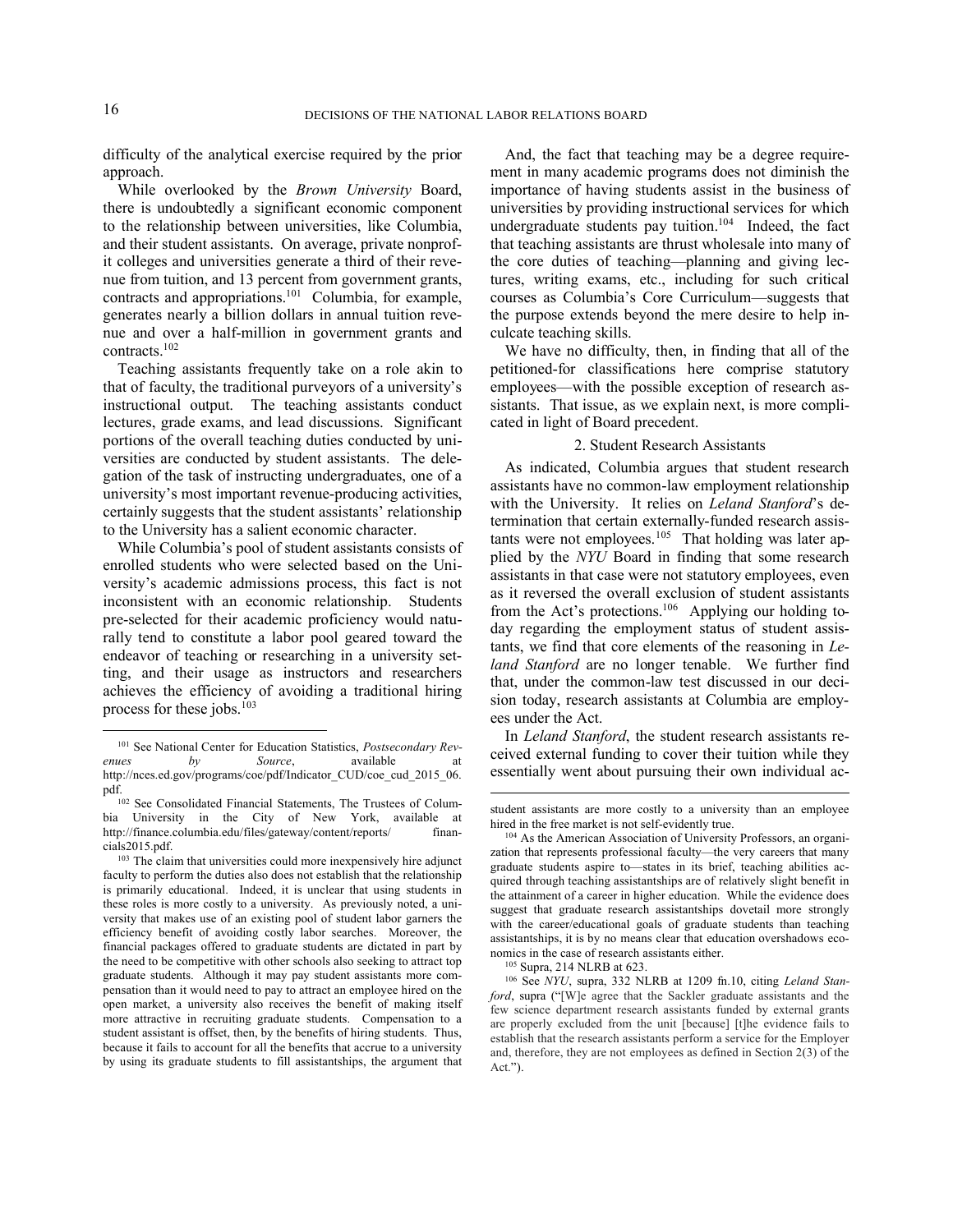difficulty of the analytical exercise required by the prior approach.

While overlooked by the *Brown University* Board, there is undoubtedly a significant economic component to the relationship between universities, like Columbia, and their student assistants. On average, private nonprofit colleges and universities generate a third of their revenue from tuition, and 13 percent from government grants, contracts and appropriations.[101] Columbia, for example, generates nearly a billion dollars in annual tuition revenue and over a half-million in government grants and contracts.[102]

Teaching assistants frequently take on a role akin to that of faculty, the traditional purveyors of a university's instructional output. The teaching assistants conduct lectures, grade exams, and lead discussions. Significant portions of the overall teaching duties conducted by universities are conducted by student assistants. The delegation of the task of instructing undergraduates, one of a university's most important revenue-producing activities, certainly suggests that the student assistants' relationship to the University has a salient economic character.

While Columbia's pool of student assistants consists of enrolled students who were selected based on the University's academic admissions process, this fact is not inconsistent with an economic relationship. Students pre-selected for their academic proficiency would naturally tend to constitute a labor pool geared toward the endeavor of teaching or researching in a university setting, and their usage as instructors and researchers achieves the efficiency of avoiding a traditional hiring process for these jobs.[103]

And, the fact that teaching may be a degree requirement in many academic programs does not diminish the importance of having students assist in the business of universities by providing instructional services for which undergraduate students pay tuition.[104] Indeed, the fact that teaching assistants are thrust wholesale into many of the core duties of teaching—planning and giving lectures, writing exams, etc., including for such critical courses as Columbia's Core Curriculum—suggests that the purpose extends beyond the mere desire to help inculcate teaching skills.

We have no difficulty, then, in finding that all of the petitioned-for classifications here comprise statutory employees—with the possible exception of research assistants. That issue, as we explain next, is more complicated in light of Board precedent.

### 2. Student Research Assistants

As indicated, Columbia argues that student research assistants have no common-law employment relationship with the University. It relies on *Leland Stanford*'s determination that certain externally-funded research assistants were not employees.[105] That holding was later applied by the *NYU* Board in finding that some research assistants in that case were not statutory employees, even as it reversed the overall exclusion of student assistants from the Act's protections.[106] Applying our holding today regarding the employment status of student assistants, we find that core elements of the reasoning in *Leland Stanford* are no longer tenable. We further find that, under the common-law test discussed in our decision today, research assistants at Columbia are employees under the Act.

In *Leland Stanford*, the student research assistants received external funding to cover their tuition while they essentially went about pursuing their own individual ac-

---

[101] See National Center for Education Statistics, *Postsecondary Revenues by Source*, available at http://nces.ed.gov/programs/coe/pdf/Indicator_CUD/coe_cud_2015_06.pdf.

[102] See Consolidated Financial Statements, The Trustees of Columbia University in the City of New York, available at http://finance.columbia.edu/files/gateway/content/reports/financials2015.pdf.

[103] The claim that universities could more inexpensively hire adjunct faculty to perform the duties also does not establish that the relationship is primarily educational. Indeed, it is unclear that using students in these roles is more costly to a university. As previously noted, a university that makes use of an existing pool of student labor garners the efficiency benefit of avoiding costly labor searches. Moreover, the financial packages offered to graduate students are dictated in part by the need to be competitive with other schools also seeking to attract top graduate students. Although it may pay student assistants more compensation than it would need to pay to attract an employee hired on the open market, a university also receives the benefit of making itself more attractive in recruiting graduate students. Compensation to a student assistant is offset, then, by the benefits of hiring students. Thus, because it fails to account for all the benefits that accrue to a university by using its graduate students to fill assistantships, the argument that student assistants are more costly to a university than an employee hired in the free market is not self-evidently true.

[104] As the American Association of University Professors, an organization that represents professional faculty—the very careers that many graduate students aspire to—states in its brief, teaching abilities acquired through teaching assistantships are of relatively slight benefit in the attainment of a career in higher education. While the evidence does suggest that graduate research assistantships dovetail more strongly with the career/educational goals of graduate students than teaching assistantships, it is by no means clear that education overshadows economics in the case of research assistants either.

[105] Supra, 214 NLRB at 623.

[106] See *NYU*, supra, 332 NLRB at 1209 fn.10, citing *Leland Stanford*, supra ("[W]e agree that the Sackler graduate assistants and the few science department research assistants funded by external grants are properly excluded from the unit [because] [t]he evidence fails to establish that the research assistants perform a service for the Employer and, therefore, they are not employees as defined in Section 2(3) of the Act.").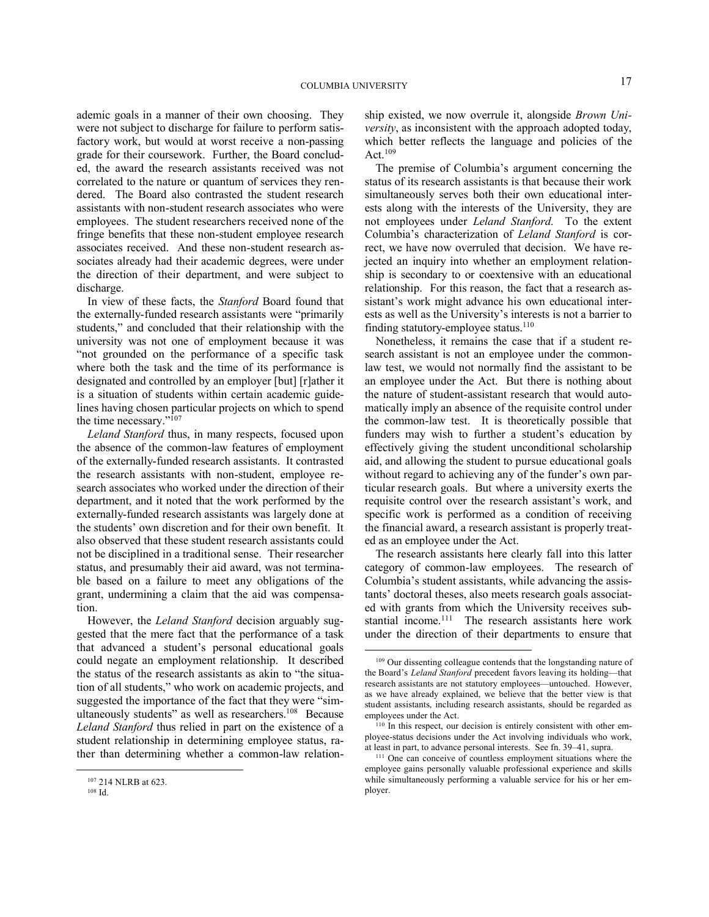ademic goals in a manner of their own choosing. They were not subject to discharge for failure to perform satisfactory work, but would at worst receive a non-passing grade for their coursework. Further, the Board concluded, the award the research assistants received was not correlated to the nature or quantum of services they rendered. The Board also contrasted the student research assistants with non-student research associates who were employees. The student researchers received none of the fringe benefits that these non-student employee research associates received. And these non-student research associates already had their academic degrees, were under the direction of their department, and were subject to discharge.

In view of these facts, the *Stanford* Board found that the externally-funded research assistants were "primarily students," and concluded that their relationship with the university was not one of employment because it was "not grounded on the performance of a specific task where both the task and the time of its performance is designated and controlled by an employer [but] [r]ather it is a situation of students within certain academic guidelines having chosen particular projects on which to spend the time necessary."[107]

*Leland Stanford* thus, in many respects, focused upon the absence of the common-law features of employment of the externally-funded research assistants. It contrasted the research assistants with non-student, employee research associates who worked under the direction of their department, and it noted that the work performed by the externally-funded research assistants was largely done at the students' own discretion and for their own benefit. It also observed that these student research assistants could not be disciplined in a traditional sense. Their researcher status, and presumably their aid award, was not terminable based on a failure to meet any obligations of the grant, undermining a claim that the aid was compensation.

However, the *Leland Stanford* decision arguably suggested that the mere fact that the performance of a task that advanced a student's personal educational goals could negate an employment relationship. It described the status of the research assistants as akin to "the situation of all students," who work on academic projects, and suggested the importance of the fact that they were "simultaneously students" as well as researchers.[108] Because *Leland Stanford* thus relied in part on the existence of a student relationship in determining employee status, rather than determining whether a common-law relationship existed, we now overrule it, alongside *Brown University*, as inconsistent with the approach adopted today, which better reflects the language and policies of the Act.[109]

The premise of Columbia's argument concerning the status of its research assistants is that because their work simultaneously serves both their own educational interests along with the interests of the University, they are not employees under *Leland Stanford*. To the extent Columbia's characterization of *Leland Stanford* is correct, we have now overruled that decision. We have rejected an inquiry into whether an employment relationship is secondary to or coextensive with an educational relationship. For this reason, the fact that a research assistant's work might advance his own educational interests as well as the University's interests is not a barrier to finding statutory-employee status.[110]

Nonetheless, it remains the case that if a student research assistant is not an employee under the common-law test, we would not normally find the assistant to be an employee under the Act. But there is nothing about the nature of student-assistant research that would automatically imply an absence of the requisite control under the common-law test. It is theoretically possible that funders may wish to further a student's education by effectively giving the student unconditional scholarship aid, and allowing the student to pursue educational goals without regard to achieving any of the funder's own particular research goals. But where a university exerts the requisite control over the research assistant's work, and specific work is performed as a condition of receiving the financial award, a research assistant is properly treated as an employee under the Act.

The research assistants here clearly fall into this latter category of common-law employees. The research of Columbia's student assistants, while advancing the assistants' doctoral theses, also meets research goals associated with grants from which the University receives substantial income.[111] The research assistants here work under the direction of their departments to ensure that

---

[107] 214 NLRB at 623.

[108] Id.

[109] Our dissenting colleague contends that the longstanding nature of the Board's *Leland Stanford* precedent favors leaving its holding—that research assistants are not statutory employees—untouched. However, as we have already explained, we believe that the better view is that student assistants, including research assistants, should be regarded as employees under the Act.

[110] In this respect, our decision is entirely consistent with other employee-status decisions under the Act involving individuals who work, at least in part, to advance personal interests. See fn. 39–41, supra.

[111] One can conceive of countless employment situations where the employee gains personally valuable professional experience and skills while simultaneously performing a valuable service for his or her employer.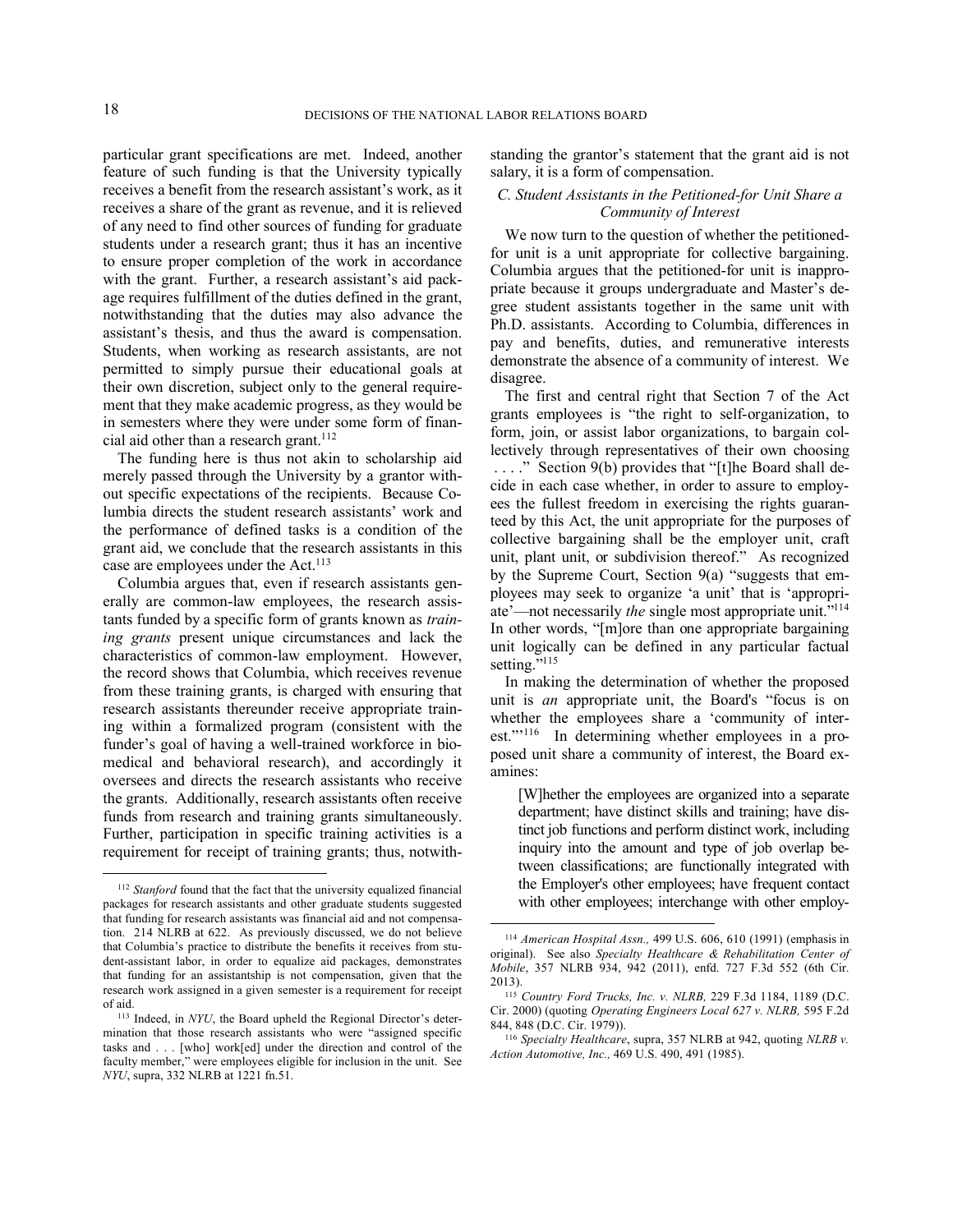particular grant specifications are met. Indeed, another feature of such funding is that the University typically receives a benefit from the research assistant's work, as it receives a share of the grant as revenue, and it is relieved of any need to find other sources of funding for graduate students under a research grant; thus it has an incentive to ensure proper completion of the work in accordance with the grant. Further, a research assistant's aid package requires fulfillment of the duties defined in the grant, notwithstanding that the duties may also advance the assistant's thesis, and thus the award is compensation. Students, when working as research assistants, are not permitted to simply pursue their educational goals at their own discretion, subject only to the general requirement that they make academic progress, as they would be in semesters where they were under some form of financial aid other than a research grant.[112]

The funding here is thus not akin to scholarship aid merely passed through the University by a grantor without specific expectations of the recipients. Because Columbia directs the student research assistants' work and the performance of defined tasks is a condition of the grant aid, we conclude that the research assistants in this case are employees under the Act.[113]

Columbia argues that, even if research assistants generally are common-law employees, the research assistants funded by a specific form of grants known as *training grants* present unique circumstances and lack the characteristics of common-law employment. However, the record shows that Columbia, which receives revenue from these training grants, is charged with ensuring that research assistants thereunder receive appropriate training within a formalized program (consistent with the funder's goal of having a well-trained workforce in biomedical and behavioral research), and accordingly it oversees and directs the research assistants who receive the grants. Additionally, research assistants often receive funds from research and training grants simultaneously. Further, participation in specific training activities is a requirement for receipt of training grants; thus, notwithstanding the grantor's statement that the grant aid is not salary, it is a form of compensation.

### *C. Student Assistants in the Petitioned-for Unit Share a Community of Interest*

We now turn to the question of whether the petitioned-for unit is a unit appropriate for collective bargaining. Columbia argues that the petitioned-for unit is inappropriate because it groups undergraduate and Master's degree student assistants together in the same unit with Ph.D. assistants. According to Columbia, differences in pay and benefits, duties, and remunerative interests demonstrate the absence of a community of interest. We disagree.

The first and central right that Section 7 of the Act grants employees is "the right to self-organization, to form, join, or assist labor organizations, to bargain collectively through representatives of their own choosing . . . ." Section 9(b) provides that "[t]he Board shall decide in each case whether, in order to assure to employees the fullest freedom in exercising the rights guaranteed by this Act, the unit appropriate for the purposes of collective bargaining shall be the employer unit, craft unit, plant unit, or subdivision thereof." As recognized by the Supreme Court, Section 9(a) "suggests that employees may seek to organize 'a unit' that is 'appropriate'—not necessarily *the* single most appropriate unit."[114] In other words, "[m]ore than one appropriate bargaining unit logically can be defined in any particular factual setting."[115]

In making the determination of whether the proposed unit is *an* appropriate unit, the Board's "focus is on whether the employees share a 'community of interest.'"[116] In determining whether employees in a proposed unit share a community of interest, the Board examines:

> [W]hether the employees are organized into a separate department; have distinct skills and training; have distinct job functions and perform distinct work, including inquiry into the amount and type of job overlap between classifications; are functionally integrated with the Employer's other employees; have frequent contact with other employees; interchange with other employ-

---

[112] *Stanford* found that the fact that the university equalized financial packages for research assistants and other graduate students suggested that funding for research assistants was financial aid and not compensation. 214 NLRB at 622. As previously discussed, we do not believe that Columbia's practice to distribute the benefits it receives from student-assistant labor, in order to equalize aid packages, demonstrates that funding for an assistantship is not compensation, given that the research work assigned in a given semester is a requirement for receipt of aid.

[113] Indeed, in *NYU*, the Board upheld the Regional Director's determination that those research assistants who were "assigned specific tasks and . . . [who] work[ed] under the direction and control of the faculty member," were employees eligible for inclusion in the unit. See *NYU*, supra, 332 NLRB at 1221 fn.51.

[114] *American Hospital Assn.,* 499 U.S. 606, 610 (1991) (emphasis in original). See also *Specialty Healthcare & Rehabilitation Center of Mobile*, 357 NLRB 934, 942 (2011), enfd. 727 F.3d 552 (6th Cir. 2013).

[115] *Country Ford Trucks, Inc. v. NLRB,* 229 F.3d 1184, 1189 (D.C. Cir. 2000) (quoting *Operating Engineers Local 627 v. NLRB,* 595 F.2d 844, 848 (D.C. Cir. 1979)).

[116] *Specialty Healthcare*, supra, 357 NLRB at 942, quoting *NLRB v. Action Automotive, Inc.,* 469 U.S. 490, 491 (1985).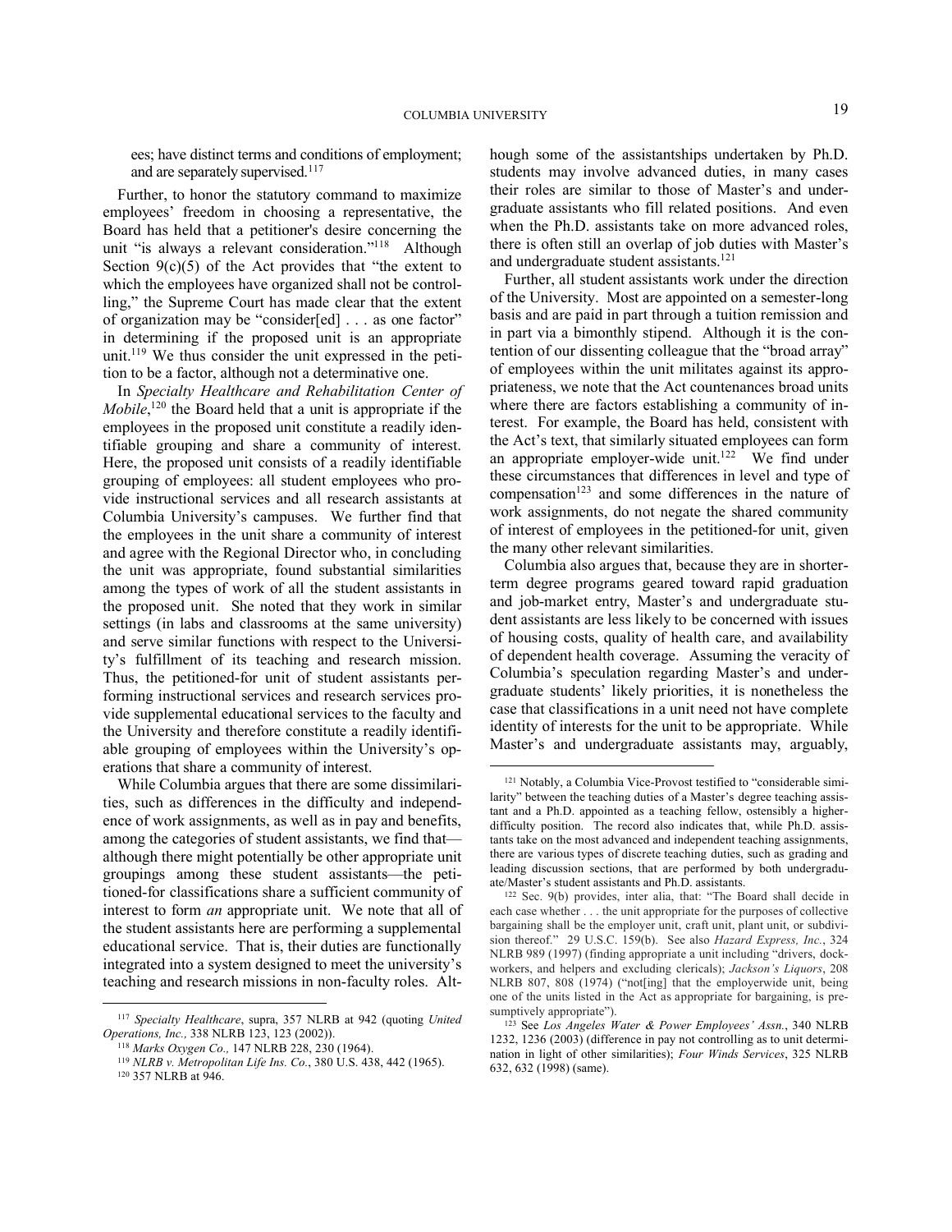ees; have distinct terms and conditions of employment; and are separately supervised.[117]

Further, to honor the statutory command to maximize employees' freedom in choosing a representative, the Board has held that a petitioner's desire concerning the unit "is always a relevant consideration."[118] Although Section 9(c)(5) of the Act provides that "the extent to which the employees have organized shall not be controlling," the Supreme Court has made clear that the extent of organization may be "consider[ed] . . . as one factor" in determining if the proposed unit is an appropriate unit.[119] We thus consider the unit expressed in the petition to be a factor, although not a determinative one.

In *Specialty Healthcare and Rehabilitation Center of Mobile*,[120] the Board held that a unit is appropriate if the employees in the proposed unit constitute a readily identifiable grouping and share a community of interest. Here, the proposed unit consists of a readily identifiable grouping of employees: all student employees who provide instructional services and all research assistants at Columbia University's campuses. We further find that the employees in the unit share a community of interest and agree with the Regional Director who, in concluding the unit was appropriate, found substantial similarities among the types of work of all the student assistants in the proposed unit. She noted that they work in similar settings (in labs and classrooms at the same university) and serve similar functions with respect to the University's fulfillment of its teaching and research mission. Thus, the petitioned-for unit of student assistants performing instructional services and research services provide supplemental educational services to the faculty and the University and therefore constitute a readily identifiable grouping of employees within the University's operations that share a community of interest.

While Columbia argues that there are some dissimilarities, such as differences in the difficulty and independence of work assignments, as well as in pay and benefits, among the categories of student assistants, we find that—although there might potentially be other appropriate unit groupings among these student assistants—the petitioned-for classifications share a sufficient community of interest to form *an* appropriate unit. We note that all of the student assistants here are performing a supplemental educational service. That is, their duties are functionally integrated into a system designed to meet the university's teaching and research missions in non-faculty roles. Although some of the assistantships undertaken by Ph.D. students may involve advanced duties, in many cases their roles are similar to those of Master's and undergraduate assistants who fill related positions. And even when the Ph.D. assistants take on more advanced roles, there is often still an overlap of job duties with Master's and undergraduate student assistants.[121]

Further, all student assistants work under the direction of the University. Most are appointed on a semester-long basis and are paid in part through a tuition remission and in part via a bimonthly stipend. Although it is the contention of our dissenting colleague that the "broad array" of employees within the unit militates against its appropriateness, we note that the Act countenances broad units where there are factors establishing a community of interest. For example, the Board has held, consistent with the Act's text, that similarly situated employees can form an appropriate employer-wide unit.[122] We find under these circumstances that differences in level and type of compensation[123] and some differences in the nature of work assignments, do not negate the shared community of interest of employees in the petitioned-for unit, given the many other relevant similarities.

Columbia also argues that, because they are in shorter-term degree programs geared toward rapid graduation and job-market entry, Master's and undergraduate student assistants are less likely to be concerned with issues of housing costs, quality of health care, and availability of dependent health coverage. Assuming the veracity of Columbia's speculation regarding Master's and undergraduate students' likely priorities, it is nonetheless the case that classifications in a unit need not have complete identity of interests for the unit to be appropriate. While Master's and undergraduate assistants may, arguably,

---

[117] *Specialty Healthcare*, supra, 357 NLRB at 942 (quoting *United Operations, Inc.,* 338 NLRB 123, 123 (2002)).

[118] *Marks Oxygen Co.,* 147 NLRB 228, 230 (1964).

[119] *NLRB v. Metropolitan Life Ins. Co.*, 380 U.S. 438, 442 (1965).

[120] 357 NLRB at 946.

[121] Notably, a Columbia Vice-Provost testified to "considerable similarity" between the teaching duties of a Master's degree teaching assistant and a Ph.D. appointed as a teaching fellow, ostensibly a higher-difficulty position. The record also indicates that, while Ph.D. assistants take on the most advanced and independent teaching assignments, there are various types of discrete teaching duties, such as grading and leading discussion sections, that are performed by both undergraduate/Master's student assistants and Ph.D. assistants.

[122] Sec. 9(b) provides, inter alia, that: "The Board shall decide in each case whether . . . the unit appropriate for the purposes of collective bargaining shall be the employer unit, craft unit, plant unit, or subdivision thereof." 29 U.S.C. 159(b). See also *Hazard Express, Inc.*, 324 NLRB 989 (1997) (finding appropriate a unit including "drivers, dockworkers, and helpers and excluding clericals); *Jackson's Liquors*, 208 NLRB 807, 808 (1974) ("not[ing] that the employerwide unit, being one of the units listed in the Act as appropriate for bargaining, is presumptively appropriate").

[123] See *Los Angeles Water & Power Employees' Assn.*, 340 NLRB 1232, 1236 (2003) (difference in pay not controlling as to unit determination in light of other similarities); *Four Winds Services*, 325 NLRB 632, 632 (1998) (same).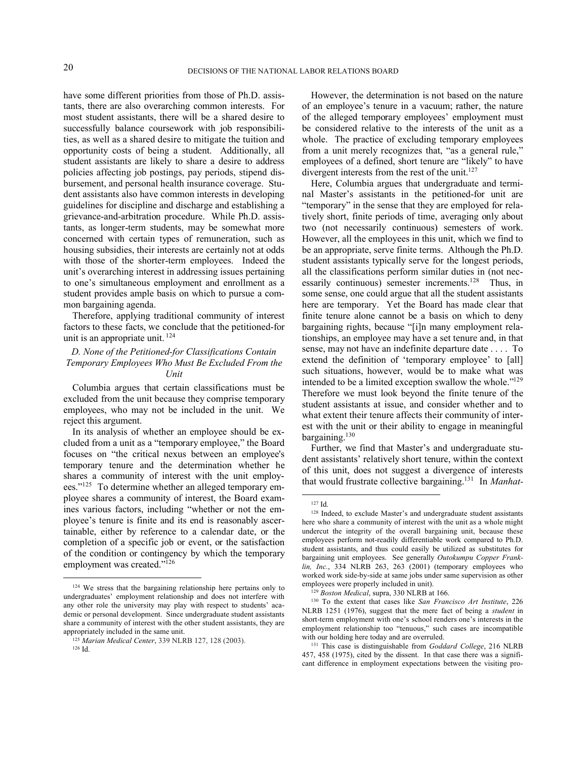have some different priorities from those of Ph.D. assistants, there are also overarching common interests. For most student assistants, there will be a shared desire to successfully balance coursework with job responsibilities, as well as a shared desire to mitigate the tuition and opportunity costs of being a student. Additionally, all student assistants are likely to share a desire to address policies affecting job postings, pay periods, stipend disbursement, and personal health insurance coverage. Student assistants also have common interests in developing guidelines for discipline and discharge and establishing a grievance-and-arbitration procedure. While Ph.D. assistants, as longer-term students, may be somewhat more concerned with certain types of remuneration, such as housing subsidies, their interests are certainly not at odds with those of the shorter-term employees. Indeed the unit's overarching interest in addressing issues pertaining to one's simultaneous employment and enrollment as a student provides ample basis on which to pursue a common bargaining agenda.

Therefore, applying traditional community of interest factors to these facts, we conclude that the petitioned-for unit is an appropriate unit.[124]

### *D. None of the Petitioned-for Classifications Contain Temporary Employees Who Must Be Excluded From the Unit*

Columbia argues that certain classifications must be excluded from the unit because they comprise temporary employees, who may not be included in the unit. We reject this argument.

In its analysis of whether an employee should be excluded from a unit as a "temporary employee," the Board focuses on "the critical nexus between an employee's temporary tenure and the determination whether he shares a community of interest with the unit employees."[125] To determine whether an alleged temporary employee shares a community of interest, the Board examines various factors, including "whether or not the employee's tenure is finite and its end is reasonably ascertainable, either by reference to a calendar date, or the completion of a specific job or event, or the satisfaction of the condition or contingency by which the temporary employment was created."[126]

However, the determination is not based on the nature of an employee's tenure in a vacuum; rather, the nature of the alleged temporary employees' employment must be considered relative to the interests of the unit as a whole. The practice of excluding temporary employees from a unit merely recognizes that, "as a general rule," employees of a defined, short tenure are "likely" to have divergent interests from the rest of the unit.[127]

Here, Columbia argues that undergraduate and terminal Master's assistants in the petitioned-for unit are "temporary" in the sense that they are employed for relatively short, finite periods of time, averaging only about two (not necessarily continuous) semesters of work. However, all the employees in this unit, which we find to be an appropriate, serve finite terms. Although the Ph.D. student assistants typically serve for the longest periods, all the classifications perform similar duties in (not necessarily continuous) semester increments.[128] Thus, in some sense, one could argue that all the student assistants here are temporary. Yet the Board has made clear that finite tenure alone cannot be a basis on which to deny bargaining rights, because "[i]n many employment relationships, an employee may have a set tenure and, in that sense, may not have an indefinite departure date . . . . To extend the definition of 'temporary employee' to [all] such situations, however, would be to make what was intended to be a limited exception swallow the whole."[129] Therefore we must look beyond the finite tenure of the student assistants at issue, and consider whether and to what extent their tenure affects their community of interest with the unit or their ability to engage in meaningful bargaining.[130]

Further, we find that Master's and undergraduate student assistants' relatively short tenure, within the context of this unit, does not suggest a divergence of interests that would frustrate collective bargaining.[131] In *Manhat-*

---

[124] We stress that the bargaining relationship here pertains only to undergraduates' employment relationship and does not interfere with any other role the university may play with respect to students' academic or personal development. Since undergraduate student assistants share a community of interest with the other student assistants, they are appropriately included in the same unit.

[125] *Marian Medical Center*, 339 NLRB 127, 128 (2003).

[126] Id.

[127] Id.

[128] Indeed, to exclude Master's and undergraduate student assistants here who share a community of interest with the unit as a whole might undercut the integrity of the overall bargaining unit, because these employees perform not-readily differentiable work compared to Ph.D. student assistants, and thus could easily be utilized as substitutes for bargaining unit employees. See generally *Outokumpu Copper Franklin, Inc.*, 334 NLRB 263, 263 (2001) (temporary employees who worked work side-by-side at same jobs under same supervision as other employees were properly included in unit).

[129] *Boston Medical*, supra, 330 NLRB at 166.

[130] To the extent that cases like *San Francisco Art Institute*, 226 NLRB 1251 (1976), suggest that the mere fact of being a *student* in short-term employment with one's school renders one's interests in the employment relationship too "tenuous," such cases are incompatible with our holding here today and are overruled.

[131] This case is distinguishable from *Goddard College*, 216 NLRB 457, 458 (1975), cited by the dissent. In that case there was a significant difference in employment expectations between the visiting pro-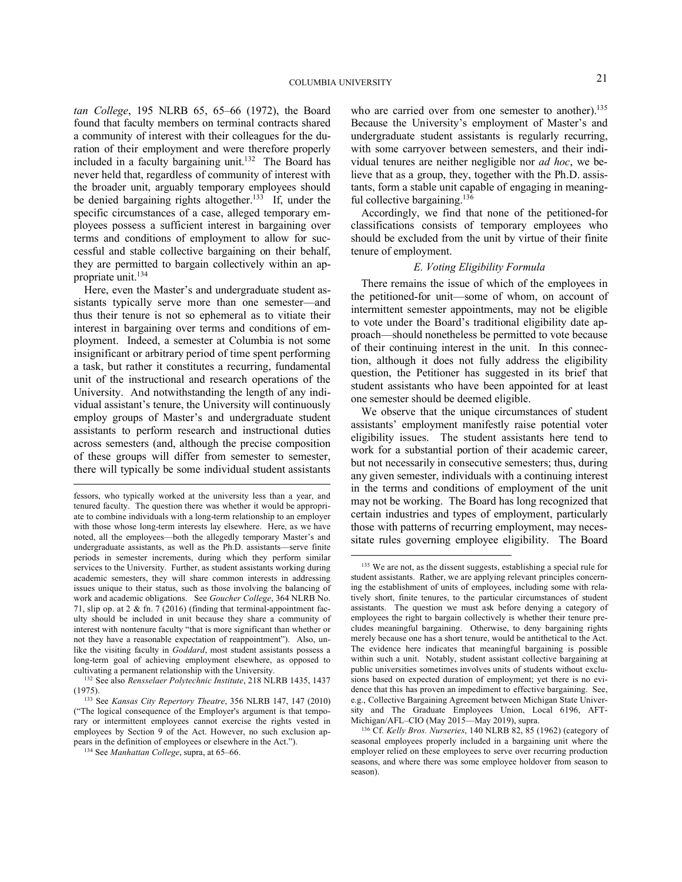*tan College*, 195 NLRB 65, 65–66 (1972), the Board found that faculty members on terminal contracts shared a community of interest with their colleagues for the duration of their employment and were therefore properly included in a faculty bargaining unit.[132] The Board has never held that, regardless of community of interest with the broader unit, arguably temporary employees should be denied bargaining rights altogether.[133] If, under the specific circumstances of a case, alleged temporary employees possess a sufficient interest in bargaining over terms and conditions of employment to allow for successful and stable collective bargaining on their behalf, they are permitted to bargain collectively within an appropriate unit.[134]

Here, even the Master's and undergraduate student assistants typically serve more than one semester—and thus their tenure is not so ephemeral as to vitiate their interest in bargaining over terms and conditions of employment. Indeed, a semester at Columbia is not some insignificant or arbitrary period of time spent performing a task, but rather it constitutes a recurring, fundamental unit of the instructional and research operations of the University. And notwithstanding the length of any individual assistant's tenure, the University will continuously employ groups of Master's and undergraduate student assistants to perform research and instructional duties across semesters (and, although the precise composition of these groups will differ from semester to semester, there will typically be some individual student assistants who are carried over from one semester to another).[135] Because the University's employment of Master's and undergraduate student assistants is regularly recurring, with some carryover between semesters, and their individual tenures are neither negligible nor *ad hoc*, we believe that as a group, they, together with the Ph.D. assistants, form a stable unit capable of engaging in meaningful collective bargaining.[136]

Accordingly, we find that none of the petitioned-for classifications consists of temporary employees who should be excluded from the unit by virtue of their finite tenure of employment.

### *E. Voting Eligibility Formula*

There remains the issue of which of the employees in the petitioned-for unit—some of whom, on account of intermittent semester appointments, may not be eligible to vote under the Board's traditional eligibility date approach—should nonetheless be permitted to vote because of their continuing interest in the unit. In this connection, although it does not fully address the eligibility question, the Petitioner has suggested in its brief that student assistants who have been appointed for at least one semester should be deemed eligible.

We observe that the unique circumstances of student assistants' employment manifestly raise potential voter eligibility issues. The student assistants here tend to work for a substantial portion of their academic career, but not necessarily in consecutive semesters; thus, during any given semester, individuals with a continuing interest in the terms and conditions of employment of the unit may not be working. The Board has long recognized that certain industries and types of employment, particularly those with patterns of recurring employment, may necessitate rules governing employee eligibility. The Board

---

fessors, who typically worked at the university less than a year, and tenured faculty. The question there was whether it would be appropriate to combine individuals with a long-term relationship to an employer with those whose long-term interests lay elsewhere. Here, as we have noted, all the employees—both the allegedly temporary Master's and undergraduate assistants, as well as the Ph.D. assistants—serve finite periods in semester increments, during which they perform similar services to the University. Further, as student assistants working during academic semesters, they will share common interests in addressing issues unique to their status, such as those involving the balancing of work and academic obligations. See *Goucher College*, 364 NLRB No. 71, slip op. at 2 & fn. 7 (2016) (finding that terminal-appointment faculty should be included in unit because they share a community of interest with nontenure faculty "that is more significant than whether or not they have a reasonable expectation of reappointment"). Also, unlike the visiting faculty in *Goddard*, most student assistants possess a long-term goal of achieving employment elsewhere, as opposed to cultivating a permanent relationship with the University.

[132] See also *Rensselaer Polytechnic Institute*, 218 NLRB 1435, 1437 (1975).

[133] See *Kansas City Repertory Theatre*, 356 NLRB 147, 147 (2010) ("The logical consequence of the Employer's argument is that temporary or intermittent employees cannot exercise the rights vested in employees by Section 9 of the Act. However, no such exclusion appears in the definition of employees or elsewhere in the Act.").

[134] See *Manhattan College*, supra, at 65–66.

[135] We are not, as the dissent suggests, establishing a special rule for student assistants. Rather, we are applying relevant principles concerning the establishment of units of employees, including some with relatively short, finite tenures, to the particular circumstances of student assistants. The question we must ask before denying a category of employees the right to bargain collectively is whether their tenure precludes meaningful bargaining. Otherwise, to deny bargaining rights merely because one has a short tenure, would be antithetical to the Act. The evidence here indicates that meaningful bargaining is possible within such a unit. Notably, student assistant collective bargaining at public universities sometimes involves units of students without exclusions based on expected duration of employment; yet there is no evidence that this has proven an impediment to effective bargaining. See, e.g., Collective Bargaining Agreement between Michigan State University and The Graduate Employees Union, Local 6196, AFT-Michigan/AFL–CIO (May 2015—May 2019), supra.

[136] Cf. *Kelly Bros. Nurseries*, 140 NLRB 82, 85 (1962) (category of seasonal employees properly included in a bargaining unit where the employer relied on these employees to serve over recurring production seasons, and where there was some employee holdover from season to season).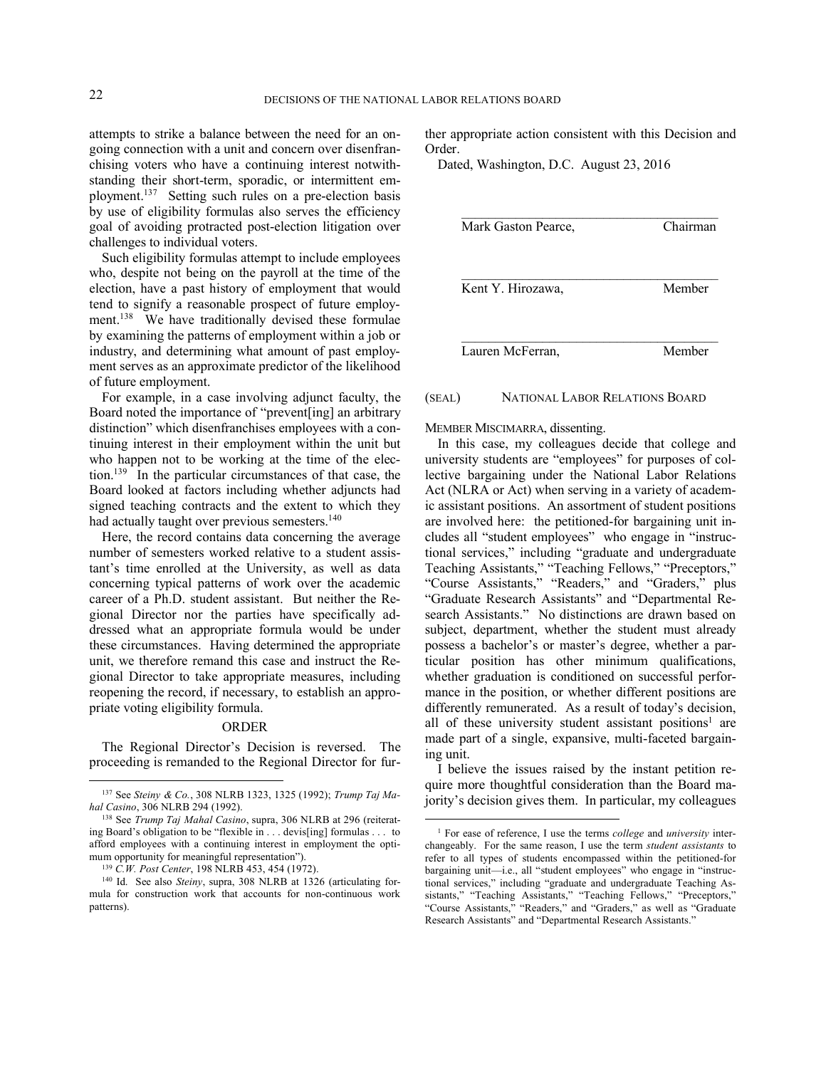attempts to strike a balance between the need for an ongoing connection with a unit and concern over disenfranchising voters who have a continuing interest notwithstanding their short-term, sporadic, or intermittent employment.[137] Setting such rules on a pre-election basis by use of eligibility formulas also serves the efficiency goal of avoiding protracted post-election litigation over challenges to individual voters.

Such eligibility formulas attempt to include employees who, despite not being on the payroll at the time of the election, have a past history of employment that would tend to signify a reasonable prospect of future employment.[138] We have traditionally devised these formulae by examining the patterns of employment within a job or industry, and determining what amount of past employment serves as an approximate predictor of the likelihood of future employment.

For example, in a case involving adjunct faculty, the Board noted the importance of "prevent[ing] an arbitrary distinction" which disenfranchises employees with a continuing interest in their employment within the unit but who happen not to be working at the time of the election.[139] In the particular circumstances of that case, the Board looked at factors including whether adjuncts had signed teaching contracts and the extent to which they had actually taught over previous semesters.[140]

Here, the record contains data concerning the average number of semesters worked relative to a student assistant's time enrolled at the University, as well as data concerning typical patterns of work over the academic career of a Ph.D. student assistant. But neither the Regional Director nor the parties have specifically addressed what an appropriate formula would be under these circumstances. Having determined the appropriate unit, we therefore remand this case and instruct the Regional Director to take appropriate measures, including reopening the record, if necessary, to establish an appropriate voting eligibility formula.

## ORDER

The Regional Director's Decision is reversed. The proceeding is remanded to the Regional Director for further appropriate action consistent with this Decision and Order.

Dated, Washington, D.C. August 23, 2016

______________________________________
Mark Gaston Pearce, Chairman

______________________________________
Kent Y. Hirozawa, Member

______________________________________
Lauren McFerran, Member

(SEAL) NATIONAL LABOR RELATIONS BOARD

MEMBER MISCIMARRA, dissenting.

In this case, my colleagues decide that college and university students are "employees" for purposes of collective bargaining under the National Labor Relations Act (NLRA or Act) when serving in a variety of academic assistant positions. An assortment of student positions are involved here: the petitioned-for bargaining unit includes all "student employees" who engage in "instructional services," including "graduate and undergraduate Teaching Assistants," "Teaching Fellows," "Preceptors," "Course Assistants," "Readers," and "Graders," plus "Graduate Research Assistants" and "Departmental Research Assistants." No distinctions are drawn based on subject, department, whether the student must already possess a bachelor's or master's degree, whether a particular position has other minimum qualifications, whether graduation is conditioned on successful performance in the position, or whether different positions are differently remunerated. As a result of today's decision, all of these university student assistant positions[1] are made part of a single, expansive, multi-faceted bargaining unit.

I believe the issues raised by the instant petition require more thoughtful consideration than the Board majority's decision gives them. In particular, my colleagues

---

[137] See *Steiny & Co.*, 308 NLRB 1323, 1325 (1992); *Trump Taj Mahal Casino*, 306 NLRB 294 (1992).

[138] See *Trump Taj Mahal Casino*, supra, 306 NLRB at 296 (reiterating Board's obligation to be "flexible in . . . devis[ing] formulas . . . to afford employees with a continuing interest in employment the optimum opportunity for meaningful representation").

[139] *C.W. Post Center*, 198 NLRB 453, 454 (1972).

[140] Id. See also *Steiny*, supra, 308 NLRB at 1326 (articulating formula for construction work that accounts for non-continuous work patterns).

[1] For ease of reference, I use the terms *college* and *university* interchangeably. For the same reason, I use the term *student assistants* to refer to all types of students encompassed within the petitioned-for bargaining unit—i.e., all "student employees" who engage in "instructional services," including "graduate and undergraduate Teaching Assistants," "Teaching Assistants," "Teaching Fellows," "Preceptors," "Course Assistants," "Readers," and "Graders," as well as "Graduate Research Assistants" and "Departmental Research Assistants."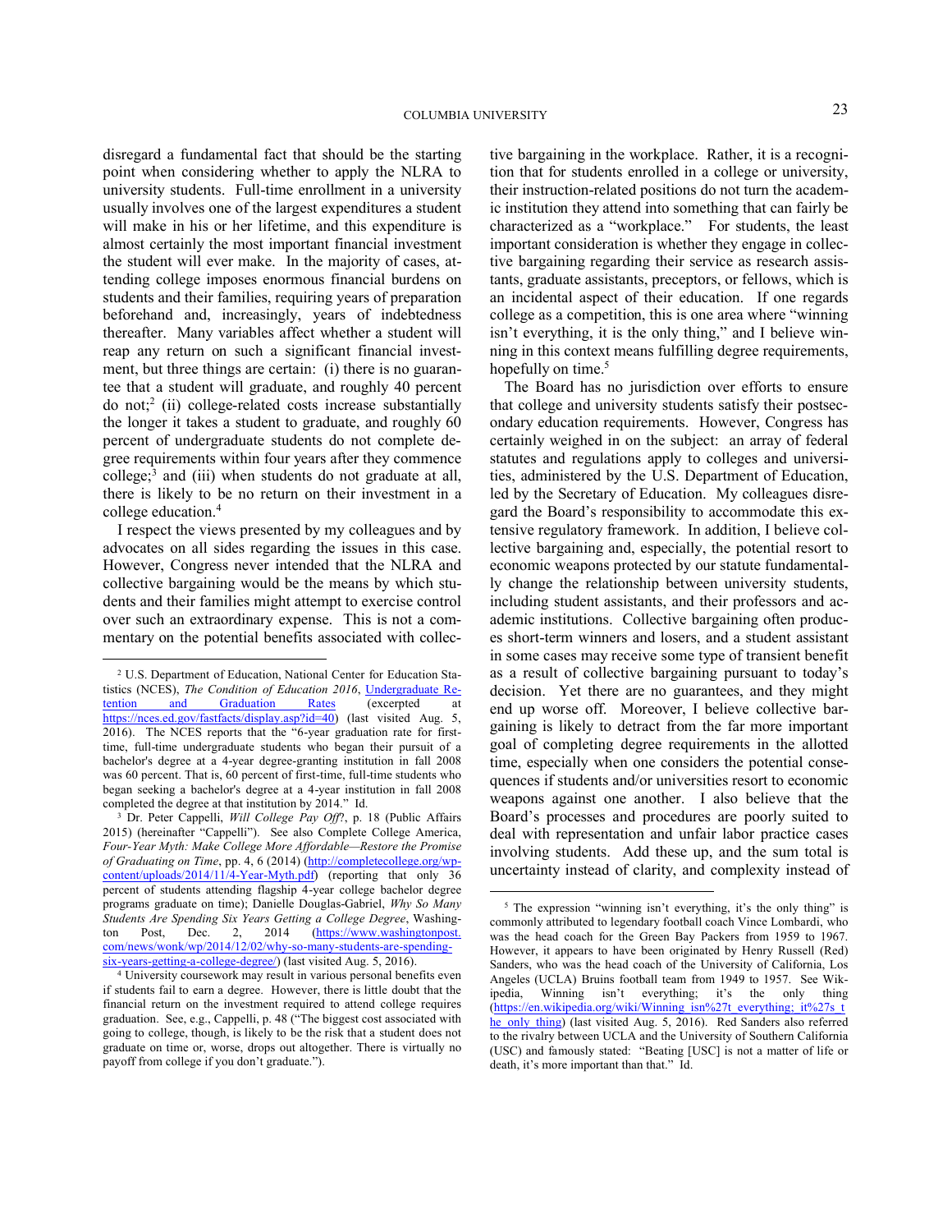disregard a fundamental fact that should be the starting point when considering whether to apply the NLRA to university students. Full-time enrollment in a university usually involves one of the largest expenditures a student will make in his or her lifetime, and this expenditure is almost certainly the most important financial investment the student will ever make. In the majority of cases, attending college imposes enormous financial burdens on students and their families, requiring years of preparation beforehand and, increasingly, years of indebtedness thereafter. Many variables affect whether a student will reap any return on such a significant financial investment, but three things are certain: (i) there is no guarantee that a student will graduate, and roughly 40 percent do not;[2] (ii) college-related costs increase substantially the longer it takes a student to graduate, and roughly 60 percent of undergraduate students do not complete degree requirements within four years after they commence college;[3] and (iii) when students do not graduate at all, there is likely to be no return on their investment in a college education.[4]

I respect the views presented by my colleagues and by advocates on all sides regarding the issues in this case. However, Congress never intended that the NLRA and collective bargaining would be the means by which students and their families might attempt to exercise control over such an extraordinary expense. This is not a commentary on the potential benefits associated with collective bargaining in the workplace. Rather, it is a recognition that for students enrolled in a college or university, their instruction-related positions do not turn the academic institution they attend into something that can fairly be characterized as a "workplace." For students, the least important consideration is whether they engage in collective bargaining regarding their service as research assistants, graduate assistants, preceptors, or fellows, which is an incidental aspect of their education. If one regards college as a competition, this is one area where "winning isn't everything, it is the only thing," and I believe winning in this context means fulfilling degree requirements, hopefully on time.[5]

The Board has no jurisdiction over efforts to ensure that college and university students satisfy their postsecondary education requirements. However, Congress has certainly weighed in on the subject: an array of federal statutes and regulations apply to colleges and universities, administered by the U.S. Department of Education, led by the Secretary of Education. My colleagues disregard the Board's responsibility to accommodate this extensive regulatory framework. In addition, I believe collective bargaining and, especially, the potential resort to economic weapons protected by our statute fundamentally change the relationship between university students, including student assistants, and their professors and academic institutions. Collective bargaining often produces short-term winners and losers, and a student assistant in some cases may receive some type of transient benefit as a result of collective bargaining pursuant to today's decision. Yet there are no guarantees, and they might end up worse off. Moreover, I believe collective bargaining is likely to detract from the far more important goal of completing degree requirements in the allotted time, especially when one considers the potential consequences if students and/or universities resort to economic weapons against one another. I also believe that the Board's processes and procedures are poorly suited to deal with representation and unfair labor practice cases involving students. Add these up, and the sum total is uncertainty instead of clarity, and complexity instead of

---

[2] U.S. Department of Education, National Center for Education Statistics (NCES), *The Condition of Education 2016*, Undergraduate Retention and Graduation Rates (excerpted at https://nces.ed.gov/fastfacts/display.asp?id=40) (last visited Aug. 5, 2016). The NCES reports that the "6-year graduation rate for first-time, full-time undergraduate students who began their pursuit of a bachelor's degree at a 4-year degree-granting institution in fall 2008 was 60 percent. That is, 60 percent of first-time, full-time students who began seeking a bachelor's degree at a 4-year institution in fall 2008 completed the degree at that institution by 2014." Id.

[3] Dr. Peter Cappelli, *Will College Pay Off?*, p. 18 (Public Affairs 2015) (hereinafter "Cappelli"). See also Complete College America, *Four-Year Myth: Make College More Affordable—Restore the Promise of Graduating on Time*, pp. 4, 6 (2014) (http://completecollege.org/wp-content/uploads/2014/11/4-Year-Myth.pdf) (reporting that only 36 percent of students attending flagship 4-year college bachelor degree programs graduate on time); Danielle Douglas-Gabriel, *Why So Many Students Are Spending Six Years Getting a College Degree*, Washington Post, Dec. 2, 2014 (https://www.washingtonpost.com/news/wonk/wp/2014/12/02/why-so-many-students-are-spending-six-years-getting-a-college-degree/) (last visited Aug. 5, 2016).

[4] University coursework may result in various personal benefits even if students fail to earn a degree. However, there is little doubt that the financial return on the investment required to attend college requires graduation. See, e.g., Cappelli, p. 48 ("The biggest cost associated with going to college, though, is likely to be the risk that a student does not graduate on time or, worse, drops out altogether. There is virtually no payoff from college if you don't graduate.").

[5] The expression "winning isn't everything, it's the only thing" is commonly attributed to legendary football coach Vince Lombardi, who was the head coach for the Green Bay Packers from 1959 to 1967. However, it appears to have been originated by Henry Russell (Red) Sanders, who was the head coach of the University of California, Los Angeles (UCLA) Bruins football team from 1949 to 1957. See Wikipedia, Winning isn't everything; it's the only thing (https://en.wikipedia.org/wiki/Winning_isn%27t_everything;_it%27s_the_only_thing) (last visited Aug. 5, 2016). Red Sanders also referred to the rivalry between UCLA and the University of Southern California (USC) and famously stated: "Beating [USC] is not a matter of life or death, it's more important than that." Id.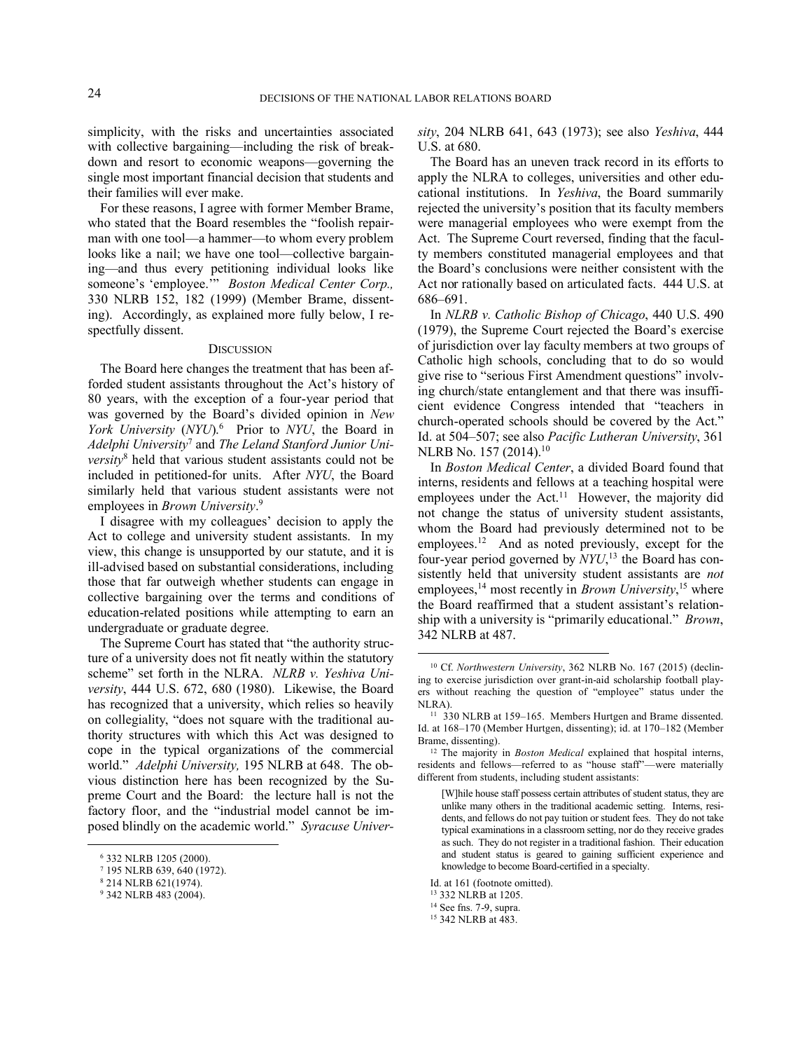simplicity, with the risks and uncertainties associated with collective bargaining—including the risk of breakdown and resort to economic weapons—governing the single most important financial decision that students and their families will ever make.

For these reasons, I agree with former Member Brame, who stated that the Board resembles the "foolish repairman with one tool—a hammer—to whom every problem looks like a nail; we have one tool—collective bargaining—and thus every petitioning individual looks like someone's 'employee.'" *Boston Medical Center Corp.,* 330 NLRB 152, 182 (1999) (Member Brame, dissenting). Accordingly, as explained more fully below, I respectfully dissent.

## DISCUSSION

The Board here changes the treatment that has been afforded student assistants throughout the Act's history of 80 years, with the exception of a four-year period that was governed by the Board's divided opinion in *New York University* (*NYU*).[6] Prior to *NYU*, the Board in *Adelphi University*[7] and *The Leland Stanford Junior University*[8] held that various student assistants could not be included in petitioned-for units. After *NYU*, the Board similarly held that various student assistants were not employees in *Brown University*.[9]

I disagree with my colleagues' decision to apply the Act to college and university student assistants. In my view, this change is unsupported by our statute, and it is ill-advised based on substantial considerations, including those that far outweigh whether students can engage in collective bargaining over the terms and conditions of education-related positions while attempting to earn an undergraduate or graduate degree.

The Supreme Court has stated that "the authority structure of a university does not fit neatly within the statutory scheme" set forth in the NLRA. *NLRB v. Yeshiva University*, 444 U.S. 672, 680 (1980). Likewise, the Board has recognized that a university, which relies so heavily on collegiality, "does not square with the traditional authority structures with which this Act was designed to cope in the typical organizations of the commercial world." *Adelphi University,* 195 NLRB at 648. The obvious distinction here has been recognized by the Supreme Court and the Board: the lecture hall is not the factory floor, and the "industrial model cannot be imposed blindly on the academic world." *Syracuse University*, 204 NLRB 641, 643 (1973); see also *Yeshiva*, 444 U.S. at 680.

The Board has an uneven track record in its efforts to apply the NLRA to colleges, universities and other educational institutions. In *Yeshiva*, the Board summarily rejected the university's position that its faculty members were managerial employees who were exempt from the Act. The Supreme Court reversed, finding that the faculty members constituted managerial employees and that the Board's conclusions were neither consistent with the Act nor rationally based on articulated facts. 444 U.S. at 686–691.

In *NLRB v. Catholic Bishop of Chicago*, 440 U.S. 490 (1979), the Supreme Court rejected the Board's exercise of jurisdiction over lay faculty members at two groups of Catholic high schools, concluding that to do so would give rise to "serious First Amendment questions" involving church/state entanglement and that there was insufficient evidence Congress intended that "teachers in church-operated schools should be covered by the Act." Id. at 504–507; see also *Pacific Lutheran University*, 361 NLRB No. 157 (2014).[10]

In *Boston Medical Center*, a divided Board found that interns, residents and fellows at a teaching hospital were employees under the Act.[11] However, the majority did not change the status of university student assistants, whom the Board had previously determined not to be employees.[12] And as noted previously, except for the four-year period governed by *NYU*,[13] the Board has consistently held that university student assistants are *not* employees,[14] most recently in *Brown University*,[15] where the Board reaffirmed that a student assistant's relationship with a university is "primarily educational." *Brown*, 342 NLRB at 487.

---

[6] 332 NLRB 1205 (2000).

[7] 195 NLRB 639, 640 (1972).

[8] 214 NLRB 621(1974).

[9] 342 NLRB 483 (2004).

[10] Cf. *Northwestern University*, 362 NLRB No. 167 (2015) (declining to exercise jurisdiction over grant-in-aid scholarship football players without reaching the question of "employee" status under the NLRA).

[11] 330 NLRB at 159–165. Members Hurtgen and Brame dissented. Id. at 168–170 (Member Hurtgen, dissenting); id. at 170–182 (Member Brame, dissenting).

[12] The majority in *Boston Medical* explained that hospital interns, residents and fellows—referred to as "house staff"—were materially different from students, including student assistants:

> [W]hile house staff possess certain attributes of student status, they are unlike many others in the traditional academic setting. Interns, residents, and fellows do not pay tuition or student fees. They do not take typical examinations in a classroom setting, nor do they receive grades as such. They do not register in a traditional fashion. Their education and student status is geared to gaining sufficient experience and knowledge to become Board-certified in a specialty.

Id. at 161 (footnote omitted).

[13] 332 NLRB at 1205.

[14] See fns. 7-9, supra.

[15] 342 NLRB at 483.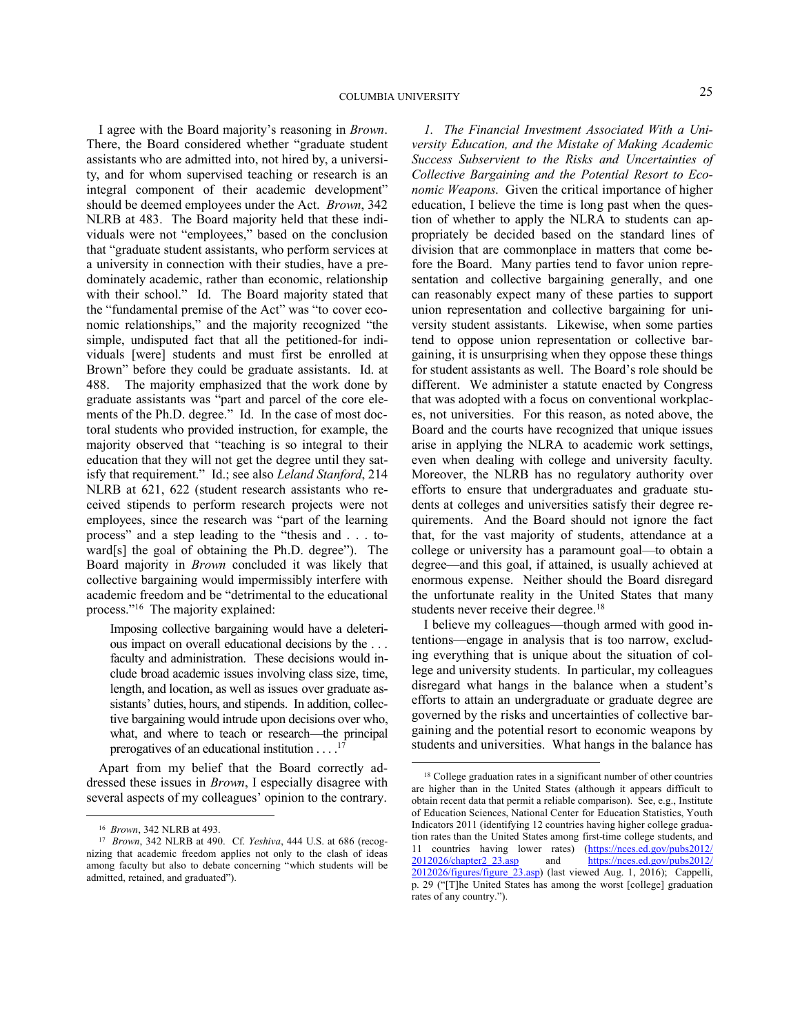I agree with the Board majority's reasoning in *Brown*. There, the Board considered whether "graduate student assistants who are admitted into, not hired by, a university, and for whom supervised teaching or research is an integral component of their academic development" should be deemed employees under the Act. *Brown*, 342 NLRB at 483. The Board majority held that these individuals were not "employees," based on the conclusion that "graduate student assistants, who perform services at a university in connection with their studies, have a predominately academic, rather than economic, relationship with their school." Id. The Board majority stated that the "fundamental premise of the Act" was "to cover economic relationships," and the majority recognized "the simple, undisputed fact that all the petitioned-for individuals [were] students and must first be enrolled at Brown" before they could be graduate assistants. Id. at 488. The majority emphasized that the work done by graduate assistants was "part and parcel of the core elements of the Ph.D. degree." Id. In the case of most doctoral students who provided instruction, for example, the majority observed that "teaching is so integral to their education that they will not get the degree until they satisfy that requirement." Id.; see also *Leland Stanford*, 214 NLRB at 621, 622 (student research assistants who received stipends to perform research projects were not employees, since the research was "part of the learning process" and a step leading to the "thesis and . . . toward[s] the goal of obtaining the Ph.D. degree"). The Board majority in *Brown* concluded it was likely that collective bargaining would impermissibly interfere with academic freedom and be "detrimental to the educational process."[16] The majority explained:

> Imposing collective bargaining would have a deleterious impact on overall educational decisions by the . . . faculty and administration. These decisions would include broad academic issues involving class size, time, length, and location, as well as issues over graduate assistants' duties, hours, and stipends. In addition, collective bargaining would intrude upon decisions over who, what, and where to teach or research—the principal prerogatives of an educational institution . . . .[17]

Apart from my belief that the Board correctly addressed these issues in *Brown*, I especially disagree with several aspects of my colleagues' opinion to the contrary.

*1. The Financial Investment Associated With a University Education, and the Mistake of Making Academic Success Subservient to the Risks and Uncertainties of Collective Bargaining and the Potential Resort to Economic Weapons.* Given the critical importance of higher education, I believe the time is long past when the question of whether to apply the NLRA to students can appropriately be decided based on the standard lines of division that are commonplace in matters that come before the Board. Many parties tend to favor union representation and collective bargaining generally, and one can reasonably expect many of these parties to support union representation and collective bargaining for university student assistants. Likewise, when some parties tend to oppose union representation or collective bargaining, it is unsurprising when they oppose these things for student assistants as well. The Board's role should be different. We administer a statute enacted by Congress that was adopted with a focus on conventional workplaces, not universities. For this reason, as noted above, the Board and the courts have recognized that unique issues arise in applying the NLRA to academic work settings, even when dealing with college and university faculty. Moreover, the NLRB has no regulatory authority over efforts to ensure that undergraduates and graduate students at colleges and universities satisfy their degree requirements. And the Board should not ignore the fact that, for the vast majority of students, attendance at a college or university has a paramount goal—to obtain a degree—and this goal, if attained, is usually achieved at enormous expense. Neither should the Board disregard the unfortunate reality in the United States that many students never receive their degree.[18]

I believe my colleagues—though armed with good intentions—engage in analysis that is too narrow, excluding everything that is unique about the situation of college and university students. In particular, my colleagues disregard what hangs in the balance when a student's efforts to attain an undergraduate or graduate degree are governed by the risks and uncertainties of collective bargaining and the potential resort to economic weapons by students and universities. What hangs in the balance has

---

[16] *Brown*, 342 NLRB at 493.

[17] *Brown*, 342 NLRB at 490. Cf. *Yeshiva*, 444 U.S. at 686 (recognizing that academic freedom applies not only to the clash of ideas among faculty but also to debate concerning "which students will be admitted, retained, and graduated").

[18] College graduation rates in a significant number of other countries are higher than in the United States (although it appears difficult to obtain recent data that permit a reliable comparison). See, e.g., Institute of Education Sciences, National Center for Education Statistics, Youth Indicators 2011 (identifying 12 countries having higher college graduation rates than the United States among first-time college students, and 11 countries having lower rates) (https://nces.ed.gov/pubs2012/2012026/chapter2_23.asp and https://nces.ed.gov/pubs2012/2012026/figures/figure_23.asp) (last viewed Aug. 1, 2016); Cappelli, p. 29 ("[T]he United States has among the worst [college] graduation rates of any country.").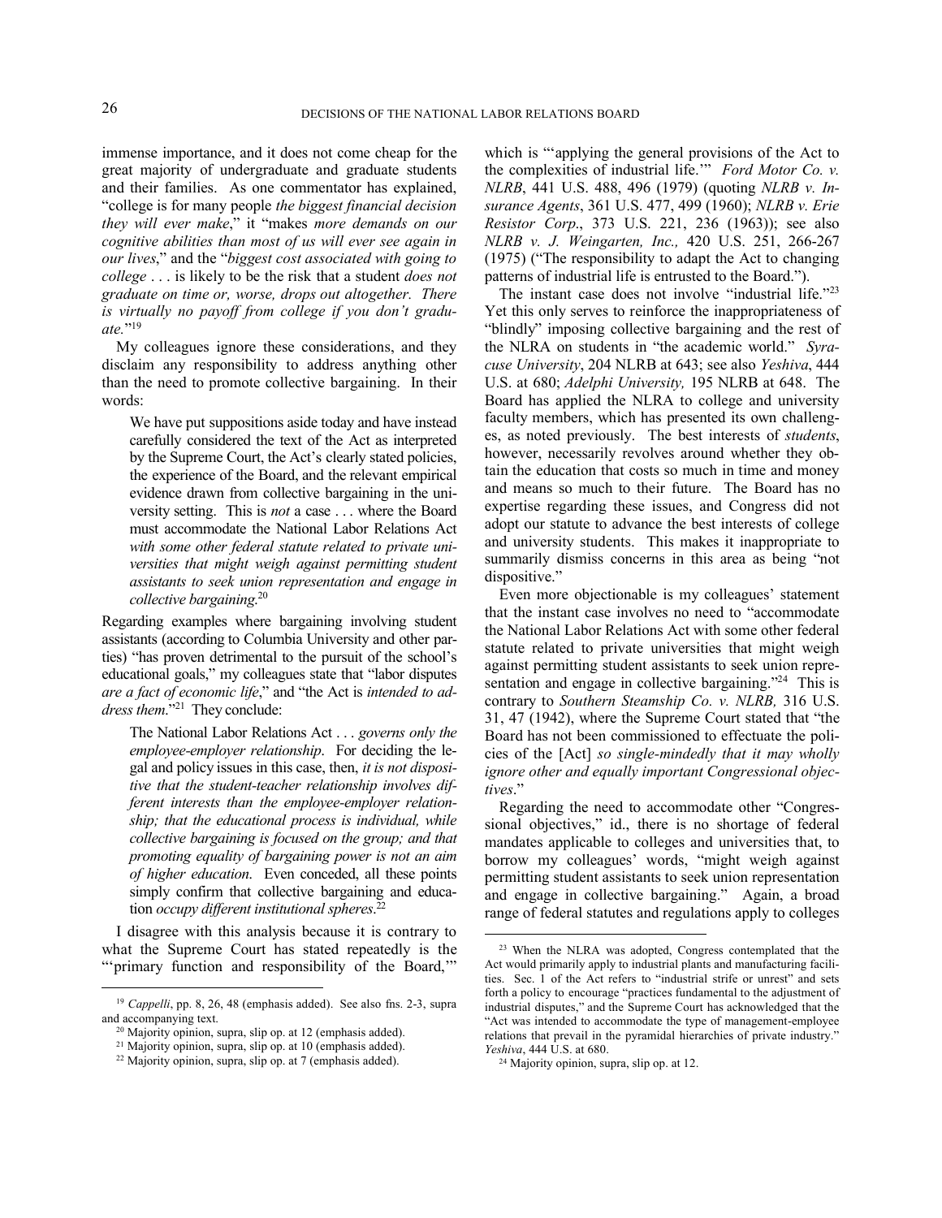immense importance, and it does not come cheap for the great majority of undergraduate and graduate students and their families. As one commentator has explained, "college is for many people *the biggest financial decision they will ever make*," it "makes *more demands on our cognitive abilities than most of us will ever see again in our lives*," and the "*biggest cost associated with going to college* . . . is likely to be the risk that a student *does not graduate on time or, worse, drops out altogether. There is virtually no payoff from college if you don't graduate.*"[19]

My colleagues ignore these considerations, and they disclaim any responsibility to address anything other than the need to promote collective bargaining. In their words:

> We have put suppositions aside today and have instead carefully considered the text of the Act as interpreted by the Supreme Court, the Act's clearly stated policies, the experience of the Board, and the relevant empirical evidence drawn from collective bargaining in the university setting. This is *not* a case . . . where the Board must accommodate the National Labor Relations Act *with some other federal statute related to private universities that might weigh against permitting student assistants to seek union representation and engage in collective bargaining*.[20]

Regarding examples where bargaining involving student assistants (according to Columbia University and other parties) "has proven detrimental to the pursuit of the school's educational goals," my colleagues state that "labor disputes *are a fact of economic life*," and "the Act is *intended to address them*."[21] They conclude:

> The National Labor Relations Act . . . *governs only the employee-employer relationship*. For deciding the legal and policy issues in this case, then, *it is not dispositive that the student-teacher relationship involves different interests than the employee-employer relationship; that the educational process is individual, while collective bargaining is focused on the group; and that promoting equality of bargaining power is not an aim of higher education*. Even conceded, all these points simply confirm that collective bargaining and education *occupy different institutional spheres*.[22]

I disagree with this analysis because it is contrary to what the Supreme Court has stated repeatedly is the "'primary function and responsibility of the Board,'" which is "'applying the general provisions of the Act to the complexities of industrial life.'" *Ford Motor Co. v. NLRB*, 441 U.S. 488, 496 (1979) (quoting *NLRB v. Insurance Agents*, 361 U.S. 477, 499 (1960); *NLRB v. Erie Resistor Corp*., 373 U.S. 221, 236 (1963)); see also *NLRB v. J. Weingarten, Inc.,* 420 U.S. 251, 266-267 (1975) ("The responsibility to adapt the Act to changing patterns of industrial life is entrusted to the Board.").

The instant case does not involve "industrial life."[23] Yet this only serves to reinforce the inappropriateness of "blindly" imposing collective bargaining and the rest of the NLRA on students in "the academic world." *Syracuse University*, 204 NLRB at 643; see also *Yeshiva*, 444 U.S. at 680; *Adelphi University,* 195 NLRB at 648. The Board has applied the NLRA to college and university faculty members, which has presented its own challenges, as noted previously. The best interests of *students*, however, necessarily revolves around whether they obtain the education that costs so much in time and money and means so much to their future. The Board has no expertise regarding these issues, and Congress did not adopt our statute to advance the best interests of college and university students. This makes it inappropriate to summarily dismiss concerns in this area as being "not dispositive."

Even more objectionable is my colleagues' statement that the instant case involves no need to "accommodate the National Labor Relations Act with some other federal statute related to private universities that might weigh against permitting student assistants to seek union representation and engage in collective bargaining."[24] This is contrary to *Southern Steamship Co. v. NLRB,* 316 U.S. 31, 47 (1942), where the Supreme Court stated that "the Board has not been commissioned to effectuate the policies of the [Act] *so single-mindedly that it may wholly ignore other and equally important Congressional objectives*."

Regarding the need to accommodate other "Congressional objectives," id., there is no shortage of federal mandates applicable to colleges and universities that, to borrow my colleagues' words, "might weigh against permitting student assistants to seek union representation and engage in collective bargaining." Again, a broad range of federal statutes and regulations apply to colleges

---

[19] *Cappelli*, pp. 8, 26, 48 (emphasis added). See also fns. 2-3, supra and accompanying text.

[20] Majority opinion, supra, slip op. at 12 (emphasis added).

[21] Majority opinion, supra, slip op. at 10 (emphasis added).

[22] Majority opinion, supra, slip op. at 7 (emphasis added).

[23] When the NLRA was adopted, Congress contemplated that the Act would primarily apply to industrial plants and manufacturing facilities. Sec. 1 of the Act refers to "industrial strife or unrest" and sets forth a policy to encourage "practices fundamental to the adjustment of industrial disputes," and the Supreme Court has acknowledged that the "Act was intended to accommodate the type of management-employee relations that prevail in the pyramidal hierarchies of private industry." *Yeshiva*, 444 U.S. at 680.

[24] Majority opinion, supra, slip op. at 12.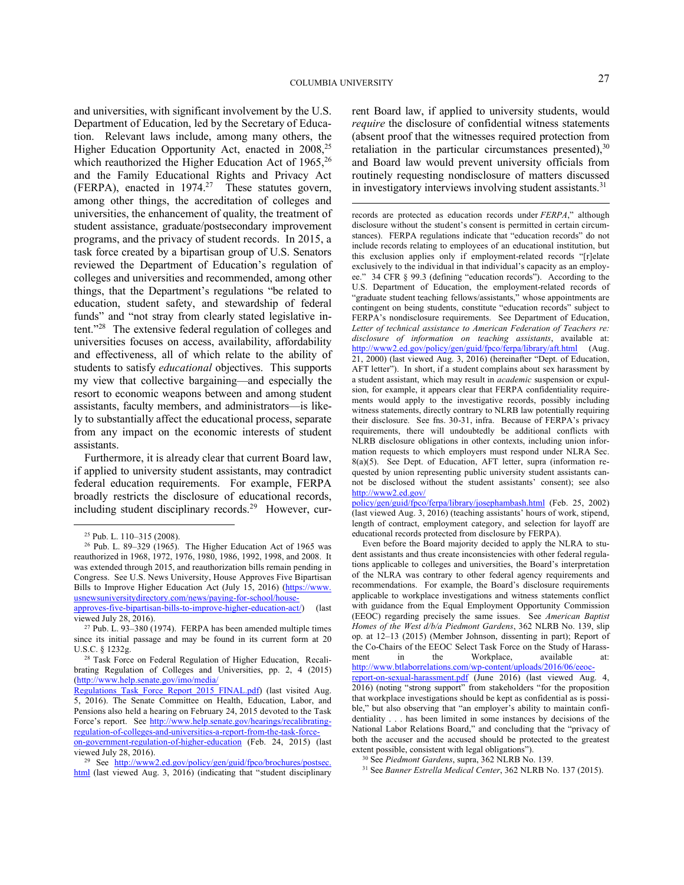and universities, with significant involvement by the U.S. Department of Education, led by the Secretary of Education. Relevant laws include, among many others, the Higher Education Opportunity Act, enacted in 2008,[25] which reauthorized the Higher Education Act of 1965,[26] and the Family Educational Rights and Privacy Act (FERPA), enacted in 1974.[27] These statutes govern, among other things, the accreditation of colleges and universities, the enhancement of quality, the treatment of student assistance, graduate/postsecondary improvement programs, and the privacy of student records. In 2015, a task force created by a bipartisan group of U.S. Senators reviewed the Department of Education's regulation of colleges and universities and recommended, among other things, that the Department's regulations "be related to education, student safety, and stewardship of federal funds" and "not stray from clearly stated legislative intent."[28] The extensive federal regulation of colleges and universities focuses on access, availability, affordability and effectiveness, all of which relate to the ability of students to satisfy *educational* objectives. This supports my view that collective bargaining—and especially the resort to economic weapons between and among student assistants, faculty members, and administrators—is likely to substantially affect the educational process, separate from any impact on the economic interests of student assistants.

Furthermore, it is already clear that current Board law, if applied to university student assistants, may contradict federal education requirements. For example, FERPA broadly restricts the disclosure of educational records, including student disciplinary records.[29] However, current Board law, if applied to university students, would *require* the disclosure of confidential witness statements (absent proof that the witnesses required protection from retaliation in the particular circumstances presented),[30] and Board law would prevent university officials from routinely requesting nondisclosure of matters discussed in investigatory interviews involving student assistants.[31]

---

[25] Pub. L. 110–315 (2008).

[26] Pub. L. 89–329 (1965). The Higher Education Act of 1965 was reauthorized in 1968, 1972, 1976, 1980, 1986, 1992, 1998, and 2008. It was extended through 2015, and reauthorization bills remain pending in Congress. See U.S. News University, House Approves Five Bipartisan Bills to Improve Higher Education Act (July 15, 2016) (https://www.usnewsuniversitydirectory.com/news/paying-for-school/house-approves-five-bipartisan-bills-to-improve-higher-education-act/) (last viewed July 28, 2016).

[27] Pub. L. 93–380 (1974). FERPA has been amended multiple times since its initial passage and may be found in its current form at 20 U.S.C. § 1232g.

[28] Task Force on Federal Regulation of Higher Education, Recalibrating Regulation of Colleges and Universities, pp. 2, 4 (2015) (http://www.help.senate.gov/imo/media/Regulations_Task_Force_Report_2015_FINAL.pdf) (last visited Aug. 5, 2016). The Senate Committee on Health, Education, Labor, and Pensions also held a hearing on February 24, 2015 devoted to the Task Force's report. See http://www.help.senate.gov/hearings/recalibrating-regulation-of-colleges-and-universities-a-report-from-the-task-force-on-government-regulation-of-higher-education (Feb. 24, 2015) (last viewed July 28, 2016).

[29] See http://www2.ed.gov/policy/gen/guid/fpco/brochures/postsec.html (last viewed Aug. 3, 2016) (indicating that "student disciplinary records are protected as education records under *FERPA*," although disclosure without the student's consent is permitted in certain circumstances). FERPA regulations indicate that "education records" do not include records relating to employees of an educational institution, but this exclusion applies only if employment-related records "[r]elate exclusively to the individual in that individual's capacity as an employee." 34 CFR § 99.3 (defining "education records"). According to the U.S. Department of Education, the employment-related records of "graduate student teaching fellows/assistants," whose appointments are contingent on being students, constitute "education records" subject to FERPA's nondisclosure requirements. See Department of Education, *Letter of technical assistance to American Federation of Teachers re: disclosure of information on teaching assistants*, available at: http://www2.ed.gov/policy/gen/guid/fpco/ferpa/library/aft.html (Aug. 21, 2000) (last viewed Aug. 3, 2016) (hereinafter "Dept. of Education, AFT letter"). In short, if a student complains about sex harassment by a student assistant, which may result in *academic* suspension or expulsion, for example, it appears clear that FERPA confidentiality requirements would apply to the investigative records, possibly including witness statements, directly contrary to NLRB law potentially requiring their disclosure. See fns. 30-31, infra. Because of FERPA's privacy requirements, there will undoubtedly be additional conflicts with NLRB disclosure obligations in other contexts, including union information requests to which employers must respond under NLRA Sec. 8(a)(5). See Dept. of Education, AFT letter, supra (information requested by union representing public university student assistants cannot be disclosed without the student assistants' consent); see also http://www2.ed.gov/policy/gen/guid/fpco/ferpa/library/josephambash.html (Feb. 25, 2002) (last viewed Aug. 3, 2016) (teaching assistants' hours of work, stipend, length of contract, employment category, and selection for layoff are educational records protected from disclosure by FERPA).

Even before the Board majority decided to apply the NLRA to student assistants and thus create inconsistencies with other federal regulations applicable to colleges and universities, the Board's interpretation of the NLRA was contrary to other federal agency requirements and recommendations. For example, the Board's disclosure requirements applicable to workplace investigations and witness statements conflict with guidance from the Equal Employment Opportunity Commission (EEOC) regarding precisely the same issues. See *American Baptist Homes of the West d/b/a Piedmont Gardens*, 362 NLRB No. 139, slip op. at 12–13 (2015) (Member Johnson, dissenting in part); Report of the Co-Chairs of the EEOC Select Task Force on the Study of Harassment in the Workplace, available at: http://www.btlaborrelations.com/wp-content/uploads/2016/06/eeoc-report-on-sexual-harassment.pdf (June 2016) (last viewed Aug. 4, 2016) (noting "strong support" from stakeholders "for the proposition that workplace investigations should be kept as confidential as is possible," but also observing that "an employer's ability to maintain confidentiality . . . has been limited in some instances by decisions of the National Labor Relations Board," and concluding that the "privacy of both the accuser and the accused should be protected to the greatest extent possible, consistent with legal obligations").

[30] See *Piedmont Gardens*, supra, 362 NLRB No. 139.

[31] See *Banner Estrella Medical Center*, 362 NLRB No. 137 (2015).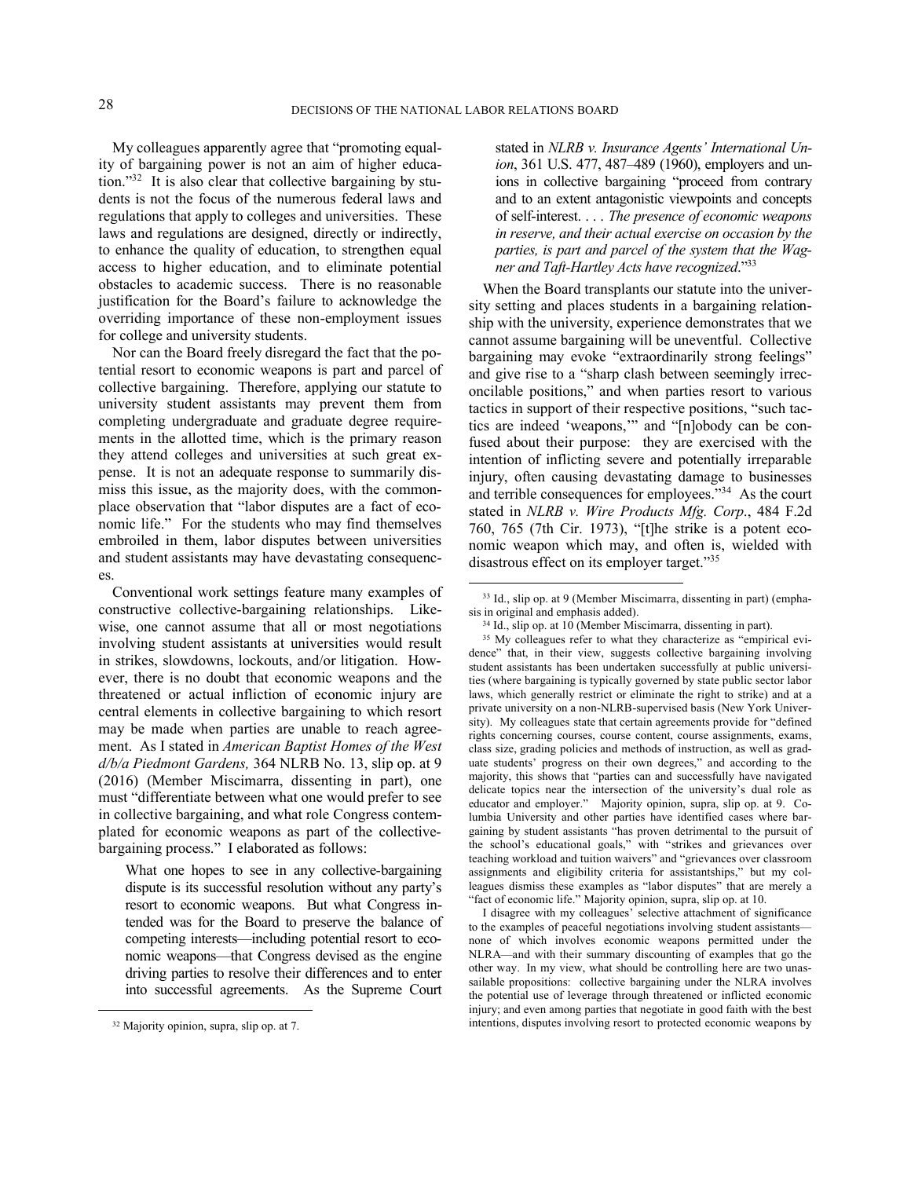My colleagues apparently agree that "promoting equality of bargaining power is not an aim of higher education."[32] It is also clear that collective bargaining by students is not the focus of the numerous federal laws and regulations that apply to colleges and universities. These laws and regulations are designed, directly or indirectly, to enhance the quality of education, to strengthen equal access to higher education, and to eliminate potential obstacles to academic success. There is no reasonable justification for the Board's failure to acknowledge the overriding importance of these non-employment issues for college and university students.

Nor can the Board freely disregard the fact that the potential resort to economic weapons is part and parcel of collective bargaining. Therefore, applying our statute to university student assistants may prevent them from completing undergraduate and graduate degree requirements in the allotted time, which is the primary reason they attend colleges and universities at such great expense. It is not an adequate response to summarily dismiss this issue, as the majority does, with the commonplace observation that "labor disputes are a fact of economic life." For the students who may find themselves embroiled in them, labor disputes between universities and student assistants may have devastating consequences.

Conventional work settings feature many examples of constructive collective-bargaining relationships. Likewise, one cannot assume that all or most negotiations involving student assistants at universities would result in strikes, slowdowns, lockouts, and/or litigation. However, there is no doubt that economic weapons and the threatened or actual infliction of economic injury are central elements in collective bargaining to which resort may be made when parties are unable to reach agreement. As I stated in *American Baptist Homes of the West d/b/a Piedmont Gardens,* 364 NLRB No. 13, slip op. at 9 (2016) (Member Miscimarra, dissenting in part), one must "differentiate between what one would prefer to see in collective bargaining, and what role Congress contemplated for economic weapons as part of the collective-bargaining process." I elaborated as follows:

> What one hopes to see in any collective-bargaining dispute is its successful resolution without any party's resort to economic weapons. But what Congress intended was for the Board to preserve the balance of competing interests—including potential resort to economic weapons—that Congress devised as the engine driving parties to resolve their differences and to enter into successful agreements. As the Supreme Court stated in *NLRB v. Insurance Agents' International Union*, 361 U.S. 477, 487–489 (1960), employers and unions in collective bargaining "proceed from contrary and to an extent antagonistic viewpoints and concepts of self-interest. . . . *The presence of economic weapons in reserve, and their actual exercise on occasion by the parties, is part and parcel of the system that the Wagner and Taft-Hartley Acts have recognized*."[33]

When the Board transplants our statute into the university setting and places students in a bargaining relationship with the university, experience demonstrates that we cannot assume bargaining will be uneventful. Collective bargaining may evoke "extraordinarily strong feelings" and give rise to a "sharp clash between seemingly irreconcilable positions," and when parties resort to various tactics in support of their respective positions, "such tactics are indeed 'weapons,'" and "[n]obody can be confused about their purpose: they are exercised with the intention of inflicting severe and potentially irreparable injury, often causing devastating damage to businesses and terrible consequences for employees."[34] As the court stated in *NLRB v. Wire Products Mfg. Corp*., 484 F.2d 760, 765 (7th Cir. 1973), "[t]he strike is a potent economic weapon which may, and often is, wielded with disastrous effect on its employer target."[35]

---

[32] Majority opinion, supra, slip op. at 7.

[33] Id., slip op. at 9 (Member Miscimarra, dissenting in part) (emphasis in original and emphasis added).

[34] Id., slip op. at 10 (Member Miscimarra, dissenting in part).

[35] My colleagues refer to what they characterize as "empirical evidence" that, in their view, suggests collective bargaining involving student assistants has been undertaken successfully at public universities (where bargaining is typically governed by state public sector labor laws, which generally restrict or eliminate the right to strike) and at a private university on a non-NLRB-supervised basis (New York University). My colleagues state that certain agreements provide for "defined rights concerning courses, course content, course assignments, exams, class size, grading policies and methods of instruction, as well as graduate students' progress on their own degrees," and according to the majority, this shows that "parties can and successfully have navigated delicate topics near the intersection of the university's dual role as educator and employer." Majority opinion, supra, slip op. at 9. Columbia University and other parties have identified cases where bargaining by student assistants "has proven detrimental to the pursuit of the school's educational goals," with "strikes and grievances over teaching workload and tuition waivers" and "grievances over classroom assignments and eligibility criteria for assistantships," but my colleagues dismiss these examples as "labor disputes" that are merely a "fact of economic life." Majority opinion, supra, slip op. at 10.

I disagree with my colleagues' selective attachment of significance to the examples of peaceful negotiations involving student assistants—none of which involves economic weapons permitted under the NLRA—and with their summary discounting of examples that go the other way. In my view, what should be controlling here are two unassailable propositions: collective bargaining under the NLRA involves the potential use of leverage through threatened or inflicted economic injury; and even among parties that negotiate in good faith with the best intentions, disputes involving resort to protected economic weapons by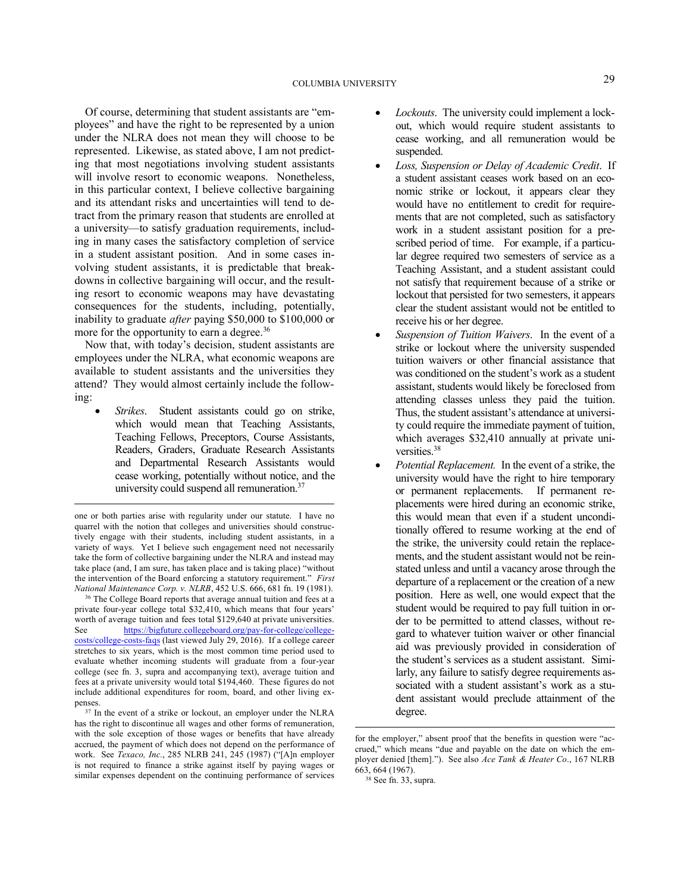Of course, determining that student assistants are "employees" and have the right to be represented by a union under the NLRA does not mean they will choose to be represented. Likewise, as stated above, I am not predicting that most negotiations involving student assistants will involve resort to economic weapons. Nonetheless, in this particular context, I believe collective bargaining and its attendant risks and uncertainties will tend to detract from the primary reason that students are enrolled at a university—to satisfy graduation requirements, including in many cases the satisfactory completion of service in a student assistant position. And in some cases involving student assistants, it is predictable that breakdowns in collective bargaining will occur, and the resulting resort to economic weapons may have devastating consequences for the students, potentially, including, inability to graduate *after* paying $50,000 to $100,000 or more for the opportunity to earn a degree.[36]

Now that, with today's decision, student assistants are employees under the NLRA, what economic weapons are available to student assistants and the universities they attend? They would almost certainly include the following:

- *Strikes*. Student assistants could go on strike, which would mean that Teaching Assistants, Teaching Fellows, Preceptors, Course Assistants, Readers, Graders, Graduate Research Assistants and Departmental Research Assistants would cease working, potentially without notice, and the university could suspend all remuneration.[37]
- *Lockouts*. The university could implement a lockout, which would require student assistants to cease working, and all remuneration would be suspended.
- *Loss, Suspension or Delay of Academic Credit*. If a student assistant ceases work based on an economic strike or lockout, it appears clear they would have no entitlement to credit for requirements that are not completed, such as satisfactory work in a student assistant position for a prescribed period of time. For example, if a particular degree required two semesters of service as a Teaching Assistant, and a student assistant could not satisfy that requirement because of a strike or lockout that persisted for two semesters, it appears clear the student assistant would not be entitled to receive his or her degree.
- *Suspension of Tuition Waivers*. In the event of a strike or lockout where the university suspended tuition waivers or other financial assistance that was conditioned on the student's work as a student assistant, students would likely be foreclosed from attending classes unless they paid the tuition. Thus, the student assistant's attendance at university could require the immediate payment of tuition, which averages $32,410 annually at private universities.[38]
- *Potential Replacement.* In the event of a strike, the university would have the right to hire temporary or permanent replacements. If permanent replacements were hired during an economic strike, this would mean that even if a student unconditionally offered to resume working at the end of the strike, the university could retain the replacements, and the student assistant would not be reinstated unless and until a vacancy arose through the departure of a replacement or the creation of a new position. Here as well, one would expect that the student would be required to pay full tuition in order to be permitted to attend classes, without regard to whatever tuition waiver or other financial aid was previously provided in consideration of the student's services as a student assistant. Similarly, any failure to satisfy degree requirements associated with a student assistant's work as a student assistant would preclude attainment of the degree.

---

one or both parties arise with regularity under our statute. I have no quarrel with the notion that colleges and universities should constructively engage with their students, including student assistants, in a variety of ways. Yet I believe such engagement need not necessarily take the form of collective bargaining under the NLRA and instead may take place (and, I am sure, has taken place and is taking place) "without the intervention of the Board enforcing a statutory requirement." *First National Maintenance Corp. v. NLRB*, 452 U.S. 666, 681 fn. 19 (1981).

[36] The College Board reports that average annual tuition and fees at a private four-year college total $32,410, which means that four years' worth of average tuition and fees total $129,640 at private universities. See https://bigfuture.collegeboard.org/pay-for-college/college-costs/college-costs-faqs (last viewed July 29, 2016). If a college career stretches to six years, which is the most common time period used to evaluate whether incoming students will graduate from a four-year college (see fn. 3, supra and accompanying text), average tuition and fees at a private university would total $194,460. These figures do not include additional expenditures for room, board, and other living expenses.

[37] In the event of a strike or lockout, an employer under the NLRA has the right to discontinue all wages and other forms of remuneration, with the sole exception of those wages or benefits that have already accrued, the payment of which does not depend on the performance of work. See *Texaco, Inc.*, 285 NLRB 241, 245 (1987) ("[A]n employer is not required to finance a strike against itself by paying wages or similar expenses dependent on the continuing performance of services for the employer," absent proof that the benefits in question were "accrued," which means "due and payable on the date on which the employer denied [them]."). See also *Ace Tank & Heater Co*., 167 NLRB 663, 664 (1967).

[38] See fn. 33, supra.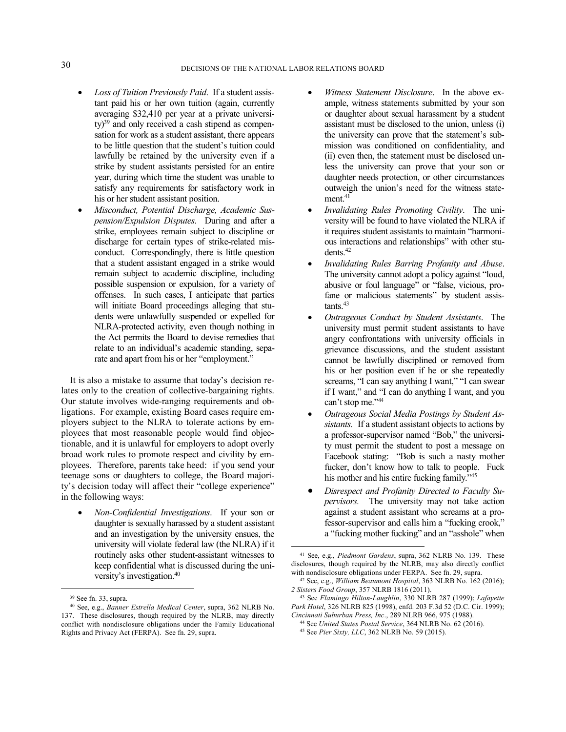- *Loss of Tuition Previously Paid*. If a student assistant paid his or her own tuition (again, currently averaging $32,410 per year at a private university)[39] and only received a cash stipend as compensation for work as a student assistant, there appears to be little question that the student's tuition could lawfully be retained by the university even if a strike by student assistants persisted for an entire year, during which time the student was unable to satisfy any requirements for satisfactory work in his or her student assistant position.
- *Misconduct, Potential Discharge, Academic Suspension/Expulsion Disputes*. During and after a strike, employees remain subject to discipline or discharge for certain types of strike-related misconduct. Correspondingly, there is little question that a student assistant engaged in a strike would remain subject to academic discipline, including possible suspension or expulsion, for a variety of offenses. In such cases, I anticipate that parties will initiate Board proceedings alleging that students were unlawfully suspended or expelled for NLRA-protected activity, even though nothing in the Act permits the Board to devise remedies that relate to an individual's academic standing, separate and apart from his or her "employment."

It is also a mistake to assume that today's decision relates only to the creation of collective-bargaining rights. Our statute involves wide-ranging requirements and obligations. For example, existing Board cases require employers subject to the NLRA to tolerate actions by employees that most reasonable people would find objectionable, and it is unlawful for employers to adopt overly broad work rules to promote respect and civility by employees. Therefore, parents take heed: if you send your teenage sons or daughters to college, the Board majority's decision today will affect their "college experience" in the following ways:

- *Non-Confidential Investigations*. If your son or daughter is sexually harassed by a student assistant and an investigation by the university ensues, the university will violate federal law (the NLRA) if it routinely asks other student-assistant witnesses to keep confidential what is discussed during the university's investigation.[40]
- *Witness Statement Disclosure*. In the above example, witness statements submitted by your son or daughter about sexual harassment by a student assistant must be disclosed to the union, unless (i) the university can prove that the statement's submission was conditioned on confidentiality, and (ii) even then, the statement must be disclosed unless the university can prove that your son or daughter needs protection, or other circumstances outweigh the union's need for the witness statement.[41]
- *Invalidating Rules Promoting Civility*. The university will be found to have violated the NLRA if it requires student assistants to maintain "harmonious interactions and relationships" with other students.[42]
- *Invalidating Rules Barring Profanity and Abuse*. The university cannot adopt a policy against "loud, abusive or foul language" or "false, vicious, profane or malicious statements" by student assistants.[43]
- *Outrageous Conduct by Student Assistants*. The university must permit student assistants to have angry confrontations with university officials in grievance discussions, and the student assistant cannot be lawfully disciplined or removed from his or her position even if he or she repeatedly screams, "I can say anything I want," "I can swear if I want," and "I can do anything I want, and you can't stop me."[44]
- *Outrageous Social Media Postings by Student Assistants.* If a student assistant objects to actions by a professor-supervisor named "Bob," the university must permit the student to post a message on Facebook stating: "Bob is such a nasty mother fucker, don't know how to talk to people. Fuck his mother and his entire fucking family."[45]
- *Disrespect and Profanity Directed to Faculty Supervisors.* The university may not take action against a student assistant who screams at a professor-supervisor and calls him a "fucking crook," a "fucking mother fucking" and an "asshole" when

---

[39] See fn. 33, supra.

[40] See, e.g., *Banner Estrella Medical Center*, supra, 362 NLRB No. 137. These disclosures, though required by the NLRB, may directly conflict with nondisclosure obligations under the Family Educational Rights and Privacy Act (FERPA). See fn. 29, supra.

[41] See, e.g., *Piedmont Gardens*, supra, 362 NLRB No. 139. These disclosures, though required by the NLRB, may also directly conflict with nondisclosure obligations under FERPA. See fn. 29, supra.

[42] See, e.g., *William Beaumont Hospital*, 363 NLRB No. 162 (2016); *2 Sisters Food Group*, 357 NLRB 1816 (2011).

[43] See *Flamingo Hilton-Laughlin*, 330 NLRB 287 (1999); *Lafayette Park Hotel*, 326 NLRB 825 (1998), enfd. 203 F.3d 52 (D.C. Cir. 1999); *Cincinnati Suburban Press, Inc.*, 289 NLRB 966, 975 (1988).

[44] See *United States Postal Service*, 364 NLRB No. 62 (2016).

[45] See *Pier Sixty, LLC*, 362 NLRB No. 59 (2015).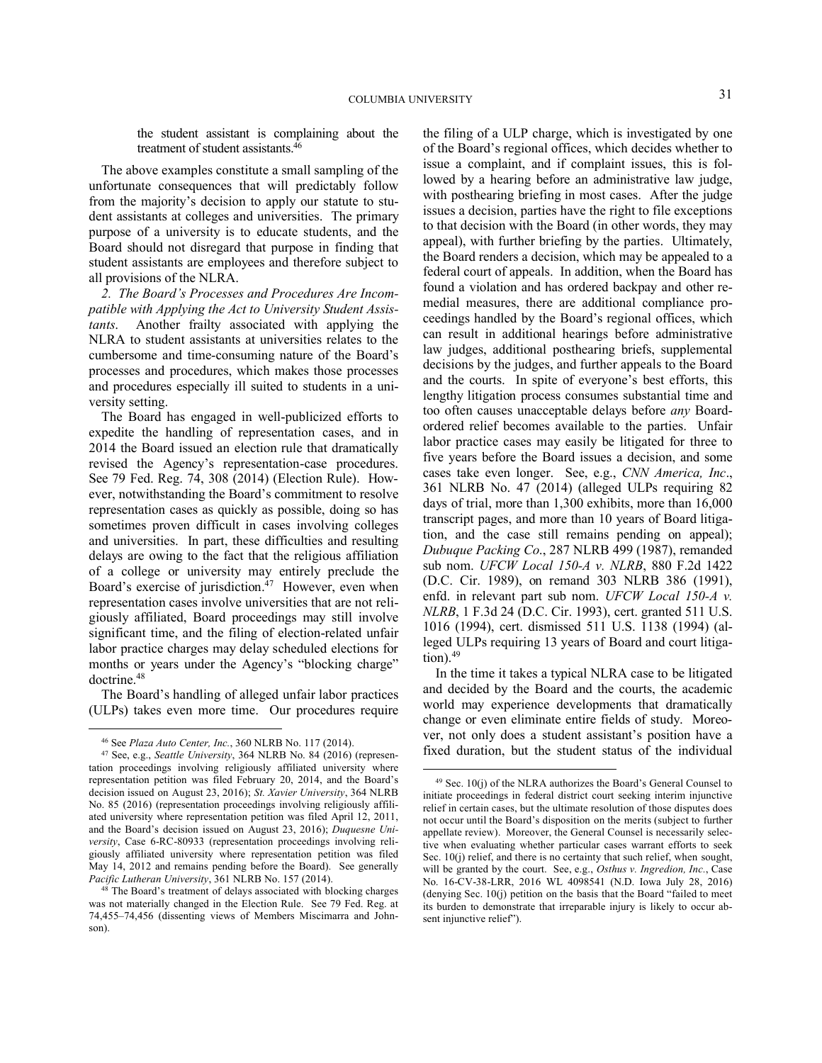the student assistant is complaining about the treatment of student assistants.[46]

The above examples constitute a small sampling of the unfortunate consequences that will predictably follow from the majority's decision to apply our statute to student assistants at colleges and universities. The primary purpose of a university is to educate students, and the Board should not disregard that purpose in finding that student assistants are employees and therefore subject to all provisions of the NLRA.

*2. The Board's Processes and Procedures Are Incompatible with Applying the Act to University Student Assistants*. Another frailty associated with applying the NLRA to student assistants at universities relates to the cumbersome and time-consuming nature of the Board's processes and procedures, which makes those processes and procedures especially ill suited to students in a university setting.

The Board has engaged in well-publicized efforts to expedite the handling of representation cases, and in 2014 the Board issued an election rule that dramatically revised the Agency's representation-case procedures. See 79 Fed. Reg. 74, 308 (2014) (Election Rule). However, notwithstanding the Board's commitment to resolve representation cases as quickly as possible, doing so has sometimes proven difficult in cases involving colleges and universities. In part, these difficulties and resulting delays are owing to the fact that the religious affiliation of a college or university may entirely preclude the Board's exercise of jurisdiction.[47] However, even when representation cases involve universities that are not religiously affiliated, Board proceedings may still involve significant time, and the filing of election-related unfair labor practice charges may delay scheduled elections for months or years under the Agency's "blocking charge" doctrine.[48]

The Board's handling of alleged unfair labor practices (ULPs) takes even more time. Our procedures require the filing of a ULP charge, which is investigated by one of the Board's regional offices, which decides whether to issue a complaint, and if complaint issues, this is followed by a hearing before an administrative law judge, with posthearing briefing in most cases. After the judge issues a decision, parties have the right to file exceptions to that decision with the Board (in other words, they may appeal), with further briefing by the parties. Ultimately, the Board renders a decision, which may be appealed to a federal court of appeals. In addition, when the Board has found a violation and has ordered backpay and other remedial measures, there are additional compliance proceedings handled by the Board's regional offices, which can result in additional hearings before administrative law judges, additional posthearing briefs, supplemental decisions by the judges, and further appeals to the Board and the courts. In spite of everyone's best efforts, this lengthy litigation process consumes substantial time and too often causes unacceptable delays before *any* Board-ordered relief becomes available to the parties. Unfair labor practice cases may easily be litigated for three to five years before the Board issues a decision, and some cases take even longer. See, e.g., *CNN America, Inc*., 361 NLRB No. 47 (2014) (alleged ULPs requiring 82 days of trial, more than 1,300 exhibits, more than 16,000 transcript pages, and more than 10 years of Board litigation, and the case still remains pending on appeal); *Dubuque Packing Co*., 287 NLRB 499 (1987), remanded sub nom. *UFCW Local 150-A v. NLRB*, 880 F.2d 1422 (D.C. Cir. 1989), on remand 303 NLRB 386 (1991), enfd. in relevant part sub nom. *UFCW Local 150-A v. NLRB*, 1 F.3d 24 (D.C. Cir. 1993), cert. granted 511 U.S. 1016 (1994), cert. dismissed 511 U.S. 1138 (1994) (alleged ULPs requiring 13 years of Board and court litigation).[49]

In the time it takes a typical NLRA case to be litigated and decided by the Board and the courts, the academic world may experience developments that dramatically change or even eliminate entire fields of study. Moreover, not only does a student assistant's position have a fixed duration, but the student status of the individual

---

[46] See *Plaza Auto Center, Inc.*, 360 NLRB No. 117 (2014).

[47] See, e.g., *Seattle University*, 364 NLRB No. 84 (2016) (representation proceedings involving religiously affiliated university where representation petition was filed February 20, 2014, and the Board's decision issued on August 23, 2016); *St. Xavier University*, 364 NLRB No. 85 (2016) (representation proceedings involving religiously affiliated university where representation petition was filed April 12, 2011, and the Board's decision issued on August 23, 2016); *Duquesne University*, Case 6-RC-80933 (representation proceedings involving religiously affiliated university where representation petition was filed May 14, 2012 and remains pending before the Board). See generally *Pacific Lutheran University*, 361 NLRB No. 157 (2014).

[48] The Board's treatment of delays associated with blocking charges was not materially changed in the Election Rule. See 79 Fed. Reg. at 74,455–74,456 (dissenting views of Members Miscimarra and Johnson).

[49] Sec. 10(j) of the NLRA authorizes the Board's General Counsel to initiate proceedings in federal district court seeking interim injunctive relief in certain cases, but the ultimate resolution of those disputes does not occur until the Board's disposition on the merits (subject to further appellate review). Moreover, the General Counsel is necessarily selective when evaluating whether particular cases warrant efforts to seek Sec. 10(j) relief, and there is no certainty that such relief, when sought, will be granted by the court. See, e.g., *Osthus v. Ingredion, Inc.*, Case No. 16-CV-38-LRR, 2016 WL 4098541 (N.D. Iowa July 28, 2016) (denying Sec. 10(j) petition on the basis that the Board "failed to meet its burden to demonstrate that irreparable injury is likely to occur absent injunctive relief").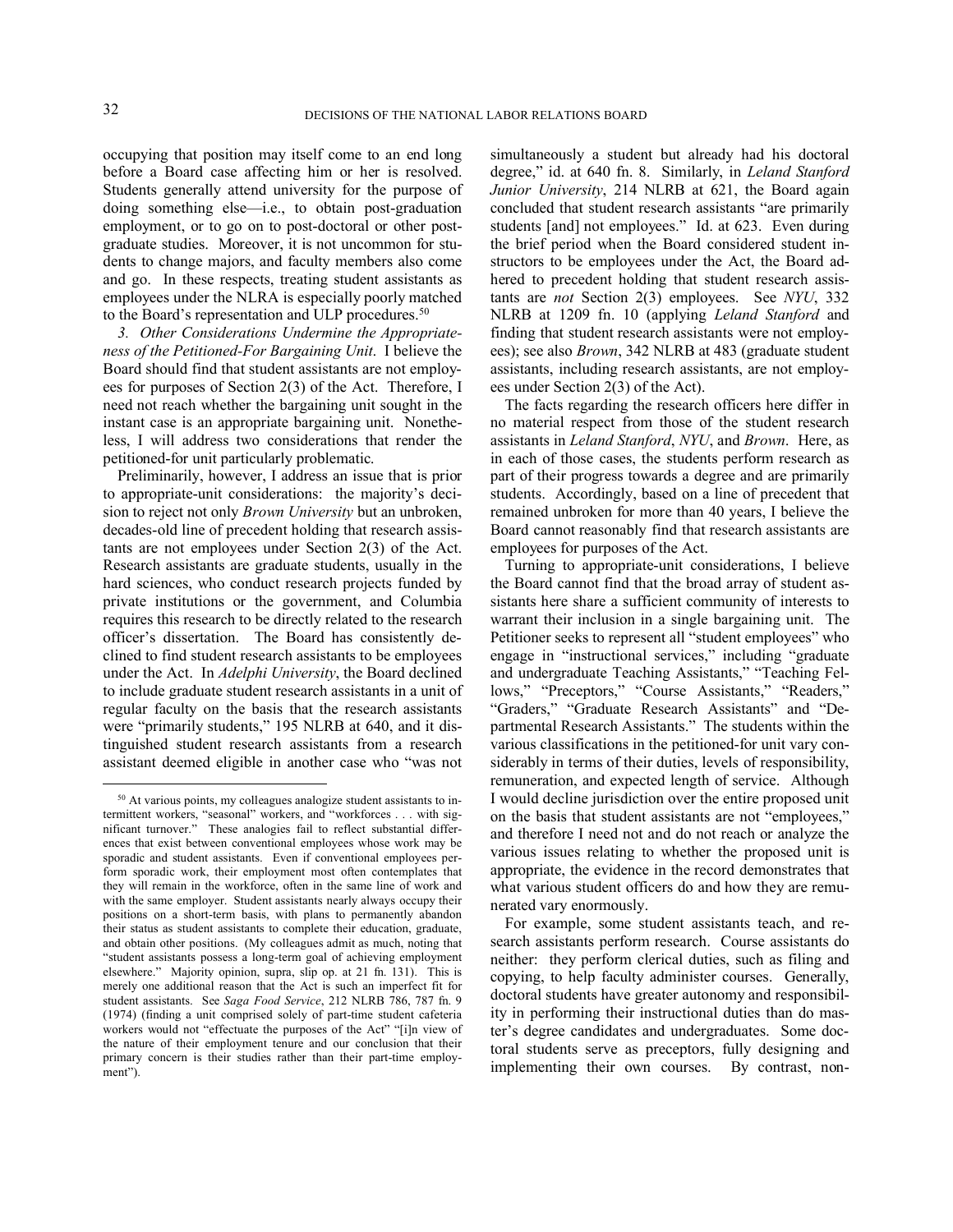occupying that position may itself come to an end long before a Board case affecting him or her is resolved. Students generally attend university for the purpose of doing something else—i.e., to obtain post-graduation employment, or to go on to post-doctoral or other post-graduate studies. Moreover, it is not uncommon for students to change majors, and faculty members also come and go. In these respects, treating student assistants as employees under the NLRA is especially poorly matched to the Board's representation and ULP procedures.[50]

*3. Other Considerations Undermine the Appropriateness of the Petitioned-For Bargaining Unit*. I believe the Board should find that student assistants are not employees for purposes of Section 2(3) of the Act. Therefore, I need not reach whether the bargaining unit sought in the instant case is an appropriate bargaining unit. Nonetheless, I will address two considerations that render the petitioned-for unit particularly problematic.

Preliminarily, however, I address an issue that is prior to appropriate-unit considerations: the majority's decision to reject not only *Brown University* but an unbroken, decades-old line of precedent holding that research assistants are not employees under Section 2(3) of the Act. Research assistants are graduate students, usually in the hard sciences, who conduct research projects funded by private institutions or the government, and Columbia requires this research to be directly related to the research officer's dissertation. The Board has consistently declined to find student research assistants to be employees under the Act. In *Adelphi University*, the Board declined to include graduate student research assistants in a unit of regular faculty on the basis that the research assistants were "primarily students," 195 NLRB at 640, and it distinguished student research assistants from a research assistant deemed eligible in another case who "was not simultaneously a student but already had his doctoral degree," id. at 640 fn. 8. Similarly, in *Leland Stanford Junior University*, 214 NLRB at 621, the Board again concluded that student research assistants "are primarily students [and] not employees." Id. at 623. Even during the brief period when the Board considered student instructors to be employees under the Act, the Board adhered to precedent holding that student research assistants are *not* Section 2(3) employees. See *NYU*, 332 NLRB at 1209 fn. 10 (applying *Leland Stanford* and finding that student research assistants were not employees); see also *Brown*, 342 NLRB at 483 (graduate student assistants, including research assistants, are not employees under Section 2(3) of the Act).

The facts regarding the research officers here differ in no material respect from those of the student research assistants in *Leland Stanford*, *NYU*, and *Brown*. Here, as in each of those cases, the students perform research as part of their progress towards a degree and are primarily students. Accordingly, based on a line of precedent that remained unbroken for more than 40 years, I believe the Board cannot reasonably find that research assistants are employees for purposes of the Act.

Turning to appropriate-unit considerations, I believe the Board cannot find that the broad array of student assistants here share a sufficient community of interests to warrant their inclusion in a single bargaining unit. The Petitioner seeks to represent all "student employees" who engage in "instructional services," including "graduate and undergraduate Teaching Assistants," "Teaching Fellows," "Preceptors," "Course Assistants," "Readers," "Graders," "Graduate Research Assistants" and "Departmental Research Assistants." The students within the various classifications in the petitioned-for unit vary considerably in terms of their duties, levels of responsibility, remuneration, and expected length of service. Although I would decline jurisdiction over the entire proposed unit on the basis that student assistants are not "employees," and therefore I need not and do not reach or analyze the various issues relating to whether the proposed unit is appropriate, the evidence in the record demonstrates that what various student officers do and how they are remunerated vary enormously.

For example, some student assistants teach, and research assistants perform research. Course assistants do neither: they perform clerical duties, such as filing and copying, to help faculty administer courses. Generally, doctoral students have greater autonomy and responsibility in performing their instructional duties than do master's degree candidates and undergraduates. Some doctoral students serve as preceptors, fully designing and implementing their own courses. By contrast, non-

---

[50] At various points, my colleagues analogize student assistants to intermittent workers, "seasonal" workers, and "workforces . . . with significant turnover." These analogies fail to reflect substantial differences that exist between conventional employees whose work may be sporadic and student assistants. Even if conventional employees perform sporadic work, their employment most often contemplates that they will remain in the workforce, often in the same line of work and with the same employer. Student assistants nearly always occupy their positions on a short-term basis, with plans to permanently abandon their status as student assistants to complete their education, graduate, and obtain other positions. (My colleagues admit as much, noting that "student assistants possess a long-term goal of achieving employment elsewhere." Majority opinion, supra, slip op. at 21 fn. 131). This is merely one additional reason that the Act is such an imperfect fit for student assistants. See *Saga Food Service*, 212 NLRB 786, 787 fn. 9 (1974) (finding a unit comprised solely of part-time student cafeteria workers would not "effectuate the purposes of the Act" "[i]n view of the nature of their employment tenure and our conclusion that their primary concern is their studies rather than their part-time employment").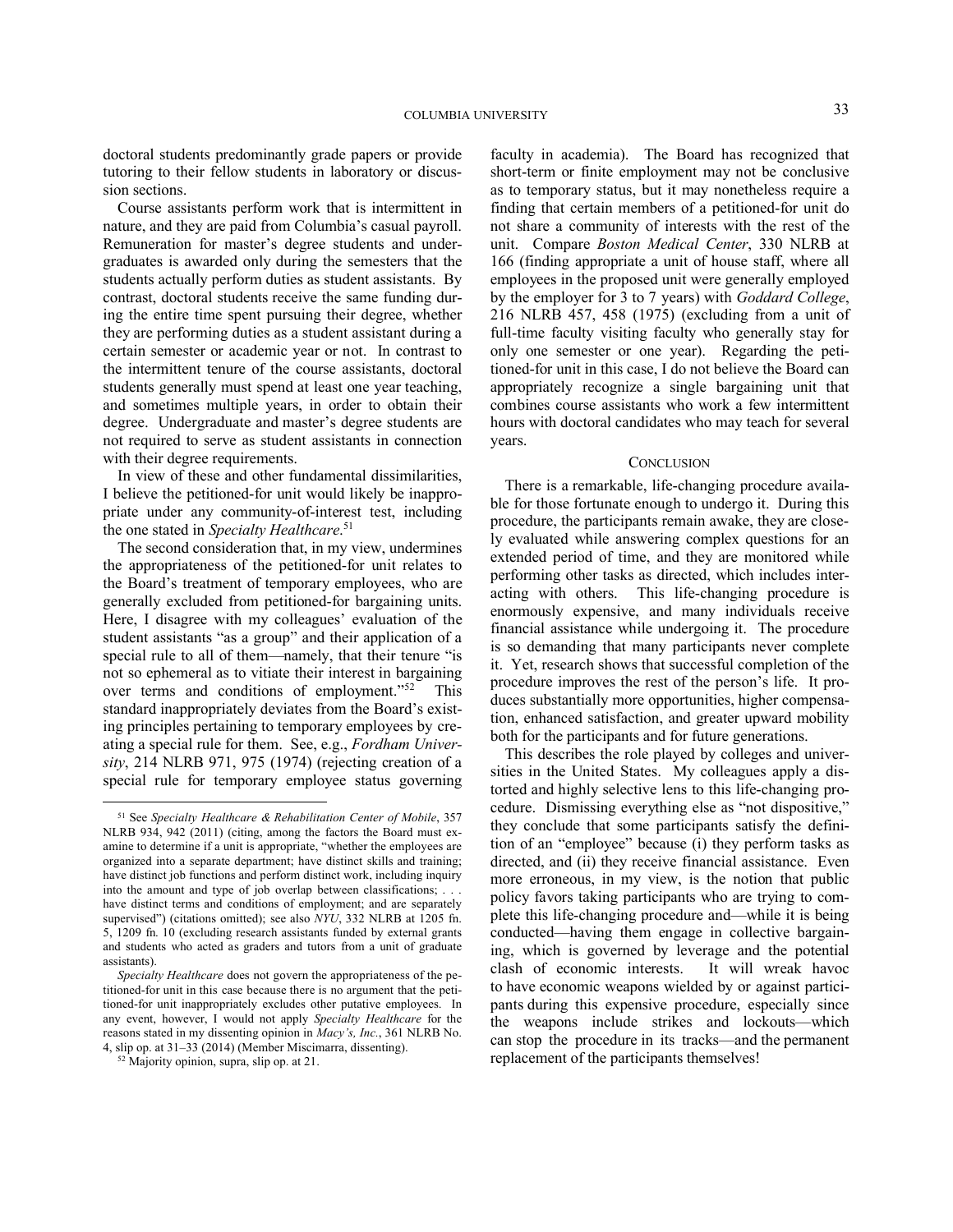doctoral students predominantly grade papers or provide tutoring to their fellow students in laboratory or discussion sections.

Course assistants perform work that is intermittent in nature, and they are paid from Columbia's casual payroll. Remuneration for master's degree students and undergraduates is awarded only during the semesters that the students actually perform duties as student assistants. By contrast, doctoral students receive the same funding during the entire time spent pursuing their degree, whether they are performing duties as a student assistant during a certain semester or academic year or not. In contrast to the intermittent tenure of the course assistants, doctoral students generally must spend at least one year teaching, and sometimes multiple years, in order to obtain their degree. Undergraduate and master's degree students are not required to serve as student assistants in connection with their degree requirements.

In view of these and other fundamental dissimilarities, I believe the petitioned-for unit would likely be inappropriate under any community-of-interest test, including the one stated in *Specialty Healthcare*.[51]

The second consideration that, in my view, undermines the appropriateness of the petitioned-for unit relates to the Board's treatment of temporary employees, who are generally excluded from petitioned-for bargaining units. Here, I disagree with my colleagues' evaluation of the student assistants "as a group" and their application of a special rule to all of them—namely, that their tenure "is not so ephemeral as to vitiate their interest in bargaining over terms and conditions of employment."[52] This standard inappropriately deviates from the Board's existing principles pertaining to temporary employees by creating a special rule for them. See, e.g., *Fordham University*, 214 NLRB 971, 975 (1974) (rejecting creation of a special rule for temporary employee status governing faculty in academia). The Board has recognized that short-term or finite employment may not be conclusive as to temporary status, but it may nonetheless require a finding that certain members of a petitioned-for unit do not share a community of interests with the rest of the unit. Compare *Boston Medical Center*, 330 NLRB at 166 (finding appropriate a unit of house staff, where all employees in the proposed unit were generally employed by the employer for 3 to 7 years) with *Goddard College*, 216 NLRB 457, 458 (1975) (excluding from a unit of full-time faculty visiting faculty who generally stay for only one semester or one year). Regarding the petitioned-for unit in this case, I do not believe the Board can appropriately recognize a single bargaining unit that combines course assistants who work a few intermittent hours with doctoral candidates who may teach for several years.

## CONCLUSION

There is a remarkable, life-changing procedure available for those fortunate enough to undergo it. During this procedure, the participants remain awake, they are closely evaluated while answering complex questions for an extended period of time, and they are monitored while performing other tasks as directed, which includes interacting with others. This life-changing procedure is enormously expensive, and many individuals receive financial assistance while undergoing it. The procedure is so demanding that many participants never complete it. Yet, research shows that successful completion of the procedure improves the rest of the person's life. It produces substantially more opportunities, higher compensation, enhanced satisfaction, and greater upward mobility both for the participants and for future generations.

This describes the role played by colleges and universities in the United States. My colleagues apply a distorted and highly selective lens to this life-changing procedure. Dismissing everything else as "not dispositive," they conclude that some participants satisfy the definition of an "employee" because (i) they perform tasks as directed, and (ii) they receive financial assistance. Even more erroneous, in my view, is the notion that public policy favors taking participants who are trying to complete this life-changing procedure and—while it is being conducted—having them engage in collective bargaining, which is governed by leverage and the potential clash of economic interests. It will wreak havoc to have economic weapons wielded by or against participants during this expensive procedure, especially since the weapons include strikes and lockouts—which can stop the procedure in its tracks—and the permanent replacement of the participants themselves!

---

[51] See *Specialty Healthcare & Rehabilitation Center of Mobile*, 357 NLRB 934, 942 (2011) (citing, among the factors the Board must examine to determine if a unit is appropriate, "whether the employees are organized into a separate department; have distinct skills and training; have distinct job functions and perform distinct work, including inquiry into the amount and type of job overlap between classifications; . . . have distinct terms and conditions of employment; and are separately supervised") (citations omitted); see also *NYU*, 332 NLRB at 1205 fn. 5, 1209 fn. 10 (excluding research assistants funded by external grants and students who acted as graders and tutors from a unit of graduate assistants).

*Specialty Healthcare* does not govern the appropriateness of the petitioned-for unit in this case because there is no argument that the petitioned-for unit inappropriately excludes other putative employees. In any event, however, I would not apply *Specialty Healthcare* for the reasons stated in my dissenting opinion in *Macy's, Inc.*, 361 NLRB No. 4, slip op. at 31–33 (2014) (Member Miscimarra, dissenting).

[52] Majority opinion, supra, slip op. at 21.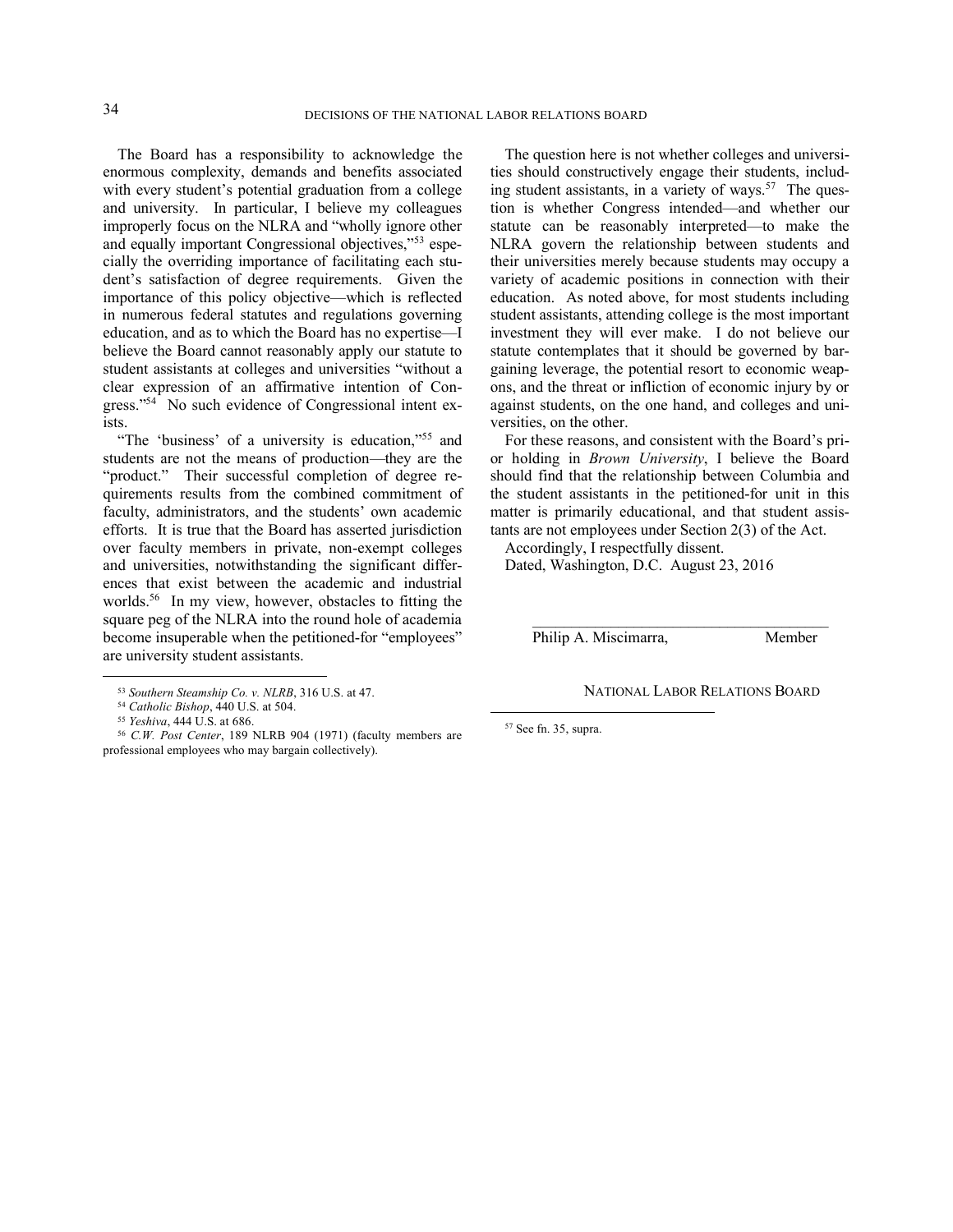The Board has a responsibility to acknowledge the enormous complexity, demands and benefits associated with every student's potential graduation from a college and university. In particular, I believe my colleagues improperly focus on the NLRA and "wholly ignore other and equally important Congressional objectives,"[53] especially the overriding importance of facilitating each student's satisfaction of degree requirements. Given the importance of this policy objective—which is reflected in numerous federal statutes and regulations governing education, and as to which the Board has no expertise—I believe the Board cannot reasonably apply our statute to student assistants at colleges and universities "without a clear expression of an affirmative intention of Congress."[54] No such evidence of Congressional intent exists.

"The 'business' of a university is education,"[55] and students are not the means of production—they are the "product." Their successful completion of degree requirements results from the combined commitment of faculty, administrators, and the students' own academic efforts. It is true that the Board has asserted jurisdiction over faculty members in private, non-exempt colleges and universities, notwithstanding the significant differences that exist between the academic and industrial worlds.[56] In my view, however, obstacles to fitting the square peg of the NLRA into the round hole of academia become insuperable when the petitioned-for "employees" are university student assistants.

The question here is not whether colleges and universities should constructively engage their students, including student assistants, in a variety of ways.[57] The question is whether Congress intended—and whether our statute can be reasonably interpreted—to make the NLRA govern the relationship between students and their universities merely because students may occupy a variety of academic positions in connection with their education. As noted above, for most students including student assistants, attending college is the most important investment they will ever make. I do not believe our statute contemplates that it should be governed by bargaining leverage, the potential resort to economic weapons, and the threat or infliction of economic injury by or against students, on the one hand, and colleges and universities, on the other.

For these reasons, and consistent with the Board's prior holding in *Brown University*, I believe the Board should find that the relationship between Columbia and the student assistants in the petitioned-for unit in this matter is primarily educational, and that student assistants are not employees under Section 2(3) of the Act.

Accordingly, I respectfully dissent.

Dated, Washington, D.C. August 23, 2016

______________________________________

Philip A. Miscimarra, Member

NATIONAL LABOR RELATIONS BOARD

---

[53] *Southern Steamship Co. v. NLRB*, 316 U.S. at 47.

[54] *Catholic Bishop*, 440 U.S. at 504.

[55] *Yeshiva*, 444 U.S. at 686.

[56] *C.W. Post Center*, 189 NLRB 904 (1971) (faculty members are professional employees who may bargain collectively).

[57] See fn. 35, supra.